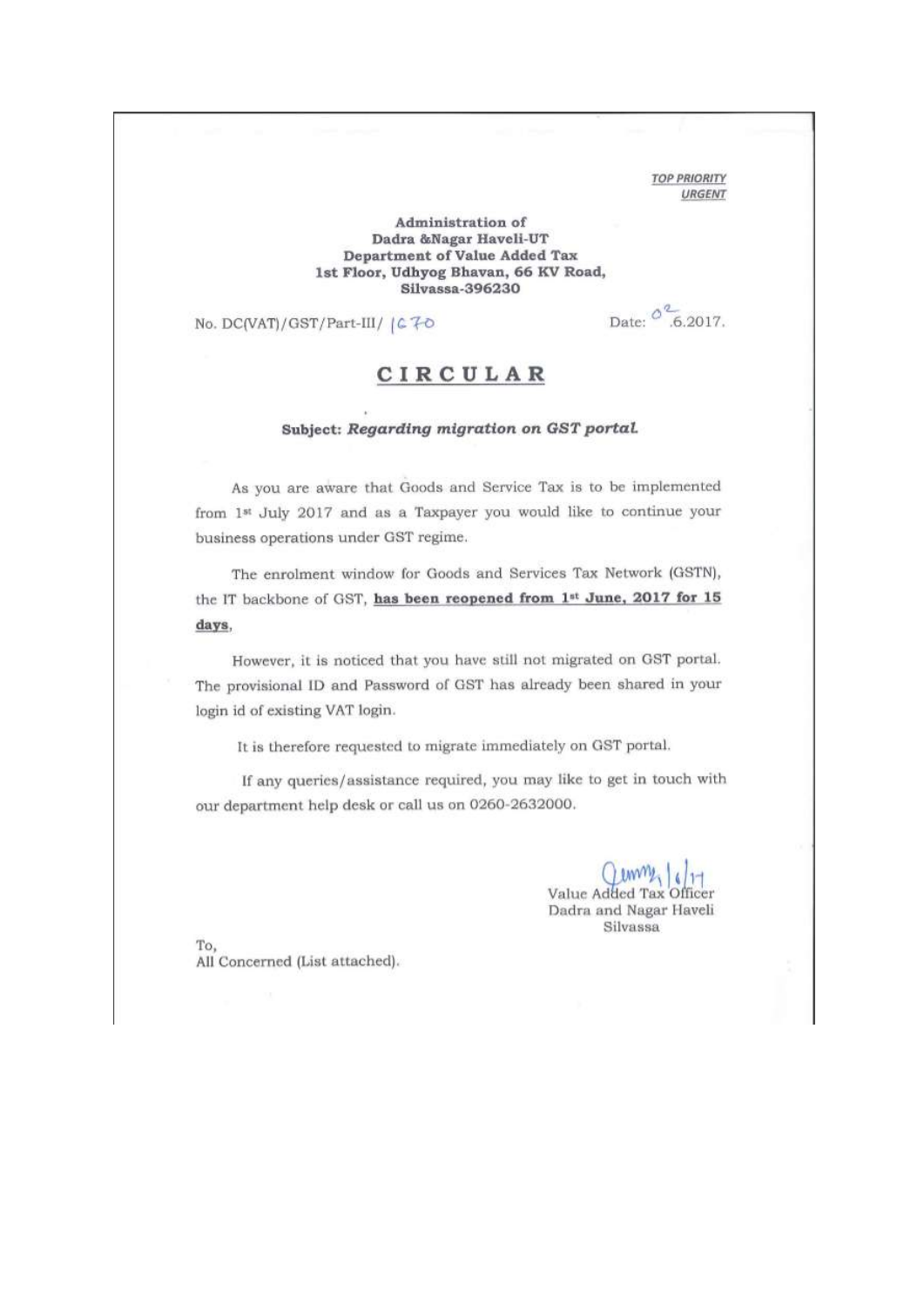***TOP PRIORITY***
***URGENT***

**Administration of**
**Dadra &Nagar Haveli-UT**
**Department of Value Added Tax**
**1st Floor, Udhyog Bhavan, 66 KV Road,**
**Silvassa-396230**

No. DC(VAT)/GST/Part-III/ 1670

Date: 02.6.2017.

# CIRCULAR

**Subject:** ***Regarding migration on GST portal.***

As you are aware that Goods and Service Tax is to be implemented from 1st July 2017 and as a Taxpayer you would like to continue your business operations under GST regime.

The enrolment window for Goods and Services Tax Network (GSTN), the IT backbone of GST, **has been reopened from 1st June, 2017 for 15 days**,

However, it is noticed that you have still not migrated on GST portal. The provisional ID and Password of GST has already been shared in your login id of existing VAT login.

It is therefore requested to migrate immediately on GST portal.

If any queries/assistance required, you may like to get in touch with our department help desk or call us on 0260-2632000.

Value Added Tax Officer
Dadra and Nagar Haveli
Silvassa

To,
All Concerned (List attached).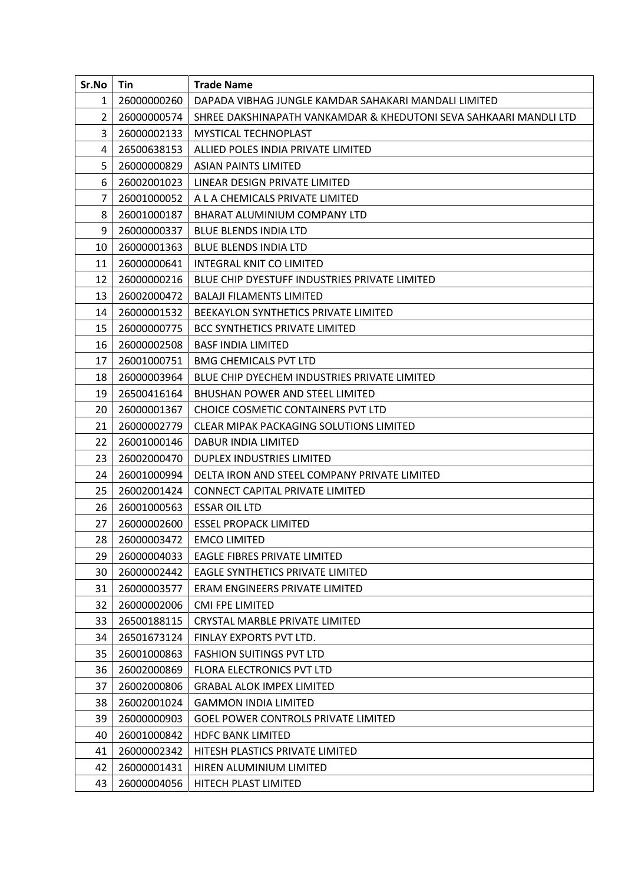| Sr.No | Tin | Trade Name |
|---|---|---|
| 1 | 26000000260 | DAPADA VIBHAG JUNGLE KAMDAR SAHAKARI MANDALI LIMITED |
| 2 | 26000000574 | SHREE DAKSHINAPATH VANKAMDAR & KHEDUTONI SEVA SAHKAARI MANDLI LTD |
| 3 | 26000002133 | MYSTICAL TECHNOPLAST |
| 4 | 26500638153 | ALLIED POLES INDIA PRIVATE LIMITED |
| 5 | 26000000829 | ASIAN PAINTS LIMITED |
| 6 | 26002001023 | LINEAR DESIGN PRIVATE LIMITED |
| 7 | 26001000052 | A L A CHEMICALS PRIVATE LIMITED |
| 8 | 26001000187 | BHARAT ALUMINIUM COMPANY LTD |
| 9 | 26000000337 | BLUE BLENDS INDIA LTD |
| 10 | 26000001363 | BLUE BLENDS INDIA LTD |
| 11 | 26000000641 | INTEGRAL KNIT CO LIMITED |
| 12 | 26000000216 | BLUE CHIP DYESTUFF INDUSTRIES PRIVATE LIMITED |
| 13 | 26002000472 | BALAJI FILAMENTS LIMITED |
| 14 | 26000001532 | BEEKAYLON SYNTHETICS PRIVATE LIMITED |
| 15 | 26000000775 | BCC SYNTHETICS PRIVATE LIMITED |
| 16 | 26000002508 | BASF INDIA LIMITED |
| 17 | 26001000751 | BMG CHEMICALS PVT LTD |
| 18 | 26000003964 | BLUE CHIP DYECHEM INDUSTRIES PRIVATE LIMITED |
| 19 | 26500416164 | BHUSHAN POWER AND STEEL LIMITED |
| 20 | 26000001367 | CHOICE COSMETIC CONTAINERS PVT LTD |
| 21 | 26000002779 | CLEAR MIPAK PACKAGING SOLUTIONS LIMITED |
| 22 | 26001000146 | DABUR INDIA LIMITED |
| 23 | 26002000470 | DUPLEX INDUSTRIES LIMITED |
| 24 | 26001000994 | DELTA IRON AND STEEL COMPANY PRIVATE LIMITED |
| 25 | 26002001424 | CONNECT CAPITAL PRIVATE LIMITED |
| 26 | 26001000563 | ESSAR OIL LTD |
| 27 | 26000002600 | ESSEL PROPACK LIMITED |
| 28 | 26000003472 | EMCO LIMITED |
| 29 | 26000004033 | EAGLE FIBRES PRIVATE LIMITED |
| 30 | 26000002442 | EAGLE SYNTHETICS PRIVATE LIMITED |
| 31 | 26000003577 | ERAM ENGINEERS PRIVATE LIMITED |
| 32 | 26000002006 | CMI FPE LIMITED |
| 33 | 26500188115 | CRYSTAL MARBLE PRIVATE LIMITED |
| 34 | 26501673124 | FINLAY EXPORTS PVT LTD. |
| 35 | 26001000863 | FASHION SUITINGS PVT LTD |
| 36 | 26002000869 | FLORA ELECTRONICS PVT LTD |
| 37 | 26002000806 | GRABAL ALOK IMPEX LIMITED |
| 38 | 26002001024 | GAMMON INDIA LIMITED |
| 39 | 26000000903 | GOEL POWER CONTROLS PRIVATE LIMITED |
| 40 | 26001000842 | HDFC BANK LIMITED |
| 41 | 26000002342 | HITESH PLASTICS PRIVATE LIMITED |
| 42 | 26000001431 | HIREN ALUMINIUM LIMITED |
| 43 | 26000004056 | HITECH PLAST LIMITED |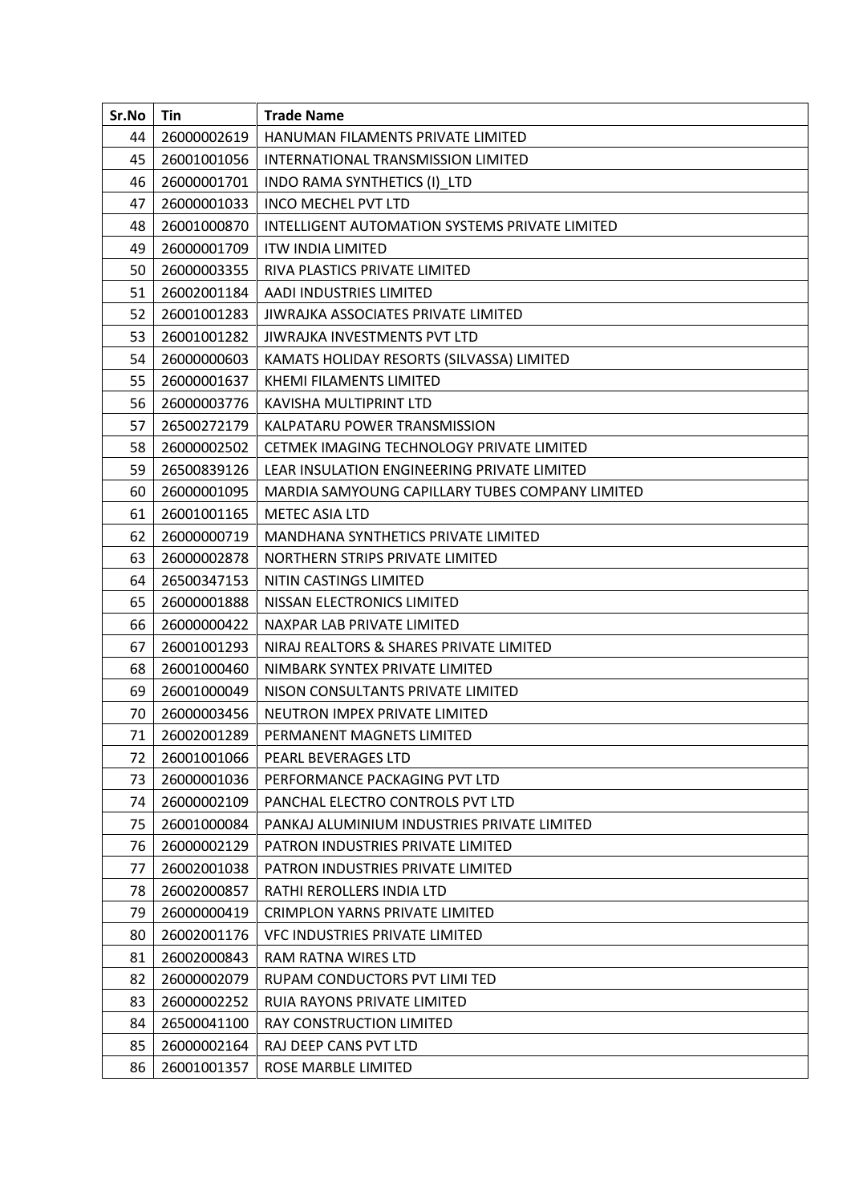| Sr.No | Tin | Trade Name |
|---|---|---|
| 44 | 26000002619 | HANUMAN FILAMENTS PRIVATE LIMITED |
| 45 | 26001001056 | INTERNATIONAL TRANSMISSION LIMITED |
| 46 | 26000001701 | INDO RAMA SYNTHETICS (I)_LTD |
| 47 | 26000001033 | INCO MECHEL PVT LTD |
| 48 | 26001000870 | INTELLIGENT AUTOMATION SYSTEMS PRIVATE LIMITED |
| 49 | 26000001709 | ITW INDIA LIMITED |
| 50 | 26000003355 | RIVA PLASTICS PRIVATE LIMITED |
| 51 | 26002001184 | AADI INDUSTRIES LIMITED |
| 52 | 26001001283 | JIWRAJKA ASSOCIATES PRIVATE LIMITED |
| 53 | 26001001282 | JIWRAJKA INVESTMENTS PVT LTD |
| 54 | 26000000603 | KAMATS HOLIDAY RESORTS (SILVASSA) LIMITED |
| 55 | 26000001637 | KHEMI FILAMENTS LIMITED |
| 56 | 26000003776 | KAVISHA MULTIPRINT LTD |
| 57 | 26500272179 | KALPATARU POWER TRANSMISSION |
| 58 | 26000002502 | CETMEK IMAGING TECHNOLOGY PRIVATE LIMITED |
| 59 | 26500839126 | LEAR INSULATION ENGINEERING PRIVATE LIMITED |
| 60 | 26000001095 | MARDIA SAMYOUNG CAPILLARY TUBES COMPANY LIMITED |
| 61 | 26001001165 | METEC ASIA LTD |
| 62 | 26000000719 | MANDHANA SYNTHETICS PRIVATE LIMITED |
| 63 | 26000002878 | NORTHERN STRIPS PRIVATE LIMITED |
| 64 | 26500347153 | NITIN CASTINGS LIMITED |
| 65 | 26000001888 | NISSAN ELECTRONICS LIMITED |
| 66 | 26000000422 | NAXPAR LAB PRIVATE LIMITED |
| 67 | 26001001293 | NIRAJ REALTORS & SHARES PRIVATE LIMITED |
| 68 | 26001000460 | NIMBARK SYNTEX PRIVATE LIMITED |
| 69 | 26001000049 | NISON CONSULTANTS PRIVATE LIMITED |
| 70 | 26000003456 | NEUTRON IMPEX PRIVATE LIMITED |
| 71 | 26002001289 | PERMANENT MAGNETS LIMITED |
| 72 | 26001001066 | PEARL BEVERAGES LTD |
| 73 | 26000001036 | PERFORMANCE PACKAGING PVT LTD |
| 74 | 26000002109 | PANCHAL ELECTRO CONTROLS PVT LTD |
| 75 | 26001000084 | PANKAJ ALUMINIUM INDUSTRIES PRIVATE LIMITED |
| 76 | 26000002129 | PATRON INDUSTRIES PRIVATE LIMITED |
| 77 | 26002001038 | PATRON INDUSTRIES PRIVATE LIMITED |
| 78 | 26002000857 | RATHI REROLLERS INDIA LTD |
| 79 | 26000000419 | CRIMPLON YARNS PRIVATE LIMITED |
| 80 | 26002001176 | VFC INDUSTRIES PRIVATE LIMITED |
| 81 | 26002000843 | RAM RATNA WIRES LTD |
| 82 | 26000002079 | RUPAM CONDUCTORS PVT LIMI TED |
| 83 | 26000002252 | RUIA RAYONS PRIVATE LIMITED |
| 84 | 26500041100 | RAY CONSTRUCTION LIMITED |
| 85 | 26000002164 | RAJ DEEP CANS PVT LTD |
| 86 | 26001001357 | ROSE MARBLE LIMITED |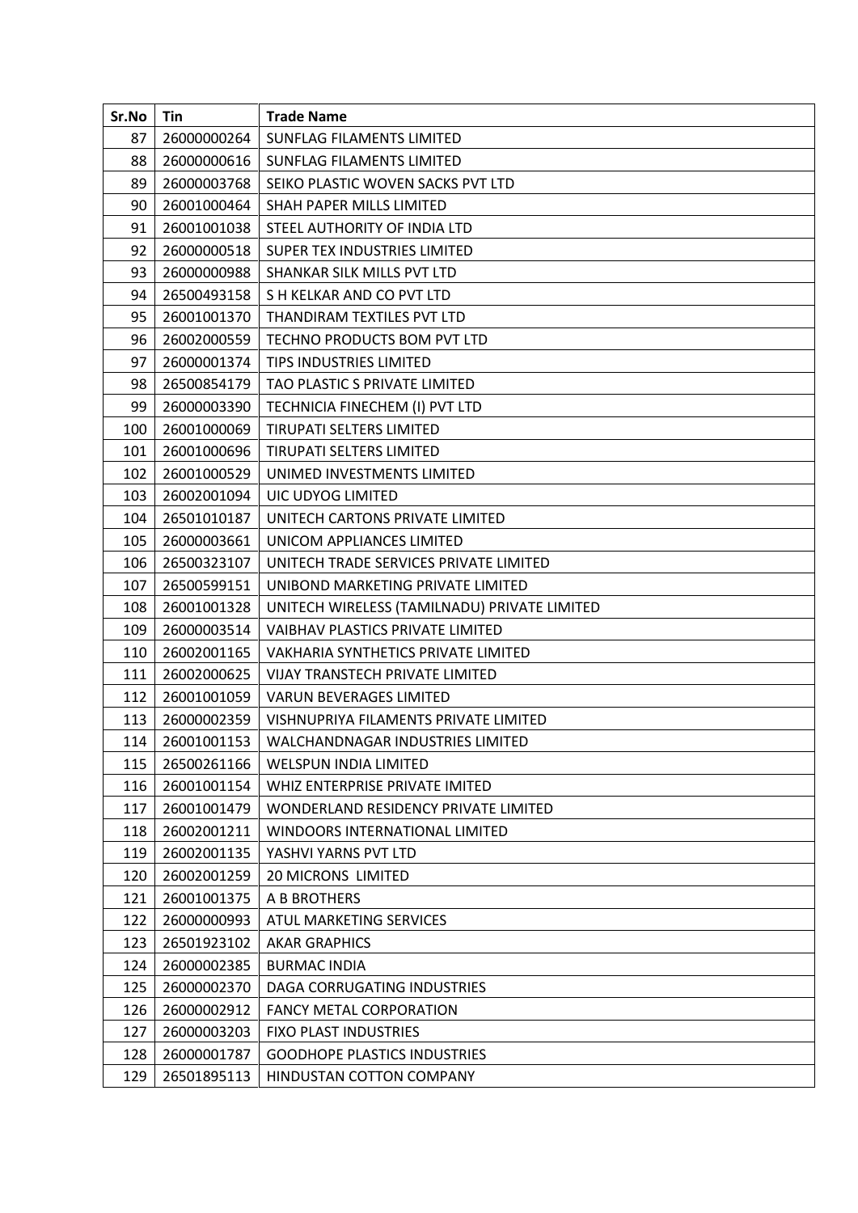| Sr.No | Tin | Trade Name |
|---|---|---|
| 87 | 26000000264 | SUNFLAG FILAMENTS LIMITED |
| 88 | 26000000616 | SUNFLAG FILAMENTS LIMITED |
| 89 | 26000003768 | SEIKO PLASTIC WOVEN SACKS PVT LTD |
| 90 | 26001000464 | SHAH PAPER MILLS LIMITED |
| 91 | 26001001038 | STEEL AUTHORITY OF INDIA LTD |
| 92 | 26000000518 | SUPER TEX INDUSTRIES LIMITED |
| 93 | 26000000988 | SHANKAR SILK MILLS PVT LTD |
| 94 | 26500493158 | S H KELKAR AND CO PVT LTD |
| 95 | 26001001370 | THANDIRAM TEXTILES PVT LTD |
| 96 | 26002000559 | TECHNO PRODUCTS BOM PVT LTD |
| 97 | 26000001374 | TIPS INDUSTRIES LIMITED |
| 98 | 26500854179 | TAO PLASTIC S PRIVATE LIMITED |
| 99 | 26000003390 | TECHNICIA FINECHEM (I) PVT LTD |
| 100 | 26001000069 | TIRUPATI SELTERS LIMITED |
| 101 | 26001000696 | TIRUPATI SELTERS LIMITED |
| 102 | 26001000529 | UNIMED INVESTMENTS LIMITED |
| 103 | 26002001094 | UIC UDYOG LIMITED |
| 104 | 26501010187 | UNITECH CARTONS PRIVATE LIMITED |
| 105 | 26000003661 | UNICOM APPLIANCES LIMITED |
| 106 | 26500323107 | UNITECH TRADE SERVICES PRIVATE LIMITED |
| 107 | 26500599151 | UNIBOND MARKETING PRIVATE LIMITED |
| 108 | 26001001328 | UNITECH WIRELESS (TAMILNADU) PRIVATE LIMITED |
| 109 | 26000003514 | VAIBHAV PLASTICS PRIVATE LIMITED |
| 110 | 26002001165 | VAKHARIA SYNTHETICS PRIVATE LIMITED |
| 111 | 26002000625 | VIJAY TRANSTECH PRIVATE LIMITED |
| 112 | 26001001059 | VARUN BEVERAGES LIMITED |
| 113 | 26000002359 | VISHNUPRIYA FILAMENTS PRIVATE LIMITED |
| 114 | 26001001153 | WALCHANDNAGAR INDUSTRIES LIMITED |
| 115 | 26500261166 | WELSPUN INDIA LIMITED |
| 116 | 26001001154 | WHIZ ENTERPRISE PRIVATE IMITED |
| 117 | 26001001479 | WONDERLAND RESIDENCY PRIVATE LIMITED |
| 118 | 26002001211 | WINDOORS INTERNATIONAL LIMITED |
| 119 | 26002001135 | YASHVI YARNS PVT LTD |
| 120 | 26002001259 | 20 MICRONS LIMITED |
| 121 | 26001001375 | A B BROTHERS |
| 122 | 26000000993 | ATUL MARKETING SERVICES |
| 123 | 26501923102 | AKAR GRAPHICS |
| 124 | 26000002385 | BURMAC INDIA |
| 125 | 26000002370 | DAGA CORRUGATING INDUSTRIES |
| 126 | 26000002912 | FANCY METAL CORPORATION |
| 127 | 26000003203 | FIXO PLAST INDUSTRIES |
| 128 | 26000001787 | GOODHOPE PLASTICS INDUSTRIES |
| 129 | 26501895113 | HINDUSTAN COTTON COMPANY |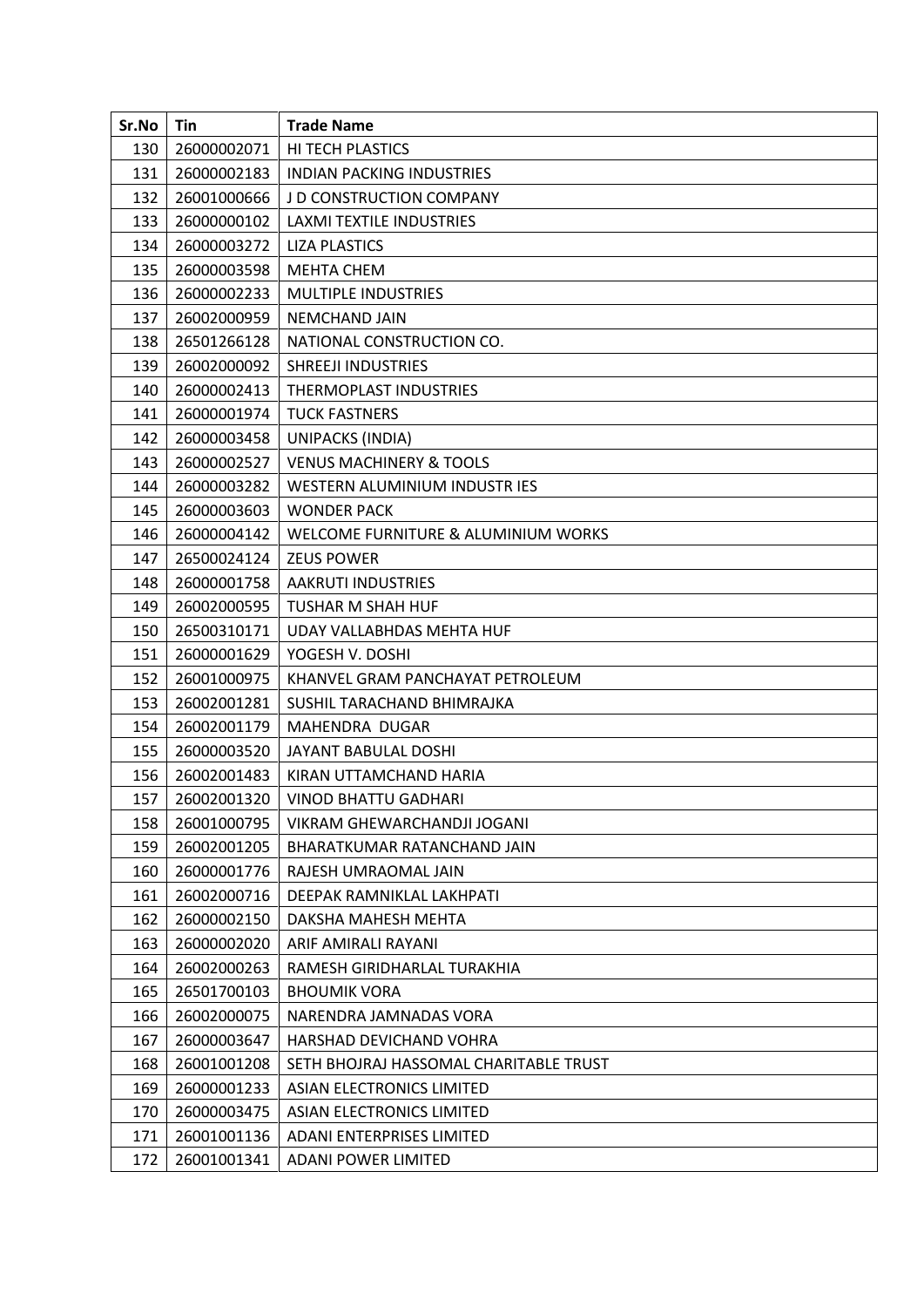| Sr.No | Tin | Trade Name |
|---|---|---|
| 130 | 26000002071 | HI TECH PLASTICS |
| 131 | 26000002183 | INDIAN PACKING INDUSTRIES |
| 132 | 26001000666 | J D CONSTRUCTION COMPANY |
| 133 | 26000000102 | LAXMI TEXTILE INDUSTRIES |
| 134 | 26000003272 | LIZA PLASTICS |
| 135 | 26000003598 | MEHTA CHEM |
| 136 | 26000002233 | MULTIPLE INDUSTRIES |
| 137 | 26002000959 | NEMCHAND JAIN |
| 138 | 26501266128 | NATIONAL CONSTRUCTION CO. |
| 139 | 26002000092 | SHREEJI INDUSTRIES |
| 140 | 26000002413 | THERMOPLAST INDUSTRIES |
| 141 | 26000001974 | TUCK FASTNERS |
| 142 | 26000003458 | UNIPACKS (INDIA) |
| 143 | 26000002527 | VENUS MACHINERY & TOOLS |
| 144 | 26000003282 | WESTERN ALUMINIUM INDUSTR IES |
| 145 | 26000003603 | WONDER PACK |
| 146 | 26000004142 | WELCOME FURNITURE & ALUMINIUM WORKS |
| 147 | 26500024124 | ZEUS POWER |
| 148 | 26000001758 | AAKRUTI INDUSTRIES |
| 149 | 26002000595 | TUSHAR M SHAH HUF |
| 150 | 26500310171 | UDAY VALLABHDAS MEHTA HUF |
| 151 | 26000001629 | YOGESH V. DOSHI |
| 152 | 26001000975 | KHANVEL GRAM PANCHAYAT PETROLEUM |
| 153 | 26002001281 | SUSHIL TARACHAND BHIMRAJKA |
| 154 | 26002001179 | MAHENDRA DUGAR |
| 155 | 26000003520 | JAYANT BABULAL DOSHI |
| 156 | 26002001483 | KIRAN UTTAMCHAND HARIA |
| 157 | 26002001320 | VINOD BHATTU GADHARI |
| 158 | 26001000795 | VIKRAM GHEWARCHANDJI JOGANI |
| 159 | 26002001205 | BHARATKUMAR RATANCHAND JAIN |
| 160 | 26000001776 | RAJESH UMRAOMAL JAIN |
| 161 | 26002000716 | DEEPAK RAMNIKLAL LAKHPATI |
| 162 | 26000002150 | DAKSHA MAHESH MEHTA |
| 163 | 26000002020 | ARIF AMIRALI RAYANI |
| 164 | 26002000263 | RAMESH GIRIDHARLAL TURAKHIA |
| 165 | 26501700103 | BHOUMIK VORA |
| 166 | 26002000075 | NARENDRA JAMNADAS VORA |
| 167 | 26000003647 | HARSHAD DEVICHAND VOHRA |
| 168 | 26001001208 | SETH BHOJRAJ HASSOMAL CHARITABLE TRUST |
| 169 | 26000001233 | ASIAN ELECTRONICS LIMITED |
| 170 | 26000003475 | ASIAN ELECTRONICS LIMITED |
| 171 | 26001001136 | ADANI ENTERPRISES LIMITED |
| 172 | 26001001341 | ADANI POWER LIMITED |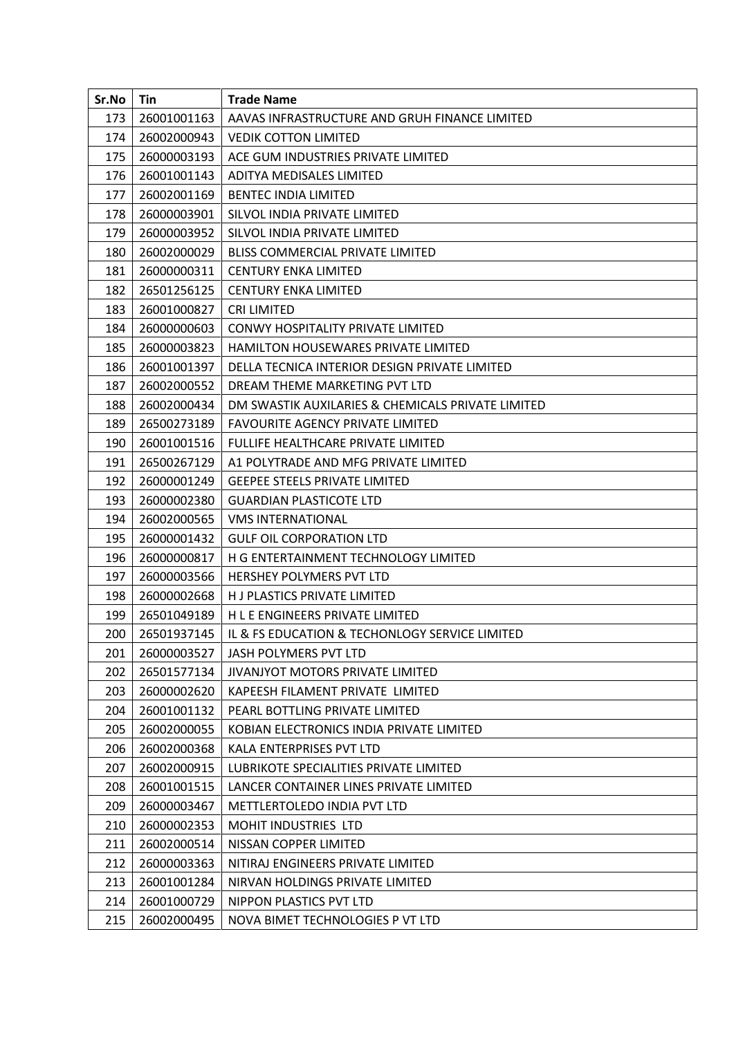| Sr.No | Tin | Trade Name |
|---|---|---|
| 173 | 26001001163 | AAVAS INFRASTRUCTURE AND GRUH FINANCE LIMITED |
| 174 | 26002000943 | VEDIK COTTON LIMITED |
| 175 | 26000003193 | ACE GUM INDUSTRIES PRIVATE LIMITED |
| 176 | 26001001143 | ADITYA MEDISALES LIMITED |
| 177 | 26002001169 | BENTEC INDIA LIMITED |
| 178 | 26000003901 | SILVOL INDIA PRIVATE LIMITED |
| 179 | 26000003952 | SILVOL INDIA PRIVATE LIMITED |
| 180 | 26002000029 | BLISS COMMERCIAL PRIVATE LIMITED |
| 181 | 26000000311 | CENTURY ENKA LIMITED |
| 182 | 26501256125 | CENTURY ENKA LIMITED |
| 183 | 26001000827 | CRI LIMITED |
| 184 | 26000000603 | CONWY HOSPITALITY PRIVATE LIMITED |
| 185 | 26000003823 | HAMILTON HOUSEWARES PRIVATE LIMITED |
| 186 | 26001001397 | DELLA TECNICA INTERIOR DESIGN PRIVATE LIMITED |
| 187 | 26002000552 | DREAM THEME MARKETING PVT LTD |
| 188 | 26002000434 | DM SWASTIK AUXILARIES & CHEMICALS PRIVATE LIMITED |
| 189 | 26500273189 | FAVOURITE AGENCY PRIVATE LIMITED |
| 190 | 26001001516 | FULLIFE HEALTHCARE PRIVATE LIMITED |
| 191 | 26500267129 | A1 POLYTRADE AND MFG PRIVATE LIMITED |
| 192 | 26000001249 | GEEPEE STEELS PRIVATE LIMITED |
| 193 | 26000002380 | GUARDIAN PLASTICOTE LTD |
| 194 | 26002000565 | VMS INTERNATIONAL |
| 195 | 26000001432 | GULF OIL CORPORATION LTD |
| 196 | 26000000817 | H G ENTERTAINMENT TECHNOLOGY LIMITED |
| 197 | 26000003566 | HERSHEY POLYMERS PVT LTD |
| 198 | 26000002668 | H J PLASTICS PRIVATE LIMITED |
| 199 | 26501049189 | H L E ENGINEERS PRIVATE LIMITED |
| 200 | 26501937145 | IL & FS EDUCATION & TECHONLOGY SERVICE LIMITED |
| 201 | 26000003527 | JASH POLYMERS PVT LTD |
| 202 | 26501577134 | JIVANJYOT MOTORS PRIVATE LIMITED |
| 203 | 26000002620 | KAPEESH FILAMENT PRIVATE LIMITED |
| 204 | 26001001132 | PEARL BOTTLING PRIVATE LIMITED |
| 205 | 26002000055 | KOBIAN ELECTRONICS INDIA PRIVATE LIMITED |
| 206 | 26002000368 | KALA ENTERPRISES PVT LTD |
| 207 | 26002000915 | LUBRIKOTE SPECIALITIES PRIVATE LIMITED |
| 208 | 26001001515 | LANCER CONTAINER LINES PRIVATE LIMITED |
| 209 | 26000003467 | METTLERTOLEDO INDIA PVT LTD |
| 210 | 26000002353 | MOHIT INDUSTRIES LTD |
| 211 | 26002000514 | NISSAN COPPER LIMITED |
| 212 | 26000003363 | NITIRAJ ENGINEERS PRIVATE LIMITED |
| 213 | 26001001284 | NIRVAN HOLDINGS PRIVATE LIMITED |
| 214 | 26001000729 | NIPPON PLASTICS PVT LTD |
| 215 | 26002000495 | NOVA BIMET TECHNOLOGIES P VT LTD |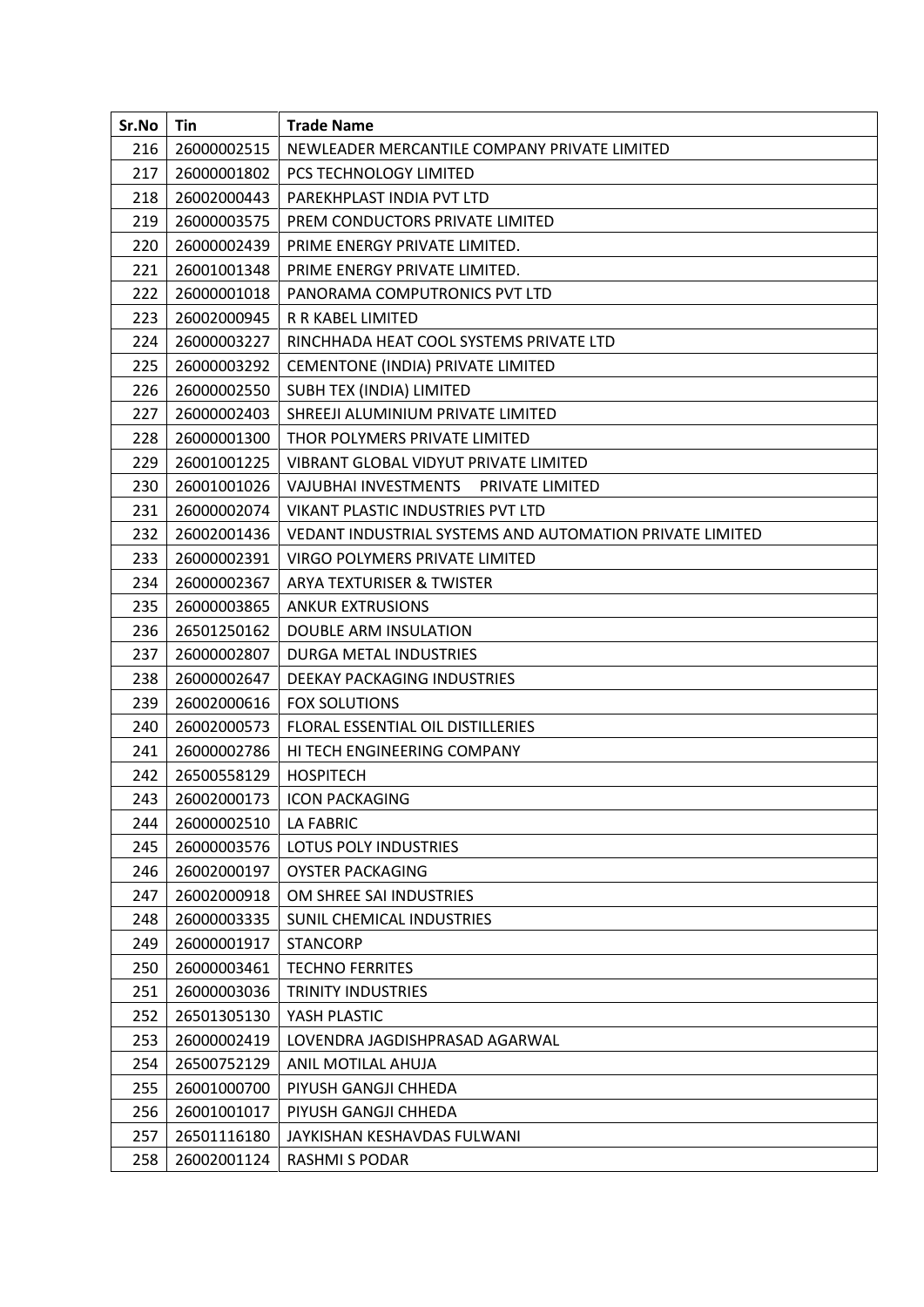| Sr.No | Tin | Trade Name |
| --- | --- | --- |
| 216 | 26000002515 | NEWLEADER MERCANTILE COMPANY PRIVATE LIMITED |
| 217 | 26000001802 | PCS TECHNOLOGY LIMITED |
| 218 | 26002000443 | PAREKHPLAST INDIA PVT LTD |
| 219 | 26000003575 | PREM CONDUCTORS PRIVATE LIMITED |
| 220 | 26000002439 | PRIME ENERGY PRIVATE LIMITED. |
| 221 | 26001001348 | PRIME ENERGY PRIVATE LIMITED. |
| 222 | 26000001018 | PANORAMA COMPUTRONICS PVT LTD |
| 223 | 26002000945 | R R KABEL LIMITED |
| 224 | 26000003227 | RINCHHADA HEAT COOL SYSTEMS PRIVATE LTD |
| 225 | 26000003292 | CEMENTONE (INDIA) PRIVATE LIMITED |
| 226 | 26000002550 | SUBH TEX (INDIA) LIMITED |
| 227 | 26000002403 | SHREEJI ALUMINIUM PRIVATE LIMITED |
| 228 | 26000001300 | THOR POLYMERS PRIVATE LIMITED |
| 229 | 26001001225 | VIBRANT GLOBAL VIDYUT PRIVATE LIMITED |
| 230 | 26001001026 | VAJUBHAI INVESTMENTS PRIVATE LIMITED |
| 231 | 26000002074 | VIKANT PLASTIC INDUSTRIES PVT LTD |
| 232 | 26002001436 | VEDANT INDUSTRIAL SYSTEMS AND AUTOMATION PRIVATE LIMITED |
| 233 | 26000002391 | VIRGO POLYMERS PRIVATE LIMITED |
| 234 | 26000002367 | ARYA TEXTURISER & TWISTER |
| 235 | 26000003865 | ANKUR EXTRUSIONS |
| 236 | 26501250162 | DOUBLE ARM INSULATION |
| 237 | 26000002807 | DURGA METAL INDUSTRIES |
| 238 | 26000002647 | DEEKAY PACKAGING INDUSTRIES |
| 239 | 26002000616 | FOX SOLUTIONS |
| 240 | 26002000573 | FLORAL ESSENTIAL OIL DISTILLERIES |
| 241 | 26000002786 | HI TECH ENGINEERING COMPANY |
| 242 | 26500558129 | HOSPITECH |
| 243 | 26002000173 | ICON PACKAGING |
| 244 | 26000002510 | LA FABRIC |
| 245 | 26000003576 | LOTUS POLY INDUSTRIES |
| 246 | 26002000197 | OYSTER PACKAGING |
| 247 | 26002000918 | OM SHREE SAI INDUSTRIES |
| 248 | 26000003335 | SUNIL CHEMICAL INDUSTRIES |
| 249 | 26000001917 | STANCORP |
| 250 | 26000003461 | TECHNO FERRITES |
| 251 | 26000003036 | TRINITY INDUSTRIES |
| 252 | 26501305130 | YASH PLASTIC |
| 253 | 26000002419 | LOVENDRA JAGDISHPRASAD AGARWAL |
| 254 | 26500752129 | ANIL MOTILAL AHUJA |
| 255 | 26001000700 | PIYUSH GANGJI CHHEDA |
| 256 | 26001001017 | PIYUSH GANGJI CHHEDA |
| 257 | 26501116180 | JAYKISHAN KESHAVDAS FULWANI |
| 258 | 26002001124 | RASHMI S PODAR |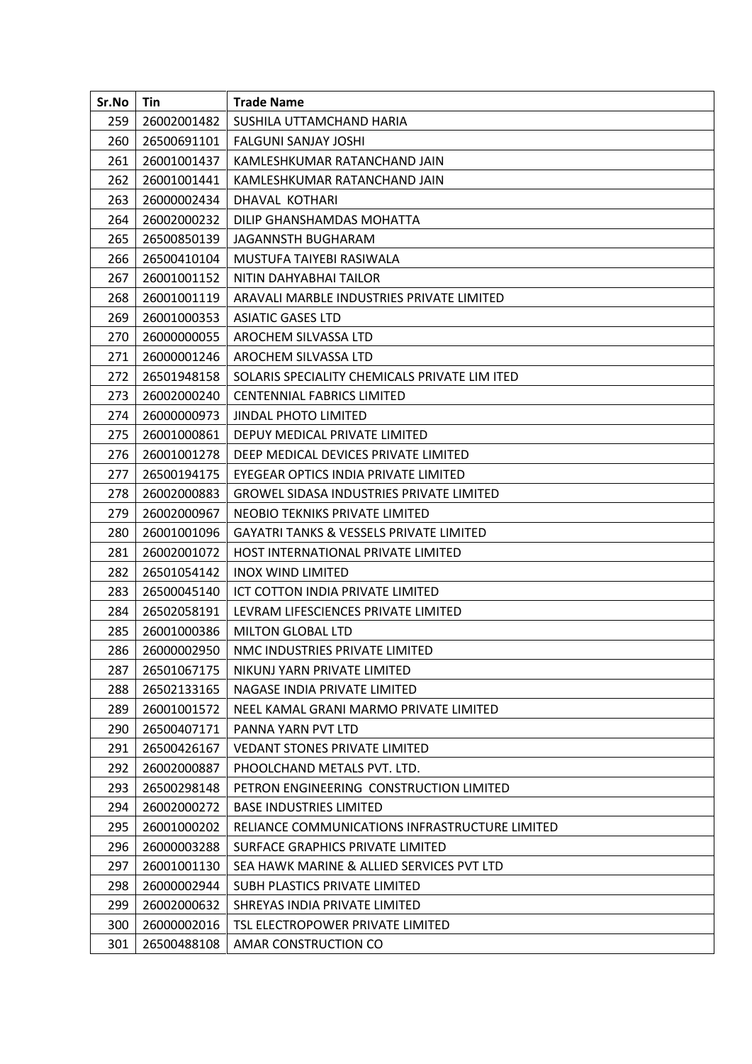| Sr.No | Tin | Trade Name |
|---|---|---|
| 259 | 26002001482 | SUSHILA UTTAMCHAND HARIA |
| 260 | 26500691101 | FALGUNI SANJAY JOSHI |
| 261 | 26001001437 | KAMLESHKUMAR RATANCHAND JAIN |
| 262 | 26001001441 | KAMLESHKUMAR RATANCHAND JAIN |
| 263 | 26000002434 | DHAVAL KOTHARI |
| 264 | 26002000232 | DILIP GHANSHAMDAS MOHATTA |
| 265 | 26500850139 | JAGANNSTH BUGHARAM |
| 266 | 26500410104 | MUSTUFA TAIYEBI RASIWALA |
| 267 | 26001001152 | NITIN DAHYABHAI TAILOR |
| 268 | 26001001119 | ARAVALI MARBLE INDUSTRIES PRIVATE LIMITED |
| 269 | 26001000353 | ASIATIC GASES LTD |
| 270 | 26000000055 | AROCHEM SILVASSA LTD |
| 271 | 26000001246 | AROCHEM SILVASSA LTD |
| 272 | 26501948158 | SOLARIS SPECIALITY CHEMICALS PRIVATE LIM ITED |
| 273 | 26002000240 | CENTENNIAL FABRICS LIMITED |
| 274 | 26000000973 | JINDAL PHOTO LIMITED |
| 275 | 26001000861 | DEPUY MEDICAL PRIVATE LIMITED |
| 276 | 26001001278 | DEEP MEDICAL DEVICES PRIVATE LIMITED |
| 277 | 26500194175 | EYEGEAR OPTICS INDIA PRIVATE LIMITED |
| 278 | 26002000883 | GROWEL SIDASA INDUSTRIES PRIVATE LIMITED |
| 279 | 26002000967 | NEOBIO TEKNIKS PRIVATE LIMITED |
| 280 | 26001001096 | GAYATRI TANKS & VESSELS PRIVATE LIMITED |
| 281 | 26002001072 | HOST INTERNATIONAL PRIVATE LIMITED |
| 282 | 26501054142 | INOX WIND LIMITED |
| 283 | 26500045140 | ICT COTTON INDIA PRIVATE LIMITED |
| 284 | 26502058191 | LEVRAM LIFESCIENCES PRIVATE LIMITED |
| 285 | 26001000386 | MILTON GLOBAL LTD |
| 286 | 26000002950 | NMC INDUSTRIES PRIVATE LIMITED |
| 287 | 26501067175 | NIKUNJ YARN PRIVATE LIMITED |
| 288 | 26502133165 | NAGASE INDIA PRIVATE LIMITED |
| 289 | 26001001572 | NEEL KAMAL GRANI MARMO PRIVATE LIMITED |
| 290 | 26500407171 | PANNA YARN PVT LTD |
| 291 | 26500426167 | VEDANT STONES PRIVATE LIMITED |
| 292 | 26002000887 | PHOOLCHAND METALS PVT. LTD. |
| 293 | 26500298148 | PETRON ENGINEERING CONSTRUCTION LIMITED |
| 294 | 26002000272 | BASE INDUSTRIES LIMITED |
| 295 | 26001000202 | RELIANCE COMMUNICATIONS INFRASTRUCTURE LIMITED |
| 296 | 26000003288 | SURFACE GRAPHICS PRIVATE LIMITED |
| 297 | 26001001130 | SEA HAWK MARINE & ALLIED SERVICES PVT LTD |
| 298 | 26000002944 | SUBH PLASTICS PRIVATE LIMITED |
| 299 | 26002000632 | SHREYAS INDIA PRIVATE LIMITED |
| 300 | 26000002016 | TSL ELECTROPOWER PRIVATE LIMITED |
| 301 | 26500488108 | AMAR CONSTRUCTION CO |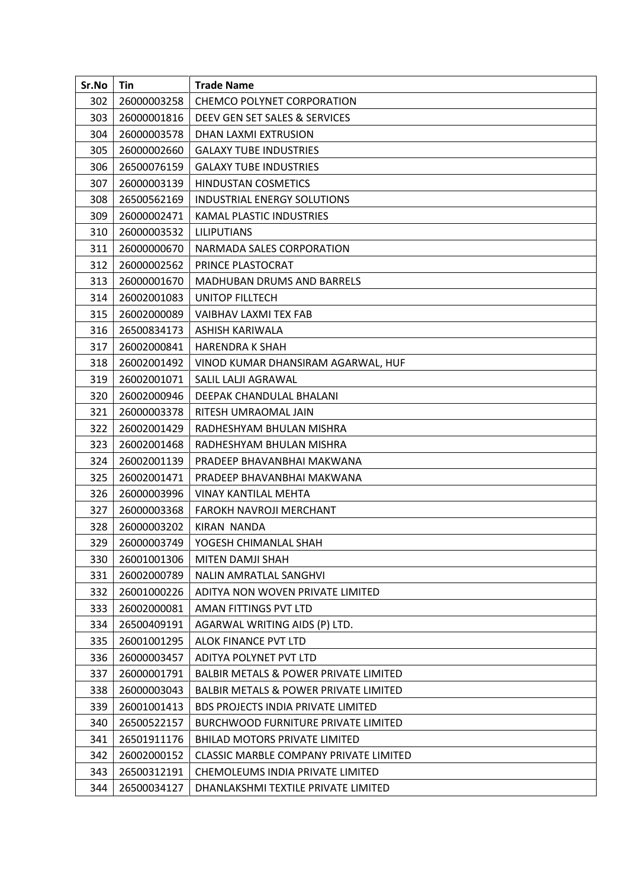| Sr.No | Tin | Trade Name |
| --- | --- | --- |
| 302 | 26000003258 | CHEMCO POLYNET CORPORATION |
| 303 | 26000001816 | DEEV GEN SET SALES & SERVICES |
| 304 | 26000003578 | DHAN LAXMI EXTRUSION |
| 305 | 26000002660 | GALAXY TUBE INDUSTRIES |
| 306 | 26500076159 | GALAXY TUBE INDUSTRIES |
| 307 | 26000003139 | HINDUSTAN COSMETICS |
| 308 | 26500562169 | INDUSTRIAL ENERGY SOLUTIONS |
| 309 | 26000002471 | KAMAL PLASTIC INDUSTRIES |
| 310 | 26000003532 | LILIPUTIANS |
| 311 | 26000000670 | NARMADA SALES CORPORATION |
| 312 | 26000002562 | PRINCE PLASTOCRAT |
| 313 | 26000001670 | MADHUBAN DRUMS AND BARRELS |
| 314 | 26002001083 | UNITOP FILLTECH |
| 315 | 26002000089 | VAIBHAV LAXMI TEX FAB |
| 316 | 26500834173 | ASHISH KARIWALA |
| 317 | 26002000841 | HARENDRA K SHAH |
| 318 | 26002001492 | VINOD KUMAR DHANSIRAM AGARWAL, HUF |
| 319 | 26002001071 | SALIL LALJI AGRAWAL |
| 320 | 26002000946 | DEEPAK CHANDULAL BHALANI |
| 321 | 26000003378 | RITESH UMRAOMAL JAIN |
| 322 | 26002001429 | RADHESHYAM BHULAN MISHRA |
| 323 | 26002001468 | RADHESHYAM BHULAN MISHRA |
| 324 | 26002001139 | PRADEEP BHAVANBHAI MAKWANA |
| 325 | 26002001471 | PRADEEP BHAVANBHAI MAKWANA |
| 326 | 26000003996 | VINAY KANTILAL MEHTA |
| 327 | 26000003368 | FAROKH NAVROJI MERCHANT |
| 328 | 26000003202 | KIRAN NANDA |
| 329 | 26000003749 | YOGESH CHIMANLAL SHAH |
| 330 | 26001001306 | MITEN DAMJI SHAH |
| 331 | 26002000789 | NALIN AMRATLAL SANGHVI |
| 332 | 26001000226 | ADITYA NON WOVEN PRIVATE LIMITED |
| 333 | 26002000081 | AMAN FITTINGS PVT LTD |
| 334 | 26500409191 | AGARWAL WRITING AIDS (P) LTD. |
| 335 | 26001001295 | ALOK FINANCE PVT LTD |
| 336 | 26000003457 | ADITYA POLYNET PVT LTD |
| 337 | 26000001791 | BALBIR METALS & POWER PRIVATE LIMITED |
| 338 | 26000003043 | BALBIR METALS & POWER PRIVATE LIMITED |
| 339 | 26001001413 | BDS PROJECTS INDIA PRIVATE LIMITED |
| 340 | 26500522157 | BURCHWOOD FURNITURE PRIVATE LIMITED |
| 341 | 26501911176 | BHILAD MOTORS PRIVATE LIMITED |
| 342 | 26002000152 | CLASSIC MARBLE COMPANY PRIVATE LIMITED |
| 343 | 26500312191 | CHEMOLEUMS INDIA PRIVATE LIMITED |
| 344 | 26500034127 | DHANLAKSHMI TEXTILE PRIVATE LIMITED |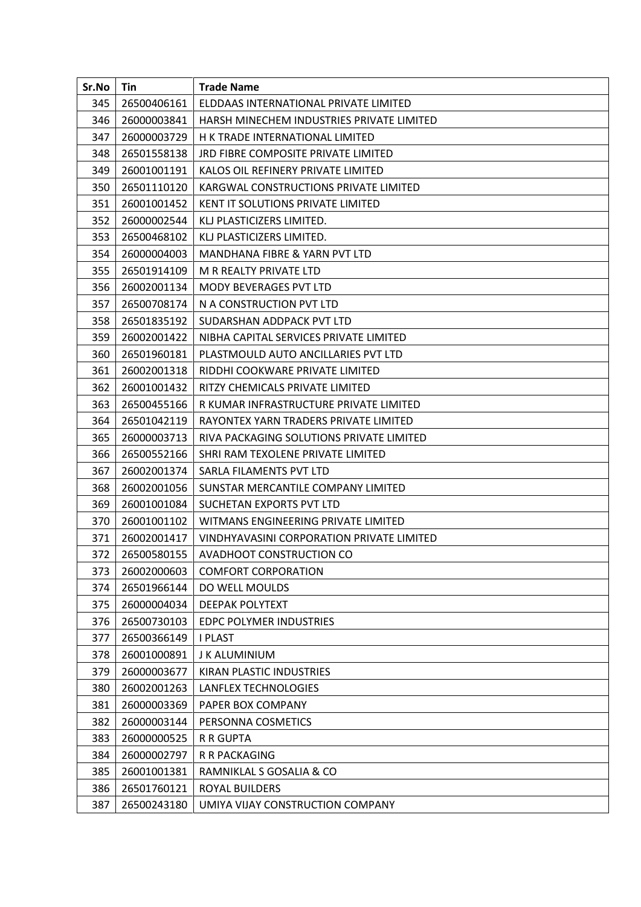| Sr.No | Tin | Trade Name |
|---|---|---|
| 345 | 26500406161 | ELDDAAS INTERNATIONAL PRIVATE LIMITED |
| 346 | 26000003841 | HARSH MINECHEM INDUSTRIES PRIVATE LIMITED |
| 347 | 26000003729 | H K TRADE INTERNATIONAL LIMITED |
| 348 | 26501558138 | JRD FIBRE COMPOSITE PRIVATE LIMITED |
| 349 | 26001001191 | KALOS OIL REFINERY PRIVATE LIMITED |
| 350 | 26501110120 | KARGWAL CONSTRUCTIONS PRIVATE LIMITED |
| 351 | 26001001452 | KENT IT SOLUTIONS PRIVATE LIMITED |
| 352 | 26000002544 | KLJ PLASTICIZERS LIMITED. |
| 353 | 26500468102 | KLJ PLASTICIZERS LIMITED. |
| 354 | 26000004003 | MANDHANA FIBRE & YARN PVT LTD |
| 355 | 26501914109 | M R REALTY PRIVATE LTD |
| 356 | 26002001134 | MODY BEVERAGES PVT LTD |
| 357 | 26500708174 | N A CONSTRUCTION PVT LTD |
| 358 | 26501835192 | SUDARSHAN ADDPACK PVT LTD |
| 359 | 26002001422 | NIBHA CAPITAL SERVICES PRIVATE LIMITED |
| 360 | 26501960181 | PLASTMOULD AUTO ANCILLARIES PVT LTD |
| 361 | 26002001318 | RIDDHI COOKWARE PRIVATE LIMITED |
| 362 | 26001001432 | RITZY CHEMICALS PRIVATE LIMITED |
| 363 | 26500455166 | R KUMAR INFRASTRUCTURE PRIVATE LIMITED |
| 364 | 26501042119 | RAYONTEX YARN TRADERS PRIVATE LIMITED |
| 365 | 26000003713 | RIVA PACKAGING SOLUTIONS PRIVATE LIMITED |
| 366 | 26500552166 | SHRI RAM TEXOLENE PRIVATE LIMITED |
| 367 | 26002001374 | SARLA FILAMENTS PVT LTD |
| 368 | 26002001056 | SUNSTAR MERCANTILE COMPANY LIMITED |
| 369 | 26001001084 | SUCHETAN EXPORTS PVT LTD |
| 370 | 26001001102 | WITMANS ENGINEERING PRIVATE LIMITED |
| 371 | 26002001417 | VINDHYAVASINI CORPORATION PRIVATE LIMITED |
| 372 | 26500580155 | AVADHOOT CONSTRUCTION CO |
| 373 | 26002000603 | COMFORT CORPORATION |
| 374 | 26501966144 | DO WELL MOULDS |
| 375 | 26000004034 | DEEPAK POLYTEXT |
| 376 | 26500730103 | EDPC POLYMER INDUSTRIES |
| 377 | 26500366149 | I PLAST |
| 378 | 26001000891 | J K ALUMINIUM |
| 379 | 26000003677 | KIRAN PLASTIC INDUSTRIES |
| 380 | 26002001263 | LANFLEX TECHNOLOGIES |
| 381 | 26000003369 | PAPER BOX COMPANY |
| 382 | 26000003144 | PERSONNA COSMETICS |
| 383 | 26000000525 | R R GUPTA |
| 384 | 26000002797 | R R PACKAGING |
| 385 | 26001001381 | RAMNIKLAL S GOSALIA & CO |
| 386 | 26501760121 | ROYAL BUILDERS |
| 387 | 26500243180 | UMIYA VIJAY CONSTRUCTION COMPANY |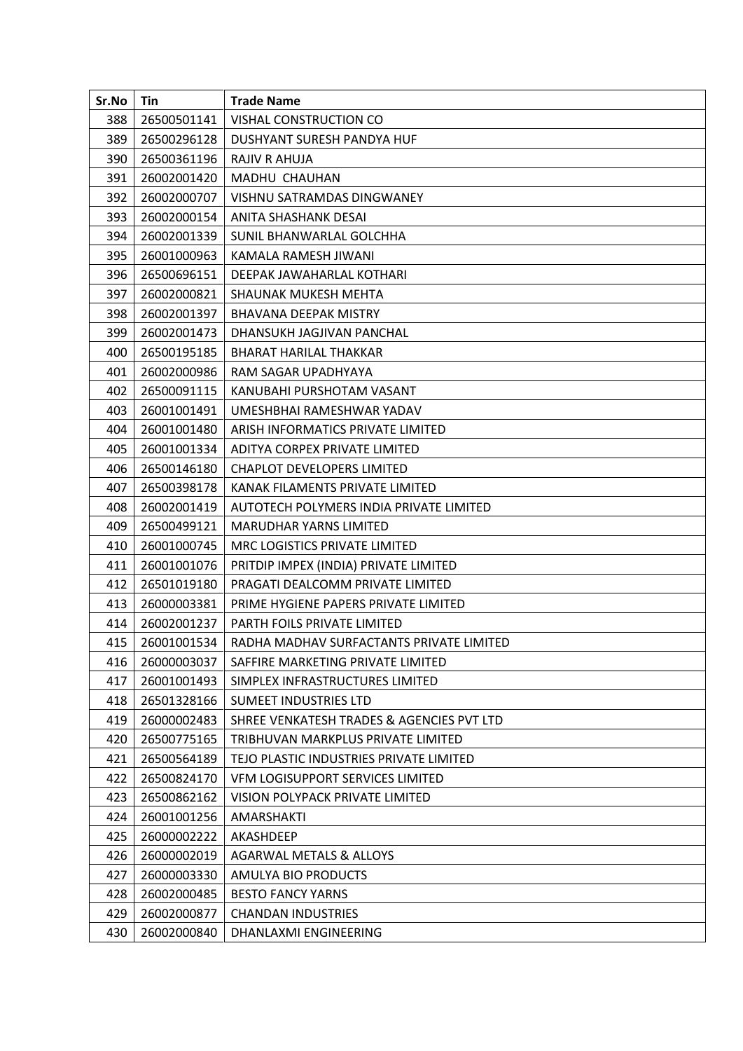| Sr.No | Tin | Trade Name |
|---|---|---|
| 388 | 26500501141 | VISHAL CONSTRUCTION CO |
| 389 | 26500296128 | DUSHYANT SURESH PANDYA HUF |
| 390 | 26500361196 | RAJIV R AHUJA |
| 391 | 26002001420 | MADHU CHAUHAN |
| 392 | 26002000707 | VISHNU SATRAMDAS DINGWANEY |
| 393 | 26002000154 | ANITA SHASHANK DESAI |
| 394 | 26002001339 | SUNIL BHANWARLAL GOLCHHA |
| 395 | 26001000963 | KAMALA RAMESH JIWANI |
| 396 | 26500696151 | DEEPAK JAWAHARLAL KOTHARI |
| 397 | 26002000821 | SHAUNAK MUKESH MEHTA |
| 398 | 26002001397 | BHAVANA DEEPAK MISTRY |
| 399 | 26002001473 | DHANSUKH JAGJIVAN PANCHAL |
| 400 | 26500195185 | BHARAT HARILAL THAKKAR |
| 401 | 26002000986 | RAM SAGAR UPADHYAYA |
| 402 | 26500091115 | KANUBAHI PURSHOTAM VASANT |
| 403 | 26001001491 | UMESHBHAI RAMESHWAR YADAV |
| 404 | 26001001480 | ARISH INFORMATICS PRIVATE LIMITED |
| 405 | 26001001334 | ADITYA CORPEX PRIVATE LIMITED |
| 406 | 26500146180 | CHAPLOT DEVELOPERS LIMITED |
| 407 | 26500398178 | KANAK FILAMENTS PRIVATE LIMITED |
| 408 | 26002001419 | AUTOTECH POLYMERS INDIA PRIVATE LIMITED |
| 409 | 26500499121 | MARUDHAR YARNS LIMITED |
| 410 | 26001000745 | MRC LOGISTICS PRIVATE LIMITED |
| 411 | 26001001076 | PRITDIP IMPEX (INDIA) PRIVATE LIMITED |
| 412 | 26501019180 | PRAGATI DEALCOMM PRIVATE LIMITED |
| 413 | 26000003381 | PRIME HYGIENE PAPERS PRIVATE LIMITED |
| 414 | 26002001237 | PARTH FOILS PRIVATE LIMITED |
| 415 | 26001001534 | RADHA MADHAV SURFACTANTS PRIVATE LIMITED |
| 416 | 26000003037 | SAFFIRE MARKETING PRIVATE LIMITED |
| 417 | 26001001493 | SIMPLEX INFRASTRUCTURES LIMITED |
| 418 | 26501328166 | SUMEET INDUSTRIES LTD |
| 419 | 26000002483 | SHREE VENKATESH TRADES & AGENCIES PVT LTD |
| 420 | 26500775165 | TRIBHUVAN MARKPLUS PRIVATE LIMITED |
| 421 | 26500564189 | TEJO PLASTIC INDUSTRIES PRIVATE LIMITED |
| 422 | 26500824170 | VFM LOGISUPPORT SERVICES LIMITED |
| 423 | 26500862162 | VISION POLYPACK PRIVATE LIMITED |
| 424 | 26001001256 | AMARSHAKTI |
| 425 | 26000002222 | AKASHDEEP |
| 426 | 26000002019 | AGARWAL METALS & ALLOYS |
| 427 | 26000003330 | AMULYA BIO PRODUCTS |
| 428 | 26002000485 | BESTO FANCY YARNS |
| 429 | 26002000877 | CHANDAN INDUSTRIES |
| 430 | 26002000840 | DHANLAXMI ENGINEERING |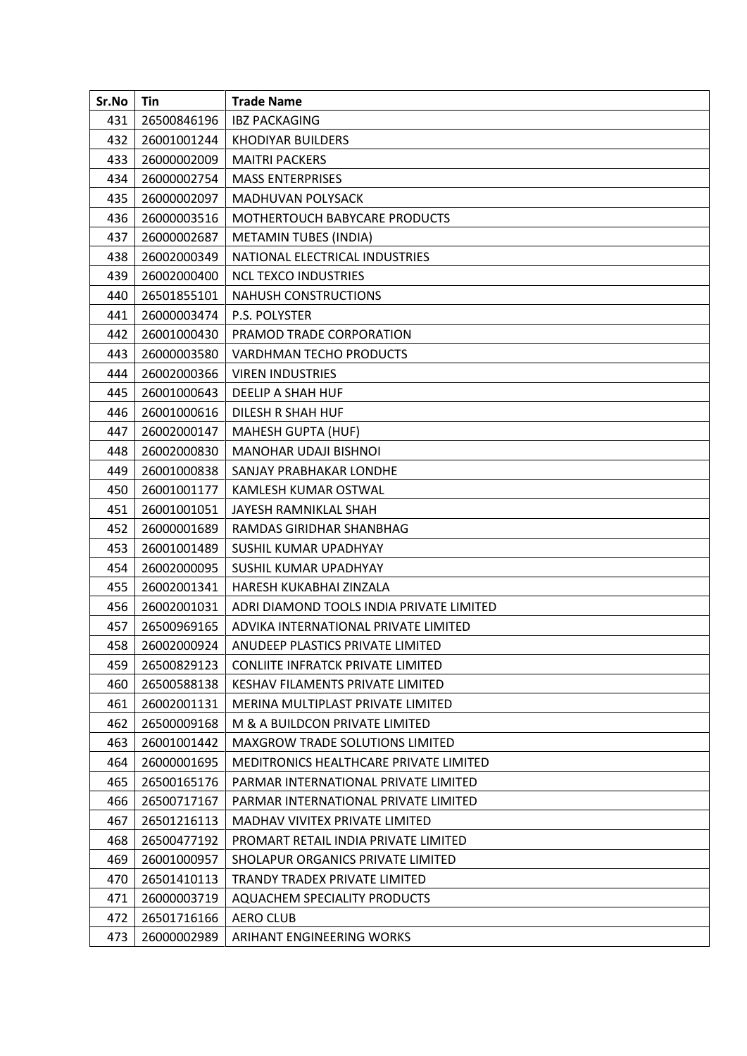| Sr.No | Tin | Trade Name |
| --- | --- | --- |
| 431 | 26500846196 | IBZ PACKAGING |
| 432 | 26001001244 | KHODIYAR BUILDERS |
| 433 | 26000002009 | MAITRI PACKERS |
| 434 | 26000002754 | MASS ENTERPRISES |
| 435 | 26000002097 | MADHUVAN POLYSACK |
| 436 | 26000003516 | MOTHERTOUCH BABYCARE PRODUCTS |
| 437 | 26000002687 | METAMIN TUBES (INDIA) |
| 438 | 26002000349 | NATIONAL ELECTRICAL INDUSTRIES |
| 439 | 26002000400 | NCL TEXCO INDUSTRIES |
| 440 | 26501855101 | NAHUSH CONSTRUCTIONS |
| 441 | 26000003474 | P.S. POLYSTER |
| 442 | 26001000430 | PRAMOD TRADE CORPORATION |
| 443 | 26000003580 | VARDHMAN TECHO PRODUCTS |
| 444 | 26002000366 | VIREN INDUSTRIES |
| 445 | 26001000643 | DEELIP A SHAH HUF |
| 446 | 26001000616 | DILESH R SHAH HUF |
| 447 | 26002000147 | MAHESH GUPTA (HUF) |
| 448 | 26002000830 | MANOHAR UDAJI BISHNOI |
| 449 | 26001000838 | SANJAY PRABHAKAR LONDHE |
| 450 | 26001001177 | KAMLESH KUMAR OSTWAL |
| 451 | 26001001051 | JAYESH RAMNIKLAL SHAH |
| 452 | 26000001689 | RAMDAS GIRIDHAR SHANBHAG |
| 453 | 26001001489 | SUSHIL KUMAR UPADHYAY |
| 454 | 26002000095 | SUSHIL KUMAR UPADHYAY |
| 455 | 26002001341 | HARESH KUKABHAI ZINZALA |
| 456 | 26002001031 | ADRI DIAMOND TOOLS INDIA PRIVATE LIMITED |
| 457 | 26500969165 | ADVIKA INTERNATIONAL PRIVATE LIMITED |
| 458 | 26002000924 | ANUDEEP PLASTICS PRIVATE LIMITED |
| 459 | 26500829123 | CONLIITE INFRATCK PRIVATE LIMITED |
| 460 | 26500588138 | KESHAV FILAMENTS PRIVATE LIMITED |
| 461 | 26002001131 | MERINA MULTIPLAST PRIVATE LIMITED |
| 462 | 26500009168 | M & A BUILDCON PRIVATE LIMITED |
| 463 | 26001001442 | MAXGROW TRADE SOLUTIONS LIMITED |
| 464 | 26000001695 | MEDITRONICS HEALTHCARE PRIVATE LIMITED |
| 465 | 26500165176 | PARMAR INTERNATIONAL PRIVATE LIMITED |
| 466 | 26500717167 | PARMAR INTERNATIONAL PRIVATE LIMITED |
| 467 | 26501216113 | MADHAV VIVITEX PRIVATE LIMITED |
| 468 | 26500477192 | PROMART RETAIL INDIA PRIVATE LIMITED |
| 469 | 26001000957 | SHOLAPUR ORGANICS PRIVATE LIMITED |
| 470 | 26501410113 | TRANDY TRADEX PRIVATE LIMITED |
| 471 | 26000003719 | AQUACHEM SPECIALITY PRODUCTS |
| 472 | 26501716166 | AERO CLUB |
| 473 | 26000002989 | ARIHANT ENGINEERING WORKS |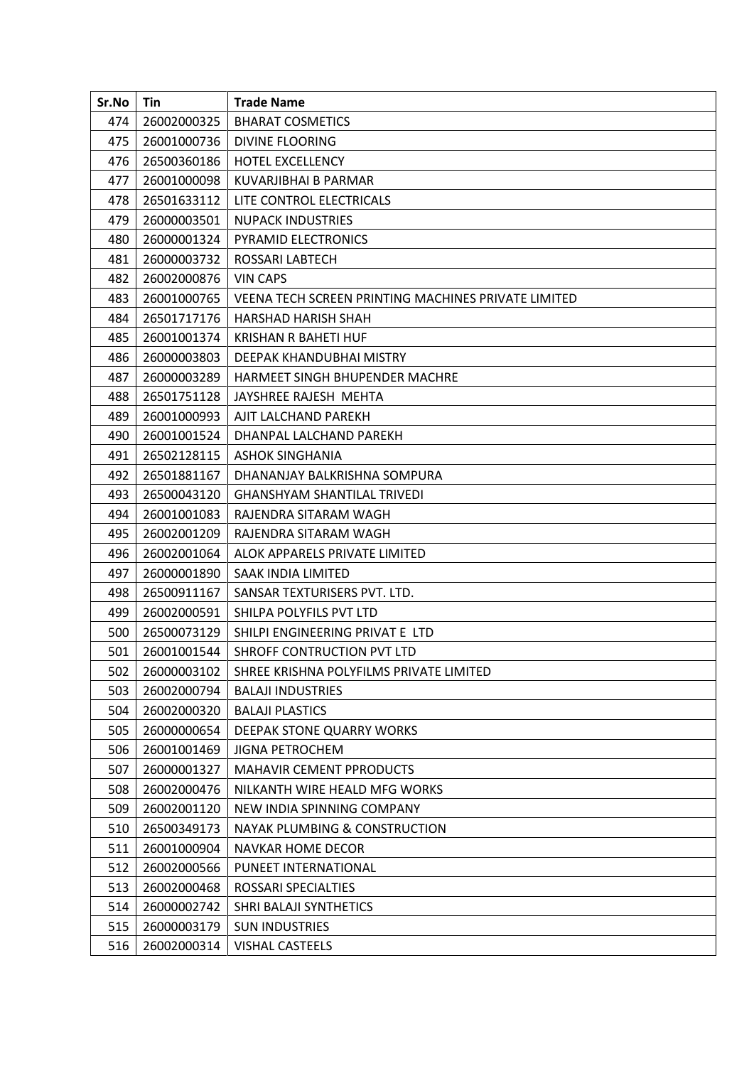| Sr.No | Tin | Trade Name |
|---|---|---|
| 474 | 26002000325 | BHARAT COSMETICS |
| 475 | 26001000736 | DIVINE FLOORING |
| 476 | 26500360186 | HOTEL EXCELLENCY |
| 477 | 26001000098 | KUVARJIBHAI B PARMAR |
| 478 | 26501633112 | LITE CONTROL ELECTRICALS |
| 479 | 26000003501 | NUPACK INDUSTRIES |
| 480 | 26000001324 | PYRAMID ELECTRONICS |
| 481 | 26000003732 | ROSSARI LABTECH |
| 482 | 26002000876 | VIN CAPS |
| 483 | 26001000765 | VEENA TECH SCREEN PRINTING MACHINES PRIVATE LIMITED |
| 484 | 26501717176 | HARSHAD HARISH SHAH |
| 485 | 26001001374 | KRISHAN R BAHETI HUF |
| 486 | 26000003803 | DEEPAK KHANDUBHAI MISTRY |
| 487 | 26000003289 | HARMEET SINGH BHUPENDER MACHRE |
| 488 | 26501751128 | JAYSHREE RAJESH MEHTA |
| 489 | 26001000993 | AJIT LALCHAND PAREKH |
| 490 | 26001001524 | DHANPAL LALCHAND PAREKH |
| 491 | 26502128115 | ASHOK SINGHANIA |
| 492 | 26501881167 | DHANANJAY BALKRISHNA SOMPURA |
| 493 | 26500043120 | GHANSHYAM SHANTILAL TRIVEDI |
| 494 | 26001001083 | RAJENDRA SITARAM WAGH |
| 495 | 26002001209 | RAJENDRA SITARAM WAGH |
| 496 | 26002001064 | ALOK APPARELS PRIVATE LIMITED |
| 497 | 26000001890 | SAAK INDIA LIMITED |
| 498 | 26500911167 | SANSAR TEXTURISERS PVT. LTD. |
| 499 | 26002000591 | SHILPA POLYFILS PVT LTD |
| 500 | 26500073129 | SHILPI ENGINEERING PRIVAT E LTD |
| 501 | 26001001544 | SHROFF CONTRUCTION PVT LTD |
| 502 | 26000003102 | SHREE KRISHNA POLYFILMS PRIVATE LIMITED |
| 503 | 26002000794 | BALAJI INDUSTRIES |
| 504 | 26002000320 | BALAJI PLASTICS |
| 505 | 26000000654 | DEEPAK STONE QUARRY WORKS |
| 506 | 26001001469 | JIGNA PETROCHEM |
| 507 | 26000001327 | MAHAVIR CEMENT PPRODUCTS |
| 508 | 26002000476 | NILKANTH WIRE HEALD MFG WORKS |
| 509 | 26002001120 | NEW INDIA SPINNING COMPANY |
| 510 | 26500349173 | NAYAK PLUMBING & CONSTRUCTION |
| 511 | 26001000904 | NAVKAR HOME DECOR |
| 512 | 26002000566 | PUNEET INTERNATIONAL |
| 513 | 26002000468 | ROSSARI SPECIALTIES |
| 514 | 26000002742 | SHRI BALAJI SYNTHETICS |
| 515 | 26000003179 | SUN INDUSTRIES |
| 516 | 26002000314 | VISHAL CASTEELS |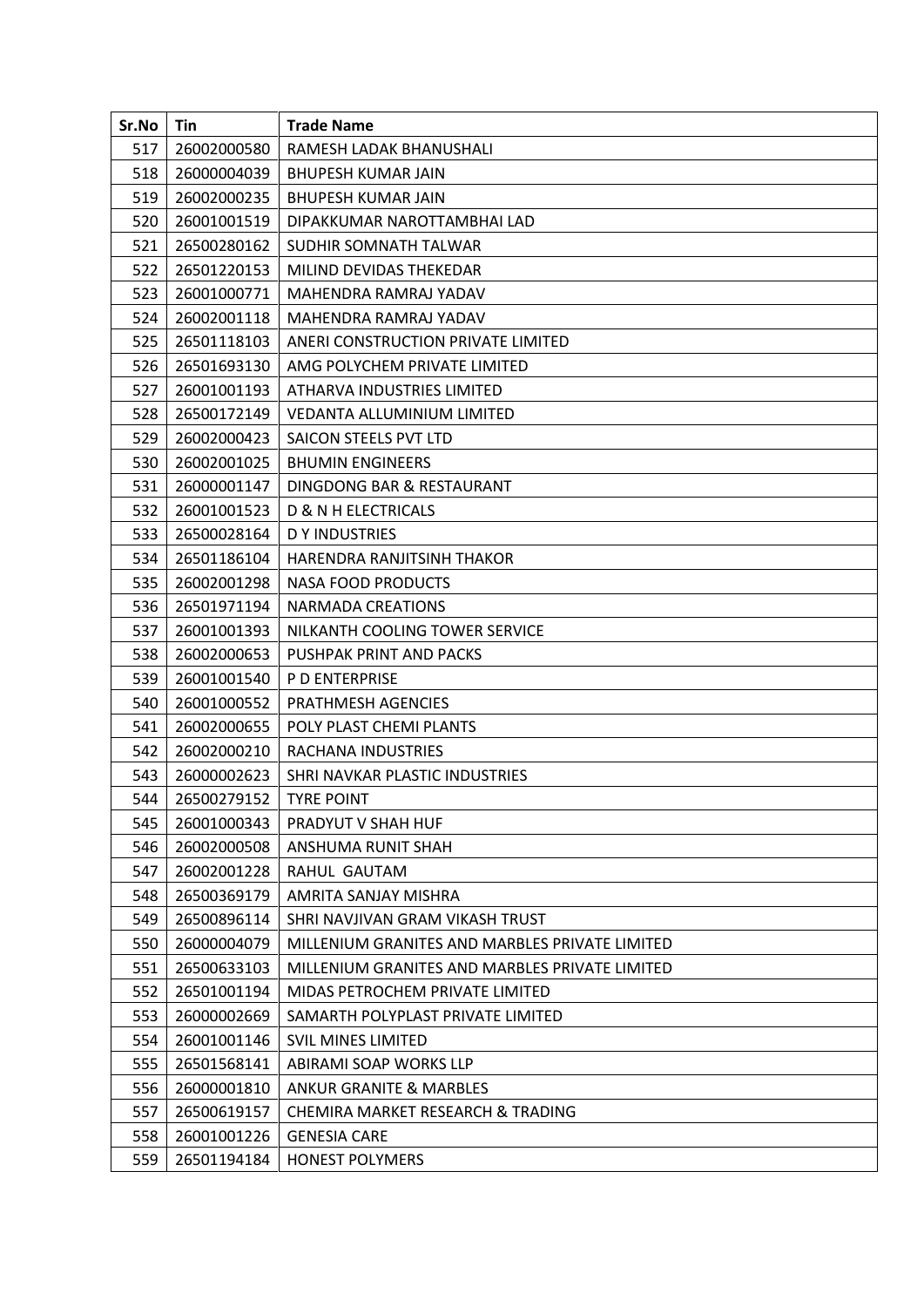| Sr.No | Tin | Trade Name |
|---|---|---|
| 517 | 26002000580 | RAMESH LADAK BHANUSHALI |
| 518 | 26000004039 | BHUPESH KUMAR JAIN |
| 519 | 26002000235 | BHUPESH KUMAR JAIN |
| 520 | 26001001519 | DIPAKKUMAR NAROTTAMBHAI LAD |
| 521 | 26500280162 | SUDHIR SOMNATH TALWAR |
| 522 | 26501220153 | MILIND DEVIDAS THEKEDAR |
| 523 | 26001000771 | MAHENDRA RAMRAJ YADAV |
| 524 | 26002001118 | MAHENDRA RAMRAJ YADAV |
| 525 | 26501118103 | ANERI CONSTRUCTION PRIVATE LIMITED |
| 526 | 26501693130 | AMG POLYCHEM PRIVATE LIMITED |
| 527 | 26001001193 | ATHARVA INDUSTRIES LIMITED |
| 528 | 26500172149 | VEDANTA ALLUMINIUM LIMITED |
| 529 | 26002000423 | SAICON STEELS PVT LTD |
| 530 | 26002001025 | BHUMIN ENGINEERS |
| 531 | 26000001147 | DINGDONG BAR & RESTAURANT |
| 532 | 26001001523 | D & N H ELECTRICALS |
| 533 | 26500028164 | D Y INDUSTRIES |
| 534 | 26501186104 | HARENDRA RANJITSINH THAKOR |
| 535 | 26002001298 | NASA FOOD PRODUCTS |
| 536 | 26501971194 | NARMADA CREATIONS |
| 537 | 26001001393 | NILKANTH COOLING TOWER SERVICE |
| 538 | 26002000653 | PUSHPAK PRINT AND PACKS |
| 539 | 26001001540 | P D ENTERPRISE |
| 540 | 26001000552 | PRATHMESH AGENCIES |
| 541 | 26002000655 | POLY PLAST CHEMI PLANTS |
| 542 | 26002000210 | RACHANA INDUSTRIES |
| 543 | 26000002623 | SHRI NAVKAR PLASTIC INDUSTRIES |
| 544 | 26500279152 | TYRE POINT |
| 545 | 26001000343 | PRADYUT V SHAH HUF |
| 546 | 26002000508 | ANSHUMA RUNIT SHAH |
| 547 | 26002001228 | RAHUL GAUTAM |
| 548 | 26500369179 | AMRITA SANJAY MISHRA |
| 549 | 26500896114 | SHRI NAVJIVAN GRAM VIKASH TRUST |
| 550 | 26000004079 | MILLENIUM GRANITES AND MARBLES PRIVATE LIMITED |
| 551 | 26500633103 | MILLENIUM GRANITES AND MARBLES PRIVATE LIMITED |
| 552 | 26501001194 | MIDAS PETROCHEM PRIVATE LIMITED |
| 553 | 26000002669 | SAMARTH POLYPLAST PRIVATE LIMITED |
| 554 | 26001001146 | SVIL MINES LIMITED |
| 555 | 26501568141 | ABIRAMI SOAP WORKS LLP |
| 556 | 26000001810 | ANKUR GRANITE & MARBLES |
| 557 | 26500619157 | CHEMIRA MARKET RESEARCH & TRADING |
| 558 | 26001001226 | GENESIA CARE |
| 559 | 26501194184 | HONEST POLYMERS |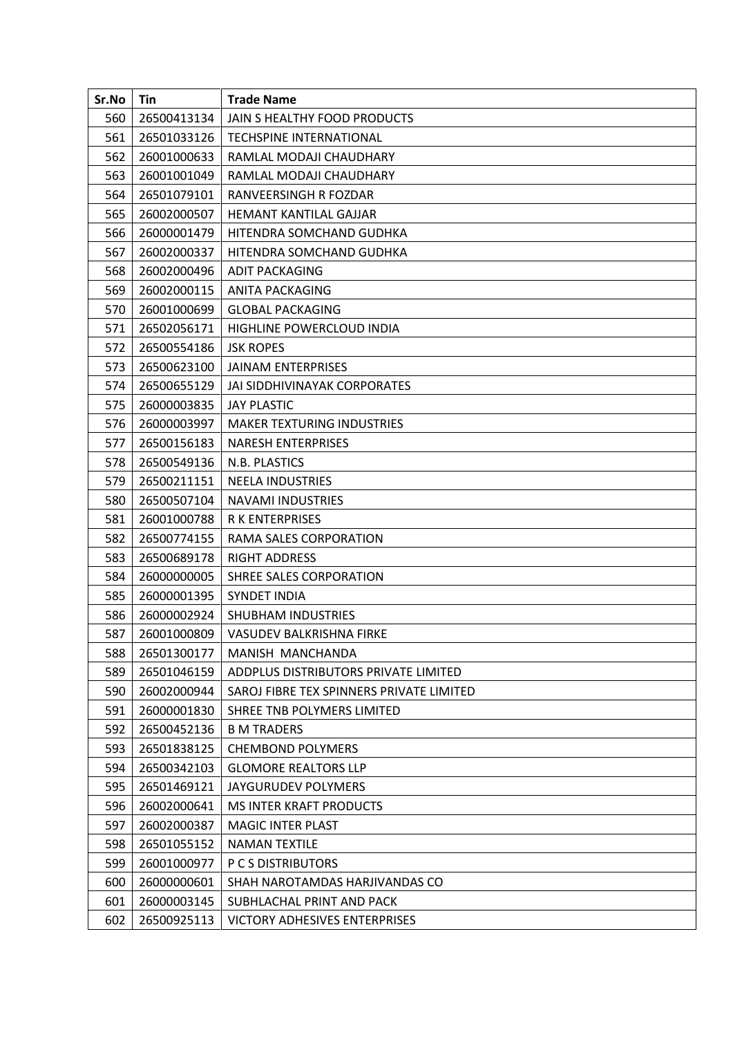| Sr.No | Tin | Trade Name |
|---|---|---|
| 560 | 26500413134 | JAIN S HEALTHY FOOD PRODUCTS |
| 561 | 26501033126 | TECHSPINE INTERNATIONAL |
| 562 | 26001000633 | RAMLAL MODAJI CHAUDHARY |
| 563 | 26001001049 | RAMLAL MODAJI CHAUDHARY |
| 564 | 26501079101 | RANVEERSINGH R FOZDAR |
| 565 | 26002000507 | HEMANT KANTILAL GAJJAR |
| 566 | 26000001479 | HITENDRA SOMCHAND GUDHKA |
| 567 | 26002000337 | HITENDRA SOMCHAND GUDHKA |
| 568 | 26002000496 | ADIT PACKAGING |
| 569 | 26002000115 | ANITA PACKAGING |
| 570 | 26001000699 | GLOBAL PACKAGING |
| 571 | 26502056171 | HIGHLINE POWERCLOUD INDIA |
| 572 | 26500554186 | JSK ROPES |
| 573 | 26500623100 | JAINAM ENTERPRISES |
| 574 | 26500655129 | JAI SIDDHIVINAYAK CORPORATES |
| 575 | 26000003835 | JAY PLASTIC |
| 576 | 26000003997 | MAKER TEXTURING INDUSTRIES |
| 577 | 26500156183 | NARESH ENTERPRISES |
| 578 | 26500549136 | N.B. PLASTICS |
| 579 | 26500211151 | NEELA INDUSTRIES |
| 580 | 26500507104 | NAVAMI INDUSTRIES |
| 581 | 26001000788 | R K ENTERPRISES |
| 582 | 26500774155 | RAMA SALES CORPORATION |
| 583 | 26500689178 | RIGHT ADDRESS |
| 584 | 26000000005 | SHREE SALES CORPORATION |
| 585 | 26000001395 | SYNDET INDIA |
| 586 | 26000002924 | SHUBHAM INDUSTRIES |
| 587 | 26001000809 | VASUDEV BALKRISHNA FIRKE |
| 588 | 26501300177 | MANISH MANCHANDA |
| 589 | 26501046159 | ADDPLUS DISTRIBUTORS PRIVATE LIMITED |
| 590 | 26002000944 | SAROJ FIBRE TEX SPINNERS PRIVATE LIMITED |
| 591 | 26000001830 | SHREE TNB POLYMERS LIMITED |
| 592 | 26500452136 | B M TRADERS |
| 593 | 26501838125 | CHEMBOND POLYMERS |
| 594 | 26500342103 | GLOMORE REALTORS LLP |
| 595 | 26501469121 | JAYGURUDEV POLYMERS |
| 596 | 26002000641 | MS INTER KRAFT PRODUCTS |
| 597 | 26002000387 | MAGIC INTER PLAST |
| 598 | 26501055152 | NAMAN TEXTILE |
| 599 | 26001000977 | P C S DISTRIBUTORS |
| 600 | 26000000601 | SHAH NAROTAMDAS HARJIVANDAS CO |
| 601 | 26000003145 | SUBHLACHAL PRINT AND PACK |
| 602 | 26500925113 | VICTORY ADHESIVES ENTERPRISES |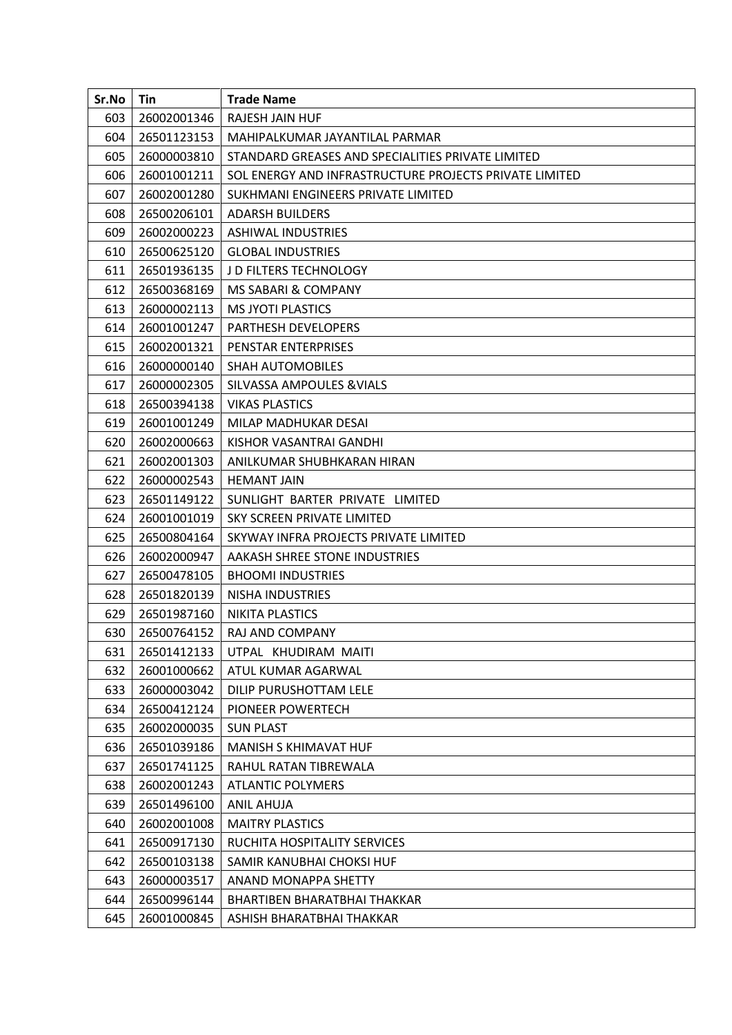| Sr.No | Tin | Trade Name |
|---|---|---|
| 603 | 26002001346 | RAJESH JAIN HUF |
| 604 | 26501123153 | MAHIPALKUMAR JAYANTILAL PARMAR |
| 605 | 26000003810 | STANDARD GREASES AND SPECIALITIES PRIVATE LIMITED |
| 606 | 26001001211 | SOL ENERGY AND INFRASTRUCTURE PROJECTS PRIVATE LIMITED |
| 607 | 26002001280 | SUKHMANI ENGINEERS PRIVATE LIMITED |
| 608 | 26500206101 | ADARSH BUILDERS |
| 609 | 26002000223 | ASHIWAL INDUSTRIES |
| 610 | 26500625120 | GLOBAL INDUSTRIES |
| 611 | 26501936135 | J D FILTERS TECHNOLOGY |
| 612 | 26500368169 | MS SABARI & COMPANY |
| 613 | 26000002113 | MS JYOTI PLASTICS |
| 614 | 26001001247 | PARTHESH DEVELOPERS |
| 615 | 26002001321 | PENSTAR ENTERPRISES |
| 616 | 26000000140 | SHAH AUTOMOBILES |
| 617 | 26000002305 | SILVASSA AMPOULES &VIALS |
| 618 | 26500394138 | VIKAS PLASTICS |
| 619 | 26001001249 | MILAP MADHUKAR DESAI |
| 620 | 26002000663 | KISHOR VASANTRAI GANDHI |
| 621 | 26002001303 | ANILKUMAR SHUBHKARAN HIRAN |
| 622 | 26000002543 | HEMANT JAIN |
| 623 | 26501149122 | SUNLIGHT BARTER PRIVATE LIMITED |
| 624 | 26001001019 | SKY SCREEN PRIVATE LIMITED |
| 625 | 26500804164 | SKYWAY INFRA PROJECTS PRIVATE LIMITED |
| 626 | 26002000947 | AAKASH SHREE STONE INDUSTRIES |
| 627 | 26500478105 | BHOOMI INDUSTRIES |
| 628 | 26501820139 | NISHA INDUSTRIES |
| 629 | 26501987160 | NIKITA PLASTICS |
| 630 | 26500764152 | RAJ AND COMPANY |
| 631 | 26501412133 | UTPAL KHUDIRAM MAITI |
| 632 | 26001000662 | ATUL KUMAR AGARWAL |
| 633 | 26000003042 | DILIP PURUSHOTTAM LELE |
| 634 | 26500412124 | PIONEER POWERTECH |
| 635 | 26002000035 | SUN PLAST |
| 636 | 26501039186 | MANISH S KHIMAVAT HUF |
| 637 | 26501741125 | RAHUL RATAN TIBREWALA |
| 638 | 26002001243 | ATLANTIC POLYMERS |
| 639 | 26501496100 | ANIL AHUJA |
| 640 | 26002001008 | MAITRY PLASTICS |
| 641 | 26500917130 | RUCHITA HOSPITALITY SERVICES |
| 642 | 26500103138 | SAMIR KANUBHAI CHOKSI HUF |
| 643 | 26000003517 | ANAND MONAPPA SHETTY |
| 644 | 26500996144 | BHARTIBEN BHARATBHAI THAKKAR |
| 645 | 26001000845 | ASHISH BHARATBHAI THAKKAR |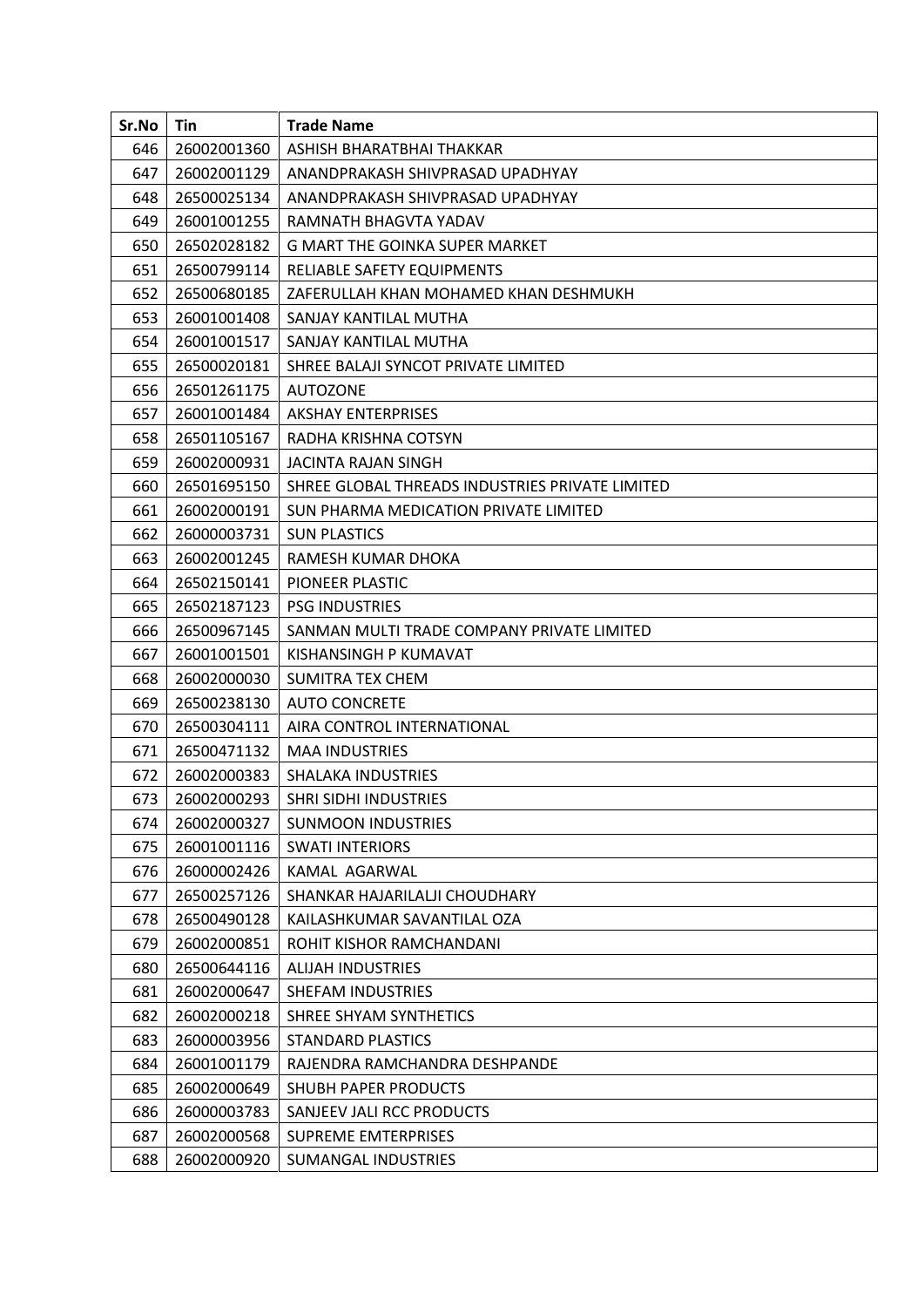| Sr.No | Tin | Trade Name |
|---|---|---|
| 646 | 26002001360 | ASHISH BHARATBHAI THAKKAR |
| 647 | 26002001129 | ANANDPRAKASH SHIVPRASAD UPADHYAY |
| 648 | 26500025134 | ANANDPRAKASH SHIVPRASAD UPADHYAY |
| 649 | 26001001255 | RAMNATH BHAGVTA YADAV |
| 650 | 26502028182 | G MART THE GOINKA SUPER MARKET |
| 651 | 26500799114 | RELIABLE SAFETY EQUIPMENTS |
| 652 | 26500680185 | ZAFERULLAH KHAN MOHAMED KHAN DESHMUKH |
| 653 | 26001001408 | SANJAY KANTILAL MUTHA |
| 654 | 26001001517 | SANJAY KANTILAL MUTHA |
| 655 | 26500020181 | SHREE BALAJI SYNCOT PRIVATE LIMITED |
| 656 | 26501261175 | AUTOZONE |
| 657 | 26001001484 | AKSHAY ENTERPRISES |
| 658 | 26501105167 | RADHA KRISHNA COTSYN |
| 659 | 26002000931 | JACINTA RAJAN SINGH |
| 660 | 26501695150 | SHREE GLOBAL THREADS INDUSTRIES PRIVATE LIMITED |
| 661 | 26002000191 | SUN PHARMA MEDICATION PRIVATE LIMITED |
| 662 | 26000003731 | SUN PLASTICS |
| 663 | 26002001245 | RAMESH KUMAR DHOKA |
| 664 | 26502150141 | PIONEER PLASTIC |
| 665 | 26502187123 | PSG INDUSTRIES |
| 666 | 26500967145 | SANMAN MULTI TRADE COMPANY PRIVATE LIMITED |
| 667 | 26001001501 | KISHANSINGH P KUMAVAT |
| 668 | 26002000030 | SUMITRA TEX CHEM |
| 669 | 26500238130 | AUTO CONCRETE |
| 670 | 26500304111 | AIRA CONTROL INTERNATIONAL |
| 671 | 26500471132 | MAA INDUSTRIES |
| 672 | 26002000383 | SHALAKA INDUSTRIES |
| 673 | 26002000293 | SHRI SIDHI INDUSTRIES |
| 674 | 26002000327 | SUNMOON INDUSTRIES |
| 675 | 26001001116 | SWATI INTERIORS |
| 676 | 26000002426 | KAMAL AGARWAL |
| 677 | 26500257126 | SHANKAR HAJARILALJI CHOUDHARY |
| 678 | 26500490128 | KAILASHKUMAR SAVANTILAL OZA |
| 679 | 26002000851 | ROHIT KISHOR RAMCHANDANI |
| 680 | 26500644116 | ALIJAH INDUSTRIES |
| 681 | 26002000647 | SHEFAM INDUSTRIES |
| 682 | 26002000218 | SHREE SHYAM SYNTHETICS |
| 683 | 26000003956 | STANDARD PLASTICS |
| 684 | 26001001179 | RAJENDRA RAMCHANDRA DESHPANDE |
| 685 | 26002000649 | SHUBH PAPER PRODUCTS |
| 686 | 26000003783 | SANJEEV JALI RCC PRODUCTS |
| 687 | 26002000568 | SUPREME EMTERPRISES |
| 688 | 26002000920 | SUMANGAL INDUSTRIES |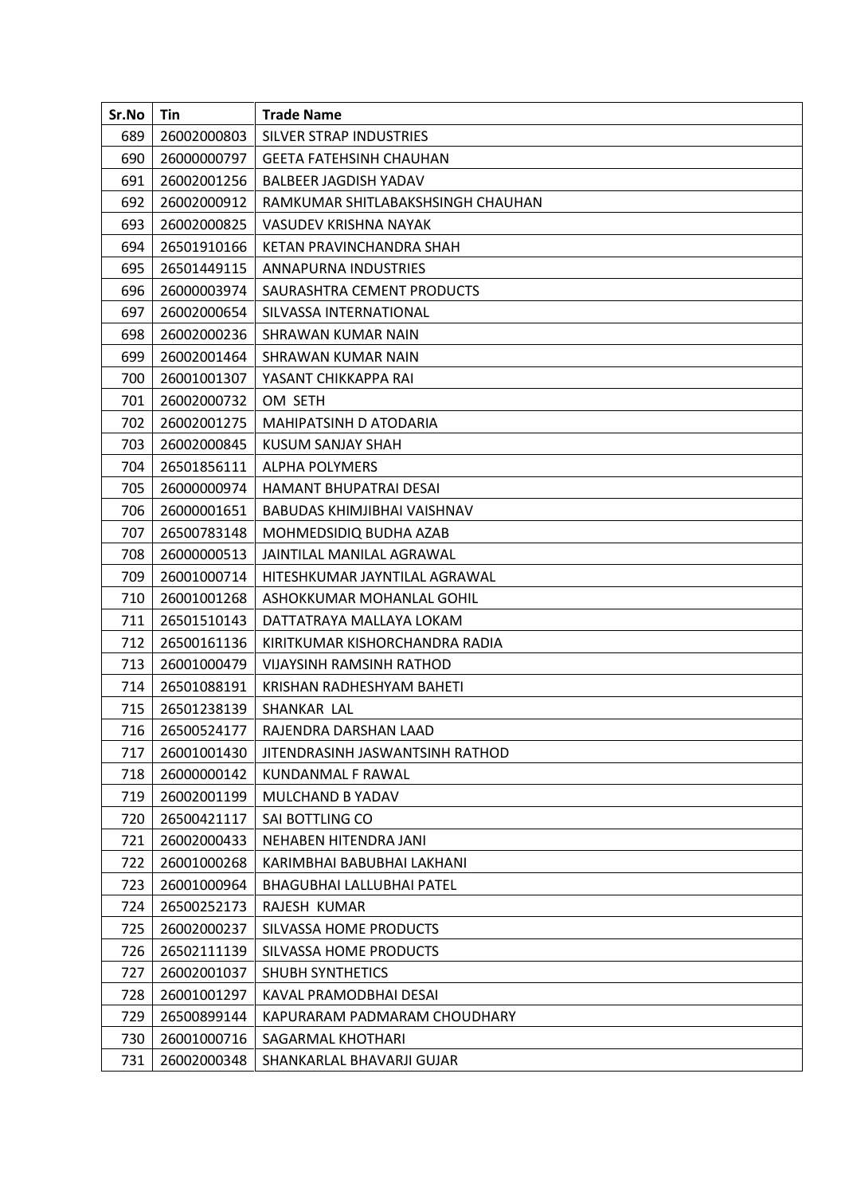| Sr.No | Tin | Trade Name |
|---|---|---|
| 689 | 26002000803 | SILVER STRAP INDUSTRIES |
| 690 | 26000000797 | GEETA FATEHSINH CHAUHAN |
| 691 | 26002001256 | BALBEER JAGDISH YADAV |
| 692 | 26002000912 | RAMKUMAR SHITLABAKSHSINGH CHAUHAN |
| 693 | 26002000825 | VASUDEV KRISHNA NAYAK |
| 694 | 26501910166 | KETAN PRAVINCHANDRA SHAH |
| 695 | 26501449115 | ANNAPURNA INDUSTRIES |
| 696 | 26000003974 | SAURASHTRA CEMENT PRODUCTS |
| 697 | 26002000654 | SILVASSA INTERNATIONAL |
| 698 | 26002000236 | SHRAWAN KUMAR NAIN |
| 699 | 26002001464 | SHRAWAN KUMAR NAIN |
| 700 | 26001001307 | YASANT CHIKKAPPA RAI |
| 701 | 26002000732 | OM SETH |
| 702 | 26002001275 | MAHIPATSINH D ATODARIA |
| 703 | 26002000845 | KUSUM SANJAY SHAH |
| 704 | 26501856111 | ALPHA POLYMERS |
| 705 | 26000000974 | HAMANT BHUPATRAI DESAI |
| 706 | 26000001651 | BABUDAS KHIMJIBHAI VAISHNAV |
| 707 | 26500783148 | MOHMEDSIDIQ BUDHA AZAB |
| 708 | 26000000513 | JAINTILAL MANILAL AGRAWAL |
| 709 | 26001000714 | HITESHKUMAR JAYNTILAL AGRAWAL |
| 710 | 26001001268 | ASHOKKUMAR MOHANLAL GOHIL |
| 711 | 26501510143 | DATTATRAYA MALLAYA LOKAM |
| 712 | 26500161136 | KIRITKUMAR KISHORCHANDRA RADIA |
| 713 | 26001000479 | VIJAYSINH RAMSINH RATHOD |
| 714 | 26501088191 | KRISHAN RADHESHYAM BAHETI |
| 715 | 26501238139 | SHANKAR LAL |
| 716 | 26500524177 | RAJENDRA DARSHAN LAAD |
| 717 | 26001001430 | JITENDRASINH JASWANTSINH RATHOD |
| 718 | 26000000142 | KUNDANMAL F RAWAL |
| 719 | 26002001199 | MULCHAND B YADAV |
| 720 | 26500421117 | SAI BOTTLING CO |
| 721 | 26002000433 | NEHABEN HITENDRA JANI |
| 722 | 26001000268 | KARIMBHAI BABUBHAI LAKHANI |
| 723 | 26001000964 | BHAGUBHAI LALLUBHAI PATEL |
| 724 | 26500252173 | RAJESH KUMAR |
| 725 | 26002000237 | SILVASSA HOME PRODUCTS |
| 726 | 26502111139 | SILVASSA HOME PRODUCTS |
| 727 | 26002001037 | SHUBH SYNTHETICS |
| 728 | 26001001297 | KAVAL PRAMODBHAI DESAI |
| 729 | 26500899144 | KAPURARAM PADMARAM CHOUDHARY |
| 730 | 26001000716 | SAGARMAL KHOTHARI |
| 731 | 26002000348 | SHANKARLAL BHAVARJI GUJAR |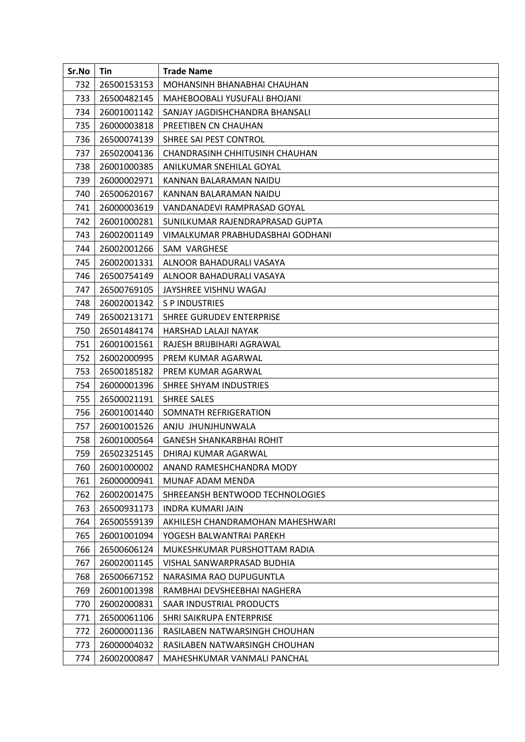| Sr.No | Tin | Trade Name |
|---|---|---|
| 732 | 26500153153 | MOHANSINH BHANABHAI CHAUHAN |
| 733 | 26500482145 | MAHEBOOBALI YUSUFALI BHOJANI |
| 734 | 26001001142 | SANJAY JAGDISHCHANDRA BHANSALI |
| 735 | 26000003818 | PREETIBEN CN CHAUHAN |
| 736 | 26500074139 | SHREE SAI PEST CONTROL |
| 737 | 26502004136 | CHANDRASINH CHHITUSINH CHAUHAN |
| 738 | 26001000385 | ANILKUMAR SNEHILAL GOYAL |
| 739 | 26000002971 | KANNAN BALARAMAN NAIDU |
| 740 | 26500620167 | KANNAN BALARAMAN NAIDU |
| 741 | 26000003619 | VANDANADEVI RAMPRASAD GOYAL |
| 742 | 26001000281 | SUNILKUMAR RAJENDRAPRASAD GUPTA |
| 743 | 26002001149 | VIMALKUMAR PRABHUDASBHAI GODHANI |
| 744 | 26002001266 | SAM VARGHESE |
| 745 | 26002001331 | ALNOOR BAHADURALI VASAYA |
| 746 | 26500754149 | ALNOOR BAHADURALI VASAYA |
| 747 | 26500769105 | JAYSHREE VISHNU WAGAJ |
| 748 | 26002001342 | S P INDUSTRIES |
| 749 | 26500213171 | SHREE GURUDEV ENTERPRISE |
| 750 | 26501484174 | HARSHAD LALAJI NAYAK |
| 751 | 26001001561 | RAJESH BRIJBIHARI AGRAWAL |
| 752 | 26002000995 | PREM KUMAR AGARWAL |
| 753 | 26500185182 | PREM KUMAR AGARWAL |
| 754 | 26000001396 | SHREE SHYAM INDUSTRIES |
| 755 | 26500021191 | SHREE SALES |
| 756 | 26001001440 | SOMNATH REFRIGERATION |
| 757 | 26001001526 | ANJU JHUNJHUNWALA |
| 758 | 26001000564 | GANESH SHANKARBHAI ROHIT |
| 759 | 26502325145 | DHIRAJ KUMAR AGARWAL |
| 760 | 26001000002 | ANAND RAMESHCHANDRA MODY |
| 761 | 26000000941 | MUNAF ADAM MENDA |
| 762 | 26002001475 | SHREEANSH BENTWOOD TECHNOLOGIES |
| 763 | 26500931173 | INDRA KUMARI JAIN |
| 764 | 26500559139 | AKHILESH CHANDRAMOHAN MAHESHWARI |
| 765 | 26001001094 | YOGESH BALWANTRAI PAREKH |
| 766 | 26500606124 | MUKESHKUMAR PURSHOTTAM RADIA |
| 767 | 26002001145 | VISHAL SANWARPRASAD BUDHIA |
| 768 | 26500667152 | NARASIMA RAO DUPUGUNTLA |
| 769 | 26001001398 | RAMBHAI DEVSHEEBHAI NAGHERA |
| 770 | 26002000831 | SAAR INDUSTRIAL PRODUCTS |
| 771 | 26500061106 | SHRI SAIKRUPA ENTERPRISE |
| 772 | 26000001136 | RASILABEN NATWARSINGH CHOUHAN |
| 773 | 26000004032 | RASILABEN NATWARSINGH CHOUHAN |
| 774 | 26002000847 | MAHESHKUMAR VANMALI PANCHAL |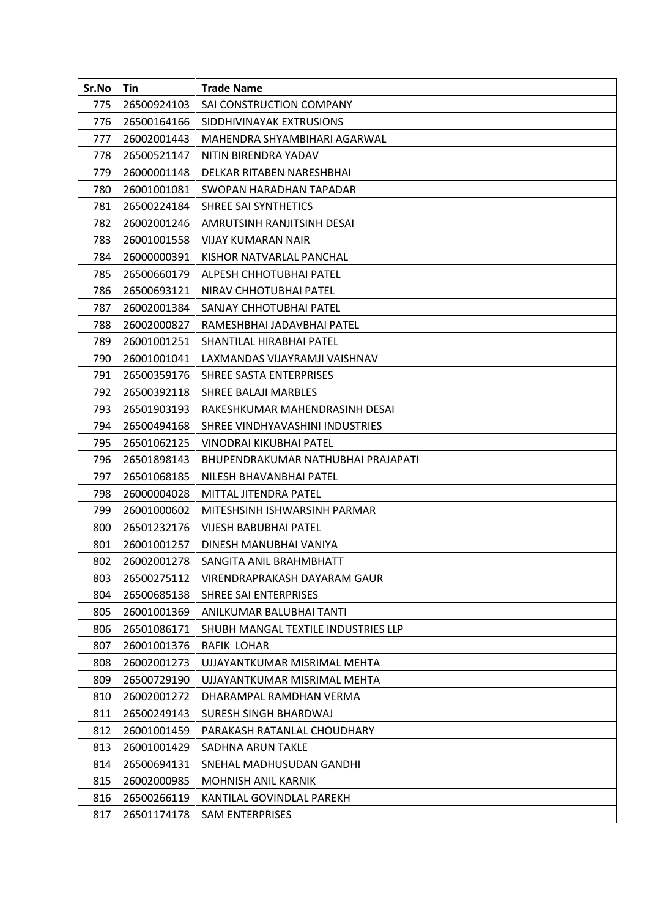| Sr.No | Tin | Trade Name |
|---|---|---|
| 775 | 26500924103 | SAI CONSTRUCTION COMPANY |
| 776 | 26500164166 | SIDDHIVINAYAK EXTRUSIONS |
| 777 | 26002001443 | MAHENDRA SHYAMBIHARI AGARWAL |
| 778 | 26500521147 | NITIN BIRENDRA YADAV |
| 779 | 26000001148 | DELKAR RITABEN NARESHBHAI |
| 780 | 26001001081 | SWOPAN HARADHAN TAPADAR |
| 781 | 26500224184 | SHREE SAI SYNTHETICS |
| 782 | 26002001246 | AMRUTSINH RANJITSINH DESAI |
| 783 | 26001001558 | VIJAY KUMARAN NAIR |
| 784 | 26000000391 | KISHOR NATVARLAL PANCHAL |
| 785 | 26500660179 | ALPESH CHHOTUBHAI PATEL |
| 786 | 26500693121 | NIRAV CHHOTUBHAI PATEL |
| 787 | 26002001384 | SANJAY CHHOTUBHAI PATEL |
| 788 | 26002000827 | RAMESHBHAI JADAVBHAI PATEL |
| 789 | 26001001251 | SHANTILAL HIRABHAI PATEL |
| 790 | 26001001041 | LAXMANDAS VIJAYRAMJI VAISHNAV |
| 791 | 26500359176 | SHREE SASTA ENTERPRISES |
| 792 | 26500392118 | SHREE BALAJI MARBLES |
| 793 | 26501903193 | RAKESHKUMAR MAHENDRASINH DESAI |
| 794 | 26500494168 | SHREE VINDHYAVASHINI INDUSTRIES |
| 795 | 26501062125 | VINODRAI KIKUBHAI PATEL |
| 796 | 26501898143 | BHUPENDRAKUMAR NATHUBHAI PRAJAPATI |
| 797 | 26501068185 | NILESH BHAVANBHAI PATEL |
| 798 | 26000004028 | MITTAL JITENDRA PATEL |
| 799 | 26001000602 | MITESHSINH ISHWARSINH PARMAR |
| 800 | 26501232176 | VIJESH BABUBHAI PATEL |
| 801 | 26001001257 | DINESH MANUBHAI VANIYA |
| 802 | 26002001278 | SANGITA ANIL BRAHMBHATT |
| 803 | 26500275112 | VIRENDRAPRAKASH DAYARAM GAUR |
| 804 | 26500685138 | SHREE SAI ENTERPRISES |
| 805 | 26001001369 | ANILKUMAR BALUBHAI TANTI |
| 806 | 26501086171 | SHUBH MANGAL TEXTILE INDUSTRIES LLP |
| 807 | 26001001376 | RAFIK LOHAR |
| 808 | 26002001273 | UJJAYANTKUMAR MISRIMAL MEHTA |
| 809 | 26500729190 | UJJAYANTKUMAR MISRIMAL MEHTA |
| 810 | 26002001272 | DHARAMPAL RAMDHAN VERMA |
| 811 | 26500249143 | SURESH SINGH BHARDWAJ |
| 812 | 26001001459 | PARAKASH RATANLAL CHOUDHARY |
| 813 | 26001001429 | SADHNA ARUN TAKLE |
| 814 | 26500694131 | SNEHAL MADHUSUDAN GANDHI |
| 815 | 26002000985 | MOHNISH ANIL KARNIK |
| 816 | 26500266119 | KANTILAL GOVINDLAL PAREKH |
| 817 | 26501174178 | SAM ENTERPRISES |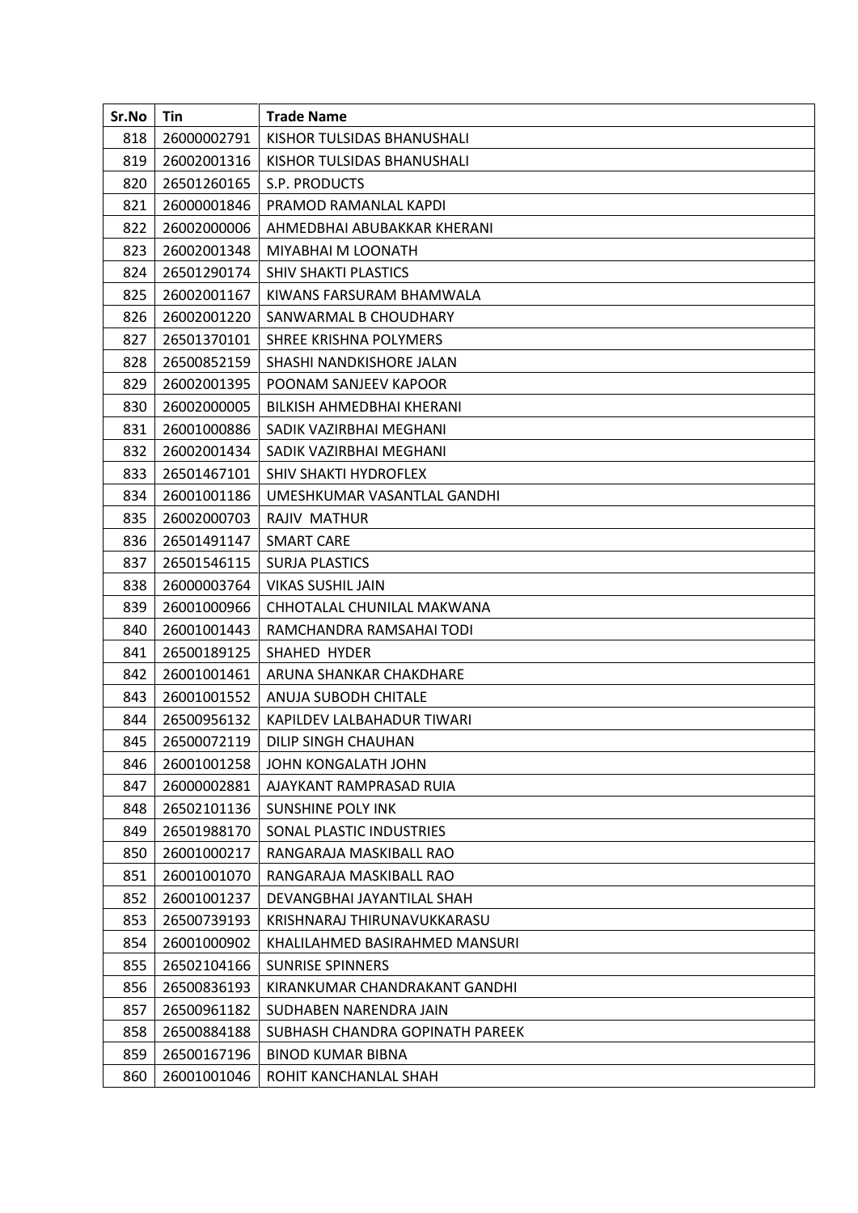| Sr.No | Tin | Trade Name |
|---|---|---|
| 818 | 26000002791 | KISHOR TULSIDAS BHANUSHALI |
| 819 | 26002001316 | KISHOR TULSIDAS BHANUSHALI |
| 820 | 26501260165 | S.P. PRODUCTS |
| 821 | 26000001846 | PRAMOD RAMANLAL KAPDI |
| 822 | 26002000006 | AHMEDBHAI ABUBAKKAR KHERANI |
| 823 | 26002001348 | MIYABHAI M LOONATH |
| 824 | 26501290174 | SHIV SHAKTI PLASTICS |
| 825 | 26002001167 | KIWANS FARSURAM BHAMWALA |
| 826 | 26002001220 | SANWARMAL B CHOUDHARY |
| 827 | 26501370101 | SHREE KRISHNA POLYMERS |
| 828 | 26500852159 | SHASHI NANDKISHORE JALAN |
| 829 | 26002001395 | POONAM SANJEEV KAPOOR |
| 830 | 26002000005 | BILKISH AHMEDBHAI KHERANI |
| 831 | 26001000886 | SADIK VAZIRBHAI MEGHANI |
| 832 | 26002001434 | SADIK VAZIRBHAI MEGHANI |
| 833 | 26501467101 | SHIV SHAKTI HYDROFLEX |
| 834 | 26001001186 | UMESHKUMAR VASANTLAL GANDHI |
| 835 | 26002000703 | RAJIV MATHUR |
| 836 | 26501491147 | SMART CARE |
| 837 | 26501546115 | SURJA PLASTICS |
| 838 | 26000003764 | VIKAS SUSHIL JAIN |
| 839 | 26001000966 | CHHOTALAL CHUNILAL MAKWANA |
| 840 | 26001001443 | RAMCHANDRA RAMSAHAI TODI |
| 841 | 26500189125 | SHAHED HYDER |
| 842 | 26001001461 | ARUNA SHANKAR CHAKDHARE |
| 843 | 26001001552 | ANUJA SUBODH CHITALE |
| 844 | 26500956132 | KAPILDEV LALBAHADUR TIWARI |
| 845 | 26500072119 | DILIP SINGH CHAUHAN |
| 846 | 26001001258 | JOHN KONGALATH JOHN |
| 847 | 26000002881 | AJAYKANT RAMPRASAD RUIA |
| 848 | 26502101136 | SUNSHINE POLY INK |
| 849 | 26501988170 | SONAL PLASTIC INDUSTRIES |
| 850 | 26001000217 | RANGARAJA MASKIBALL RAO |
| 851 | 26001001070 | RANGARAJA MASKIBALL RAO |
| 852 | 26001001237 | DEVANGBHAI JAYANTILAL SHAH |
| 853 | 26500739193 | KRISHNARAJ THIRUNAVUKKARASU |
| 854 | 26001000902 | KHALILAHMED BASIRAHMED MANSURI |
| 855 | 26502104166 | SUNRISE SPINNERS |
| 856 | 26500836193 | KIRANKUMAR CHANDRAKANT GANDHI |
| 857 | 26500961182 | SUDHABEN NARENDRA JAIN |
| 858 | 26500884188 | SUBHASH CHANDRA GOPINATH PAREEK |
| 859 | 26500167196 | BINOD KUMAR BIBNA |
| 860 | 26001001046 | ROHIT KANCHANLAL SHAH |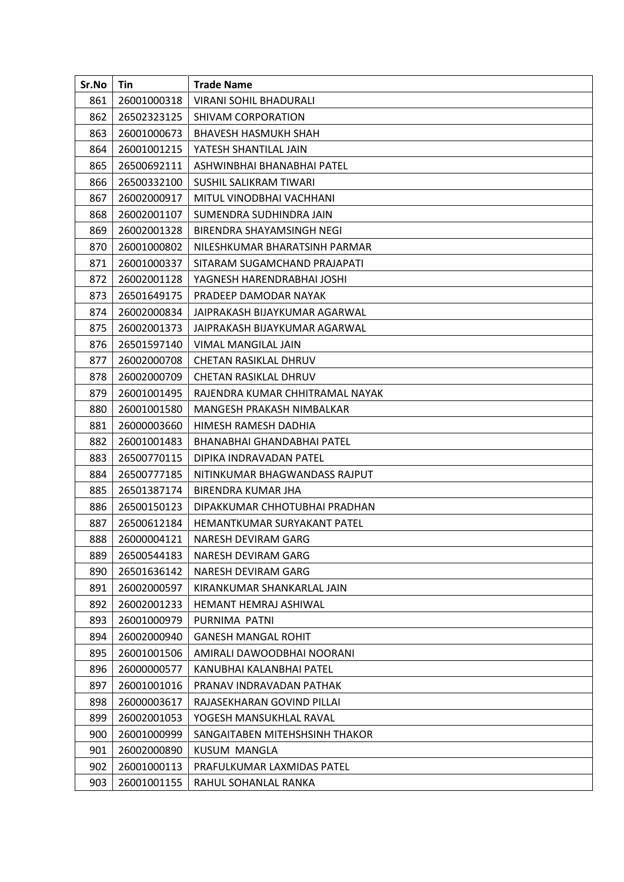| Sr.No | Tin | Trade Name |
|---|---|---|
| 861 | 26001000318 | VIRANI SOHIL BHADURALI |
| 862 | 26502323125 | SHIVAM CORPORATION |
| 863 | 26001000673 | BHAVESH HASMUKH SHAH |
| 864 | 26001001215 | YATESH SHANTILAL JAIN |
| 865 | 26500692111 | ASHWINBHAI BHANABHAI PATEL |
| 866 | 26500332100 | SUSHIL SALIKRAM TIWARI |
| 867 | 26002000917 | MITUL VINODBHAI VACHHANI |
| 868 | 26002001107 | SUMENDRA SUDHINDRA JAIN |
| 869 | 26002001328 | BIRENDRA SHAYAMSINGH NEGI |
| 870 | 26001000802 | NILESHKUMAR BHARATSINH PARMAR |
| 871 | 26001000337 | SITARAM SUGAMCHAND PRAJAPATI |
| 872 | 26002001128 | YAGNESH HARENDRABHAI JOSHI |
| 873 | 26501649175 | PRADEEP DAMODAR NAYAK |
| 874 | 26002000834 | JAIPRAKASH BIJAYKUMAR AGARWAL |
| 875 | 26002001373 | JAIPRAKASH BIJAYKUMAR AGARWAL |
| 876 | 26501597140 | VIMAL MANGILAL JAIN |
| 877 | 26002000708 | CHETAN RASIKLAL DHRUV |
| 878 | 26002000709 | CHETAN RASIKLAL DHRUV |
| 879 | 26001001495 | RAJENDRA KUMAR CHHITRAMAL NAYAK |
| 880 | 26001001580 | MANGESH PRAKASH NIMBALKAR |
| 881 | 26000003660 | HIMESH RAMESH DADHIA |
| 882 | 26001001483 | BHANABHAI GHANDABHAI PATEL |
| 883 | 26500770115 | DIPIKA INDRAVADAN PATEL |
| 884 | 26500777185 | NITINKUMAR BHAGWANDASS RAJPUT |
| 885 | 26501387174 | BIRENDRA KUMAR JHA |
| 886 | 26500150123 | DIPAKKUMAR CHHOTUBHAI PRADHAN |
| 887 | 26500612184 | HEMANTKUMAR SURYAKANT PATEL |
| 888 | 26000004121 | NARESH DEVIRAM GARG |
| 889 | 26500544183 | NARESH DEVIRAM GARG |
| 890 | 26501636142 | NARESH DEVIRAM GARG |
| 891 | 26002000597 | KIRANKUMAR SHANKARLAL JAIN |
| 892 | 26002001233 | HEMANT HEMRAJ ASHIWAL |
| 893 | 26001000979 | PURNIMA PATNI |
| 894 | 26002000940 | GANESH MANGAL ROHIT |
| 895 | 26001001506 | AMIRALI DAWOODBHAI NOORANI |
| 896 | 26000000577 | KANUBHAI KALANBHAI PATEL |
| 897 | 26001001016 | PRANAV INDRAVADAN PATHAK |
| 898 | 26000003617 | RAJASEKHARAN GOVIND PILLAI |
| 899 | 26002001053 | YOGESH MANSUKHLAL RAVAL |
| 900 | 26001000999 | SANGAITABEN MITEHSHSINH THAKOR |
| 901 | 26002000890 | KUSUM MANGLA |
| 902 | 26001000113 | PRAFULKUMAR LAXMIDAS PATEL |
| 903 | 26001001155 | RAHUL SOHANLAL RANKA |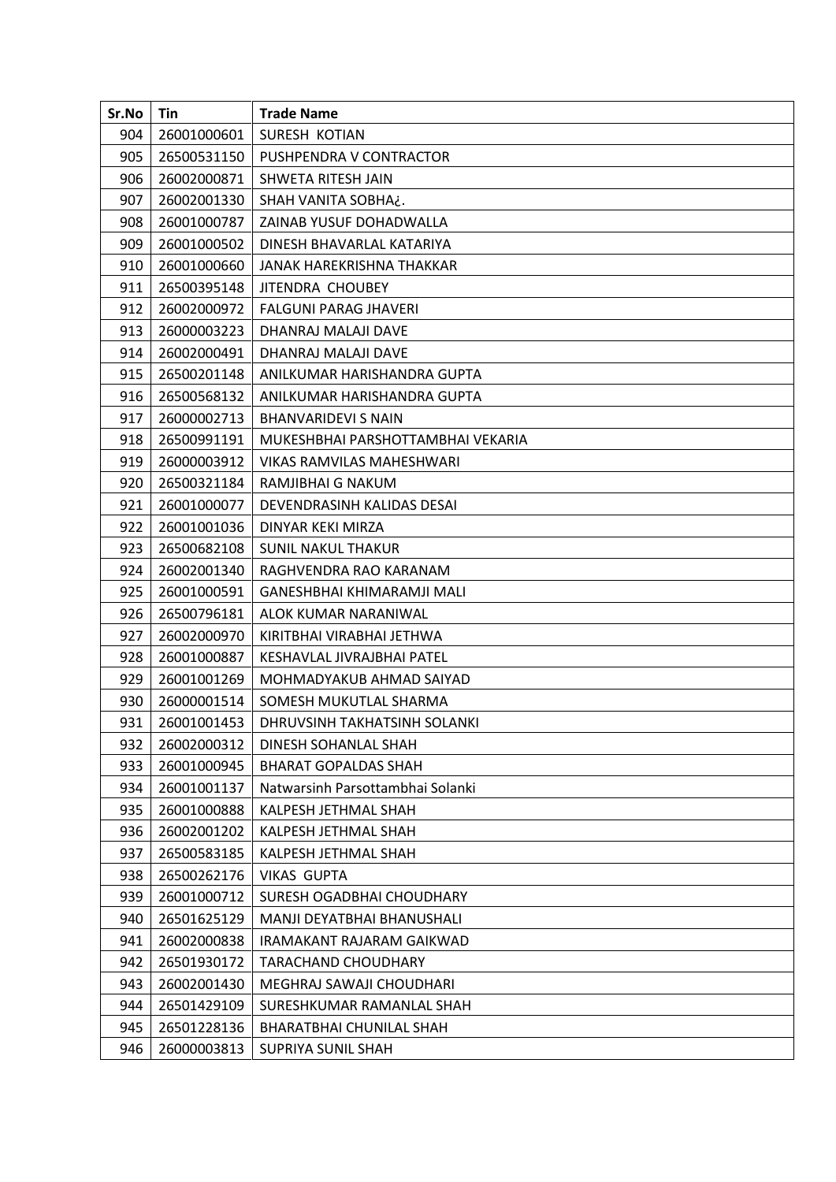| Sr.No | Tin | Trade Name |
| --- | --- | --- |
| 904 | 26001000601 | SURESH  KOTIAN |
| 905 | 26500531150 | PUSHPENDRA V CONTRACTOR |
| 906 | 26002000871 | SHWETA RITESH JAIN |
| 907 | 26002001330 | SHAH VANITA SOBHA¿. |
| 908 | 26001000787 | ZAINAB YUSUF DOHADWALLA |
| 909 | 26001000502 | DINESH BHAVARLAL KATARIYA |
| 910 | 26001000660 | JANAK HAREKRISHNA THAKKAR |
| 911 | 26500395148 | JITENDRA  CHOUBEY |
| 912 | 26002000972 | FALGUNI PARAG JHAVERI |
| 913 | 26000003223 | DHANRAJ MALAJI DAVE |
| 914 | 26002000491 | DHANRAJ MALAJI DAVE |
| 915 | 26500201148 | ANILKUMAR HARISHANDRA GUPTA |
| 916 | 26500568132 | ANILKUMAR HARISHANDRA GUPTA |
| 917 | 26000002713 | BHANVARIDEVI S NAIN |
| 918 | 26500991191 | MUKESHBHAI PARSHOTTAMBHAI VEKARIA |
| 919 | 26000003912 | VIKAS RAMVILAS MAHESHWARI |
| 920 | 26500321184 | RAMJIBHAI G NAKUM |
| 921 | 26001000077 | DEVENDRASINH KALIDAS DESAI |
| 922 | 26001001036 | DINYAR KEKI MIRZA |
| 923 | 26500682108 | SUNIL NAKUL THAKUR |
| 924 | 26002001340 | RAGHVENDRA RAO KARANAM |
| 925 | 26001000591 | GANESHBHAI KHIMARAMJI MALI |
| 926 | 26500796181 | ALOK KUMAR NARANIWAL |
| 927 | 26002000970 | KIRITBHAI VIRABHAI JETHWA |
| 928 | 26001000887 | KESHAVLAL JIVRAJBHAI PATEL |
| 929 | 26001001269 | MOHMADYAKUB AHMAD SAIYAD |
| 930 | 26000001514 | SOMESH MUKUTLAL SHARMA |
| 931 | 26001001453 | DHRUVSINH TAKHATSINH SOLANKI |
| 932 | 26002000312 | DINESH SOHANLAL SHAH |
| 933 | 26001000945 | BHARAT GOPALDAS SHAH |
| 934 | 26001001137 | Natwarsinh Parsottambhai Solanki |
| 935 | 26001000888 | KALPESH JETHMAL SHAH |
| 936 | 26002001202 | KALPESH JETHMAL SHAH |
| 937 | 26500583185 | KALPESH JETHMAL SHAH |
| 938 | 26500262176 | VIKAS  GUPTA |
| 939 | 26001000712 | SURESH OGADBHAI CHOUDHARY |
| 940 | 26501625129 | MANJI DEYATBHAI BHANUSHALI |
| 941 | 26002000838 | IRAMAKANT RAJARAM GAIKWAD |
| 942 | 26501930172 | TARACHAND CHOUDHARY |
| 943 | 26002001430 | MEGHRAJ SAWAJI CHOUDHARI |
| 944 | 26501429109 | SURESHKUMAR RAMANLAL SHAH |
| 945 | 26501228136 | BHARATBHAI CHUNILAL SHAH |
| 946 | 26000003813 | SUPRIYA SUNIL SHAH |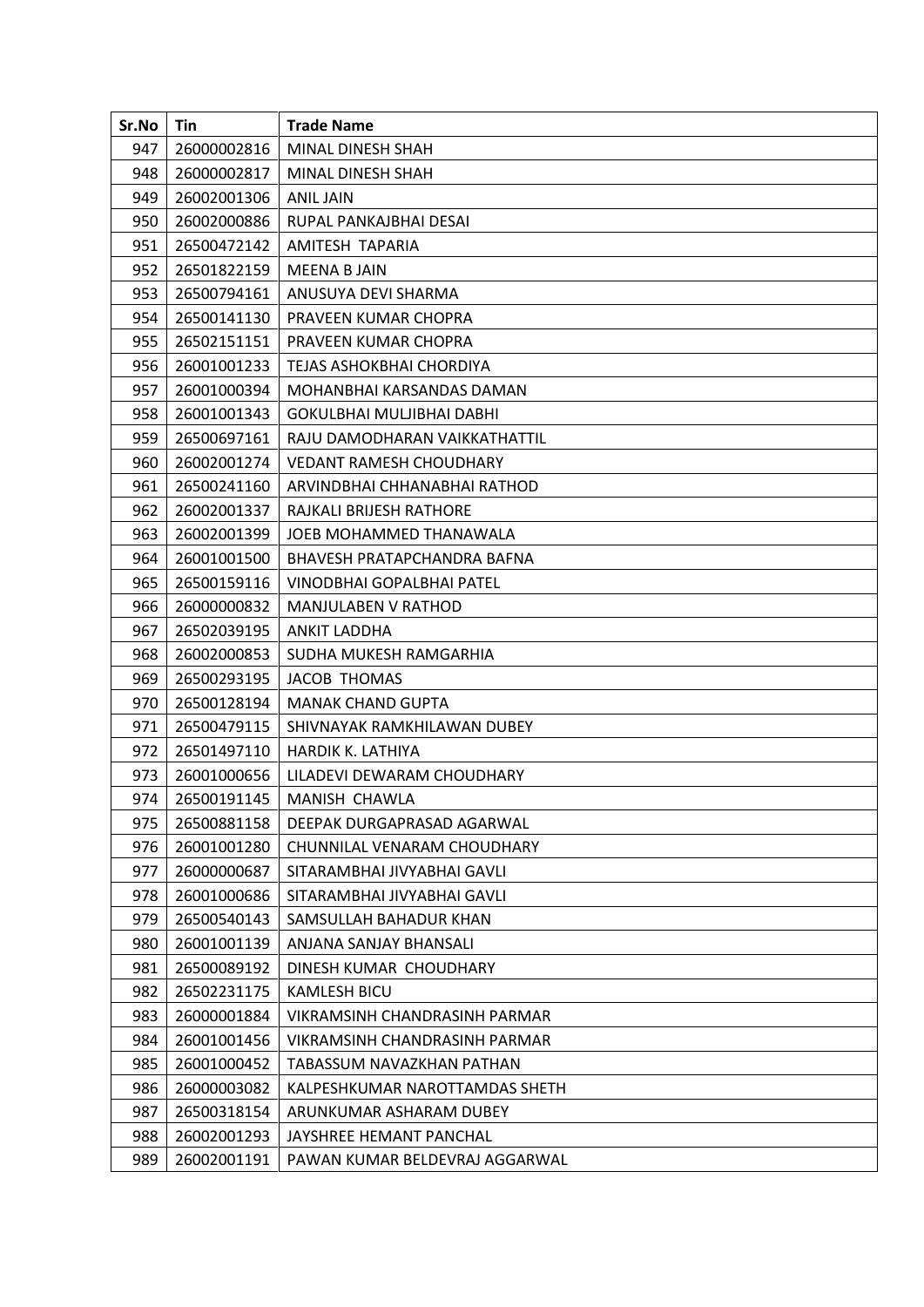| Sr.No | Tin | Trade Name |
|---|---|---|
| 947 | 26000002816 | MINAL DINESH SHAH |
| 948 | 26000002817 | MINAL DINESH SHAH |
| 949 | 26002001306 | ANIL JAIN |
| 950 | 26002000886 | RUPAL PANKAJBHAI DESAI |
| 951 | 26500472142 | AMITESH TAPARIA |
| 952 | 26501822159 | MEENA B JAIN |
| 953 | 26500794161 | ANUSUYA DEVI SHARMA |
| 954 | 26500141130 | PRAVEEN KUMAR CHOPRA |
| 955 | 26502151151 | PRAVEEN KUMAR CHOPRA |
| 956 | 26001001233 | TEJAS ASHOKBHAI CHORDIYA |
| 957 | 26001000394 | MOHANBHAI KARSANDAS DAMAN |
| 958 | 26001001343 | GOKULBHAI MULJIBHAI DABHI |
| 959 | 26500697161 | RAJU DAMODHARAN VAIKKATHATTIL |
| 960 | 26002001274 | VEDANT RAMESH CHOUDHARY |
| 961 | 26500241160 | ARVINDBHAI CHHANABHAI RATHOD |
| 962 | 26002001337 | RAJKALI BRIJESH RATHORE |
| 963 | 26002001399 | JOEB MOHAMMED THANAWALA |
| 964 | 26001001500 | BHAVESH PRATAPCHANDRA BAFNA |
| 965 | 26500159116 | VINODBHAI GOPALBHAI PATEL |
| 966 | 26000000832 | MANJULABEN V RATHOD |
| 967 | 26502039195 | ANKIT LADDHA |
| 968 | 26002000853 | SUDHA MUKESH RAMGARHIA |
| 969 | 26500293195 | JACOB THOMAS |
| 970 | 26500128194 | MANAK CHAND GUPTA |
| 971 | 26500479115 | SHIVNAYAK RAMKHILAWAN DUBEY |
| 972 | 26501497110 | HARDIK K. LATHIYA |
| 973 | 26001000656 | LILADEVI DEWARAM CHOUDHARY |
| 974 | 26500191145 | MANISH CHAWLA |
| 975 | 26500881158 | DEEPAK DURGAPRASAD AGARWAL |
| 976 | 26001001280 | CHUNNILAL VENARAM CHOUDHARY |
| 977 | 26000000687 | SITARAMBHAI JIVYABHAI GAVLI |
| 978 | 26001000686 | SITARAMBHAI JIVYABHAI GAVLI |
| 979 | 26500540143 | SAMSULLAH BAHADUR KHAN |
| 980 | 26001001139 | ANJANA SANJAY BHANSALI |
| 981 | 26500089192 | DINESH KUMAR CHOUDHARY |
| 982 | 26502231175 | KAMLESH BICU |
| 983 | 26000001884 | VIKRAMSINH CHANDRASINH PARMAR |
| 984 | 26001001456 | VIKRAMSINH CHANDRASINH PARMAR |
| 985 | 26001000452 | TABASSUM NAVAZKHAN PATHAN |
| 986 | 26000003082 | KALPESHKUMAR NAROTTAMDAS SHETH |
| 987 | 26500318154 | ARUNKUMAR ASHARAM DUBEY |
| 988 | 26002001293 | JAYSHREE HEMANT PANCHAL |
| 989 | 26002001191 | PAWAN KUMAR BELDEVRAJ AGGARWAL |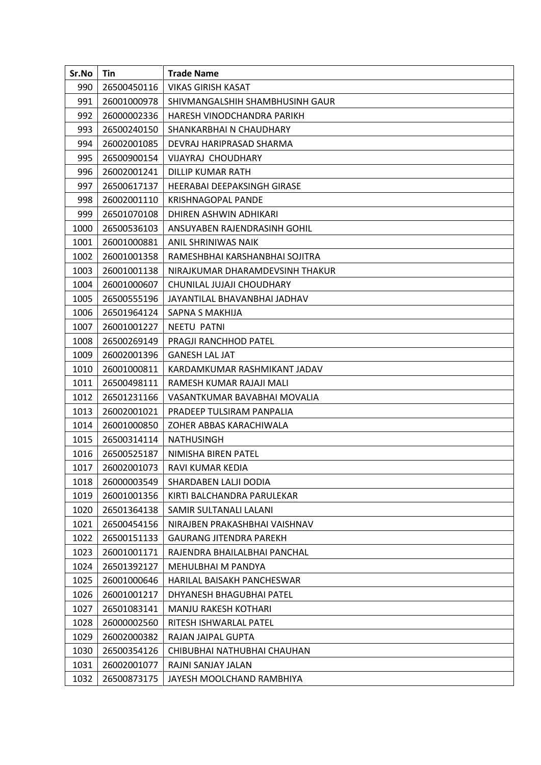| Sr.No | Tin | Trade Name |
|---|---|---|
| 990 | 26500450116 | VIKAS GIRISH KASAT |
| 991 | 26001000978 | SHIVMANGALSHIH SHAMBHUSINH GAUR |
| 992 | 26000002336 | HARESH VINODCHANDRA PARIKH |
| 993 | 26500240150 | SHANKARBHAI N CHAUDHARY |
| 994 | 26002001085 | DEVRAJ HARIPRASAD SHARMA |
| 995 | 26500900154 | VIJAYRAJ CHOUDHARY |
| 996 | 26002001241 | DILLIP KUMAR RATH |
| 997 | 26500617137 | HEERABAI DEEPAKSINGH GIRASE |
| 998 | 26002001110 | KRISHNAGOPAL PANDE |
| 999 | 26501070108 | DHIREN ASHWIN ADHIKARI |
| 1000 | 26500536103 | ANSUYABEN RAJENDRASINH GOHIL |
| 1001 | 26001000881 | ANIL SHRINIWAS NAIK |
| 1002 | 26001001358 | RAMESHBHAI KARSHANBHAI SOJITRA |
| 1003 | 26001001138 | NIRAJKUMAR DHARAMDEVSINH THAKUR |
| 1004 | 26001000607 | CHUNILAL JUJAJI CHOUDHARY |
| 1005 | 26500555196 | JAYANTILAL BHAVANBHAI JADHAV |
| 1006 | 26501964124 | SAPNA S MAKHIJA |
| 1007 | 26001001227 | NEETU PATNI |
| 1008 | 26500269149 | PRAGJI RANCHHOD PATEL |
| 1009 | 26002001396 | GANESH LAL JAT |
| 1010 | 26001000811 | KARDAMKUMAR RASHMIKANT JADAV |
| 1011 | 26500498111 | RAMESH KUMAR RAJAJI MALI |
| 1012 | 26501231166 | VASANTKUMAR BAVABHAI MOVALIA |
| 1013 | 26002001021 | PRADEEP TULSIRAM PANPALIA |
| 1014 | 26001000850 | ZOHER ABBAS KARACHIWALA |
| 1015 | 26500314114 | NATHUSINGH |
| 1016 | 26500525187 | NIMISHA BIREN PATEL |
| 1017 | 26002001073 | RAVI KUMAR KEDIA |
| 1018 | 26000003549 | SHARDABEN LALJI DODIA |
| 1019 | 26001001356 | KIRTI BALCHANDRA PARULEKAR |
| 1020 | 26501364138 | SAMIR SULTANALI LALANI |
| 1021 | 26500454156 | NIRAJBEN PRAKASHBHAI VAISHNAV |
| 1022 | 26500151133 | GAURANG JITENDRA PAREKH |
| 1023 | 26001001171 | RAJENDRA BHAILALBHAI PANCHAL |
| 1024 | 26501392127 | MEHULBHAI M PANDYA |
| 1025 | 26001000646 | HARILAL BAISAKH PANCHESWAR |
| 1026 | 26001001217 | DHYANESH BHAGUBHAI PATEL |
| 1027 | 26501083141 | MANJU RAKESH KOTHARI |
| 1028 | 26000002560 | RITESH ISHWARLAL PATEL |
| 1029 | 26002000382 | RAJAN JAIPAL GUPTA |
| 1030 | 26500354126 | CHIBUBHAI NATHUBHAI CHAUHAN |
| 1031 | 26002001077 | RAJNI SANJAY JALAN |
| 1032 | 26500873175 | JAYESH MOOLCHAND RAMBHIYA |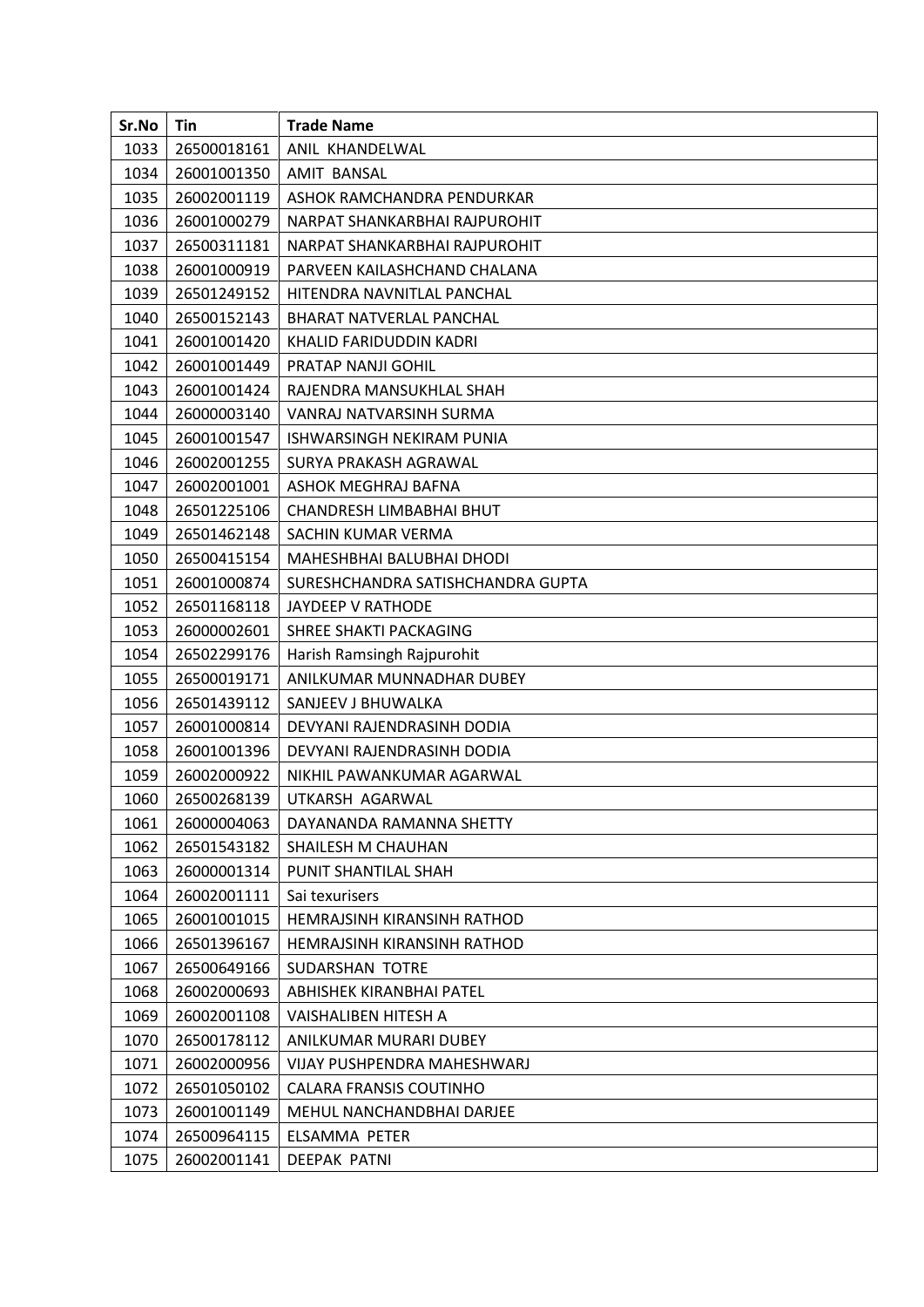| Sr.No | Tin | Trade Name |
|---|---|---|
| 1033 | 26500018161 | ANIL KHANDELWAL |
| 1034 | 26001001350 | AMIT BANSAL |
| 1035 | 26002001119 | ASHOK RAMCHANDRA PENDURKAR |
| 1036 | 26001000279 | NARPAT SHANKARBHAI RAJPUROHIT |
| 1037 | 26500311181 | NARPAT SHANKARBHAI RAJPUROHIT |
| 1038 | 26001000919 | PARVEEN KAILASHCHAND CHALANA |
| 1039 | 26501249152 | HITENDRA NAVNITLAL PANCHAL |
| 1040 | 26500152143 | BHARAT NATVERLAL PANCHAL |
| 1041 | 26001001420 | KHALID FARIDUDDIN KADRI |
| 1042 | 26001001449 | PRATAP NANJI GOHIL |
| 1043 | 26001001424 | RAJENDRA MANSUKHLAL SHAH |
| 1044 | 26000003140 | VANRAJ NATVARSINH SURMA |
| 1045 | 26001001547 | ISHWARSINGH NEKIRAM PUNIA |
| 1046 | 26002001255 | SURYA PRAKASH AGRAWAL |
| 1047 | 26002001001 | ASHOK MEGHRAJ BAFNA |
| 1048 | 26501225106 | CHANDRESH LIMBABHAI BHUT |
| 1049 | 26501462148 | SACHIN KUMAR VERMA |
| 1050 | 26500415154 | MAHESHBHAI BALUBHAI DHODI |
| 1051 | 26001000874 | SURESHCHANDRA SATISHCHANDRA GUPTA |
| 1052 | 26501168118 | JAYDEEP V RATHODE |
| 1053 | 26000002601 | SHREE SHAKTI PACKAGING |
| 1054 | 26502299176 | Harish Ramsingh Rajpurohit |
| 1055 | 26500019171 | ANILKUMAR MUNNADHAR DUBEY |
| 1056 | 26501439112 | SANJEEV J BHUWALKA |
| 1057 | 26001000814 | DEVYANI RAJENDRASINH DODIA |
| 1058 | 26001001396 | DEVYANI RAJENDRASINH DODIA |
| 1059 | 26002000922 | NIKHIL PAWANKUMAR AGARWAL |
| 1060 | 26500268139 | UTKARSH AGARWAL |
| 1061 | 26000004063 | DAYANANDA RAMANNA SHETTY |
| 1062 | 26501543182 | SHAILESH M CHAUHAN |
| 1063 | 26000001314 | PUNIT SHANTILAL SHAH |
| 1064 | 26002001111 | Sai texurisers |
| 1065 | 26001001015 | HEMRAJSINH KIRANSINH RATHOD |
| 1066 | 26501396167 | HEMRAJSINH KIRANSINH RATHOD |
| 1067 | 26500649166 | SUDARSHAN TOTRE |
| 1068 | 26002000693 | ABHISHEK KIRANBHAI PATEL |
| 1069 | 26002001108 | VAISHALIBEN HITESH A |
| 1070 | 26500178112 | ANILKUMAR MURARI DUBEY |
| 1071 | 26002000956 | VIJAY PUSHPENDRA MAHESHWARJ |
| 1072 | 26501050102 | CALARA FRANSIS COUTINHO |
| 1073 | 26001001149 | MEHUL NANCHANDBHAI DARJEE |
| 1074 | 26500964115 | ELSAMMA PETER |
| 1075 | 26002001141 | DEEPAK PATNI |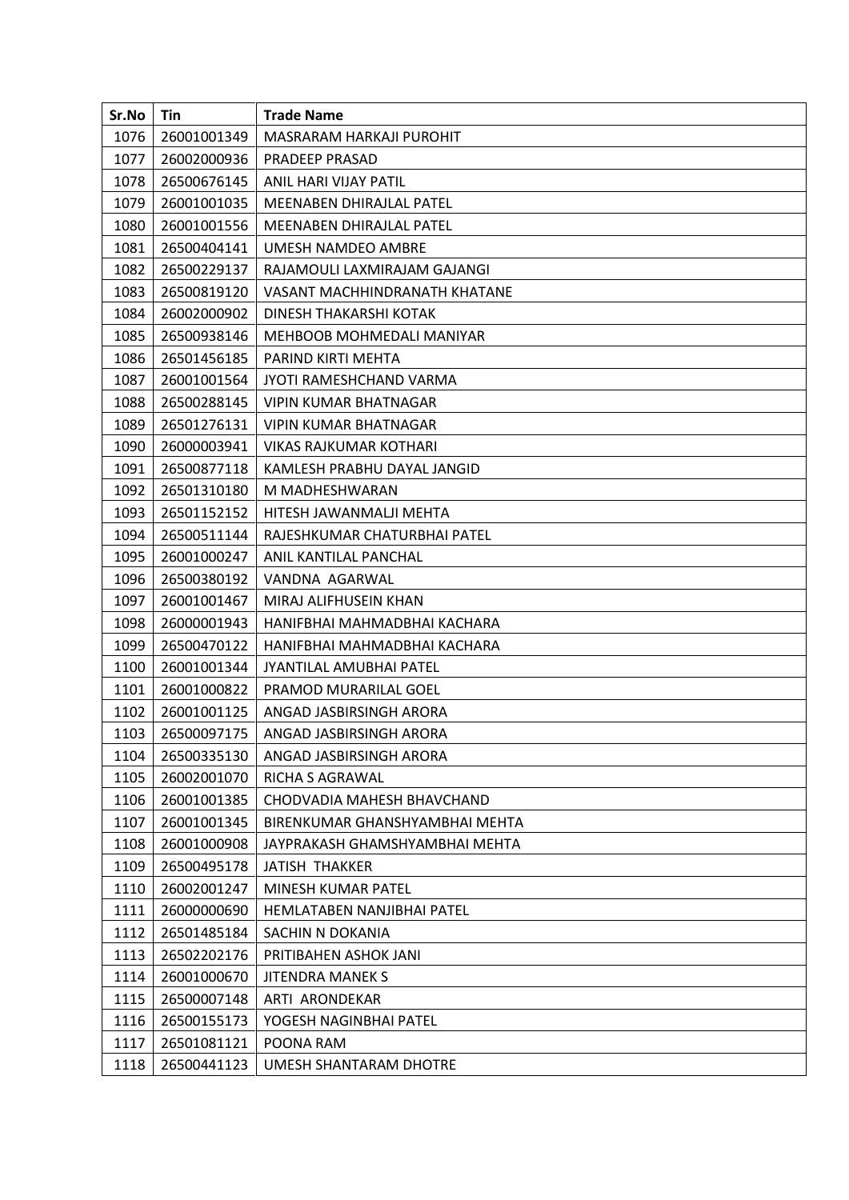| Sr.No | Tin | Trade Name |
|---|---|---|
| 1076 | 26001001349 | MASRARAM HARKAJI PUROHIT |
| 1077 | 26002000936 | PRADEEP PRASAD |
| 1078 | 26500676145 | ANIL HARI VIJAY PATIL |
| 1079 | 26001001035 | MEENABEN DHIRAJLAL PATEL |
| 1080 | 26001001556 | MEENABEN DHIRAJLAL PATEL |
| 1081 | 26500404141 | UMESH NAMDEO AMBRE |
| 1082 | 26500229137 | RAJAMOULI LAXMIRAJAM GAJANGI |
| 1083 | 26500819120 | VASANT MACHHINDRANATH KHATANE |
| 1084 | 26002000902 | DINESH THAKARSHI KOTAK |
| 1085 | 26500938146 | MEHBOOB MOHMEDALI MANIYAR |
| 1086 | 26501456185 | PARIND KIRTI MEHTA |
| 1087 | 26001001564 | JYOTI RAMESHCHAND VARMA |
| 1088 | 26500288145 | VIPIN KUMAR BHATNAGAR |
| 1089 | 26501276131 | VIPIN KUMAR BHATNAGAR |
| 1090 | 26000003941 | VIKAS RAJKUMAR KOTHARI |
| 1091 | 26500877118 | KAMLESH PRABHU DAYAL JANGID |
| 1092 | 26501310180 | M MADHESHWARAN |
| 1093 | 26501152152 | HITESH JAWANMALJI MEHTA |
| 1094 | 26500511144 | RAJESHKUMAR CHATURBHAI PATEL |
| 1095 | 26001000247 | ANIL KANTILAL PANCHAL |
| 1096 | 26500380192 | VANDNA AGARWAL |
| 1097 | 26001001467 | MIRAJ ALIFHUSEIN KHAN |
| 1098 | 26000001943 | HANIFBHAI MAHMADBHAI KACHARA |
| 1099 | 26500470122 | HANIFBHAI MAHMADBHAI KACHARA |
| 1100 | 26001001344 | JYANTILAL AMUBHAI PATEL |
| 1101 | 26001000822 | PRAMOD MURARILAL GOEL |
| 1102 | 26001001125 | ANGAD JASBIRSINGH ARORA |
| 1103 | 26500097175 | ANGAD JASBIRSINGH ARORA |
| 1104 | 26500335130 | ANGAD JASBIRSINGH ARORA |
| 1105 | 26002001070 | RICHA S AGRAWAL |
| 1106 | 26001001385 | CHODVADIA MAHESH BHAVCHAND |
| 1107 | 26001001345 | BIRENKUMAR GHANSHYAMBHAI MEHTA |
| 1108 | 26001000908 | JAYPRAKASH GHAMSHYAMBHAI MEHTA |
| 1109 | 26500495178 | JATISH THAKKER |
| 1110 | 26002001247 | MINESH KUMAR PATEL |
| 1111 | 26000000690 | HEMLATABEN NANJIBHAI PATEL |
| 1112 | 26501485184 | SACHIN N DOKANIA |
| 1113 | 26502202176 | PRITIBAHEN ASHOK JANI |
| 1114 | 26001000670 | JITENDRA MANEK S |
| 1115 | 26500007148 | ARTI ARONDEKAR |
| 1116 | 26500155173 | YOGESH NAGINBHAI PATEL |
| 1117 | 26501081121 | POONA RAM |
| 1118 | 26500441123 | UMESH SHANTARAM DHOTRE |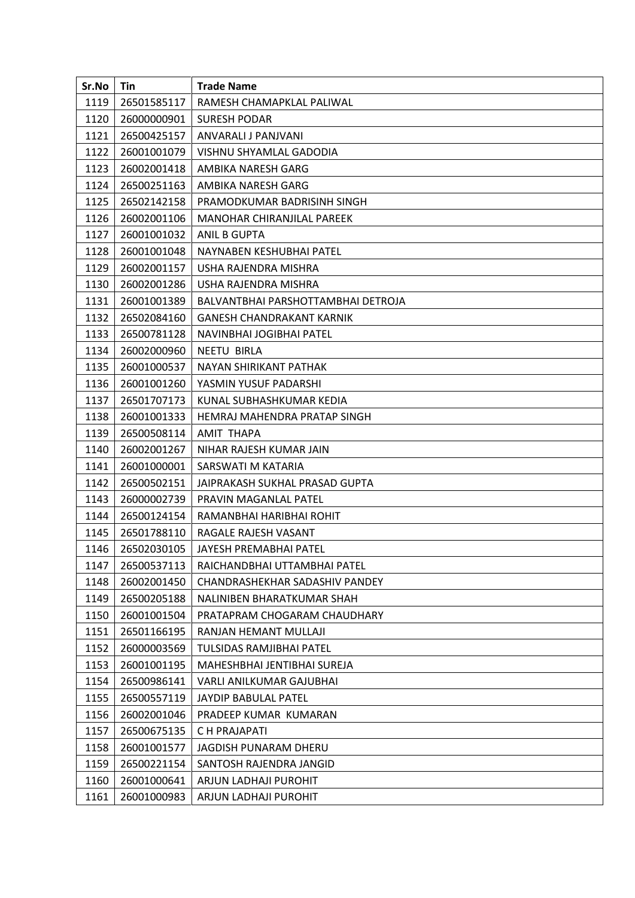| Sr.No | Tin | Trade Name |
|---|---|---|
| 1119 | 26501585117 | RAMESH CHAMAPKLAL PALIWAL |
| 1120 | 26000000901 | SURESH PODAR |
| 1121 | 26500425157 | ANVARALI J PANJVANI |
| 1122 | 26001001079 | VISHNU SHYAMLAL GADODIA |
| 1123 | 26002001418 | AMBIKA NARESH GARG |
| 1124 | 26500251163 | AMBIKA NARESH GARG |
| 1125 | 26502142158 | PRAMODKUMAR BADRISINH SINGH |
| 1126 | 26002001106 | MANOHAR CHIRANJILAL PAREEK |
| 1127 | 26001001032 | ANIL B GUPTA |
| 1128 | 26001001048 | NAYNABEN KESHUBHAI PATEL |
| 1129 | 26002001157 | USHA RAJENDRA MISHRA |
| 1130 | 26002001286 | USHA RAJENDRA MISHRA |
| 1131 | 26001001389 | BALVANTBHAI PARSHOTTAMBHAI DETROJA |
| 1132 | 26502084160 | GANESH CHANDRAKANT KARNIK |
| 1133 | 26500781128 | NAVINBHAI JOGIBHAI PATEL |
| 1134 | 26002000960 | NEETU BIRLA |
| 1135 | 26001000537 | NAYAN SHIRIKANT PATHAK |
| 1136 | 26001001260 | YASMIN YUSUF PADARSHI |
| 1137 | 26501707173 | KUNAL SUBHASHKUMAR KEDIA |
| 1138 | 26001001333 | HEMRAJ MAHENDRA PRATAP SINGH |
| 1139 | 26500508114 | AMIT THAPA |
| 1140 | 26002001267 | NIHAR RAJESH KUMAR JAIN |
| 1141 | 26001000001 | SARSWATI M KATARIA |
| 1142 | 26500502151 | JAIPRAKASH SUKHAL PRASAD GUPTA |
| 1143 | 26000002739 | PRAVIN MAGANLAL PATEL |
| 1144 | 26500124154 | RAMANBHAI HARIBHAI ROHIT |
| 1145 | 26501788110 | RAGALE RAJESH VASANT |
| 1146 | 26502030105 | JAYESH PREMABHAI PATEL |
| 1147 | 26500537113 | RAICHANDBHAI UTTAMBHAI PATEL |
| 1148 | 26002001450 | CHANDRASHEKHAR SADASHIV PANDEY |
| 1149 | 26500205188 | NALINIBEN BHARATKUMAR SHAH |
| 1150 | 26001001504 | PRATAPRAM CHOGARAM CHAUDHARY |
| 1151 | 26501166195 | RANJAN HEMANT MULLAJI |
| 1152 | 26000003569 | TULSIDAS RAMJIBHAI PATEL |
| 1153 | 26001001195 | MAHESHBHAI JENTIBHAI SUREJA |
| 1154 | 26500986141 | VARLI ANILKUMAR GAJUBHAI |
| 1155 | 26500557119 | JAYDIP BABULAL PATEL |
| 1156 | 26002001046 | PRADEEP KUMAR KUMARAN |
| 1157 | 26500675135 | C H PRAJAPATI |
| 1158 | 26001001577 | JAGDISH PUNARAM DHERU |
| 1159 | 26500221154 | SANTOSH RAJENDRA JANGID |
| 1160 | 26001000641 | ARJUN LADHAJI PUROHIT |
| 1161 | 26001000983 | ARJUN LADHAJI PUROHIT |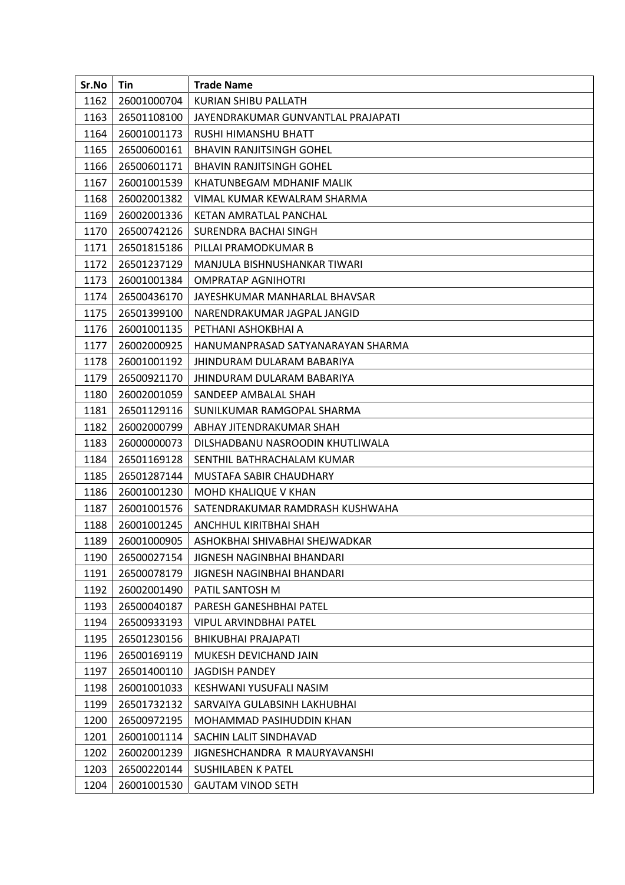| Sr.No | Tin | Trade Name |
|---|---|---|
| 1162 | 26001000704 | KURIAN SHIBU PALLATH |
| 1163 | 26501108100 | JAYENDRAKUMAR GUNVANTLAL PRAJAPATI |
| 1164 | 26001001173 | RUSHI HIMANSHU BHATT |
| 1165 | 26500600161 | BHAVIN RANJITSINGH GOHEL |
| 1166 | 26500601171 | BHAVIN RANJITSINGH GOHEL |
| 1167 | 26001001539 | KHATUNBEGAM MDHANIF MALIK |
| 1168 | 26002001382 | VIMAL KUMAR KEWALRAM SHARMA |
| 1169 | 26002001336 | KETAN AMRATLAL PANCHAL |
| 1170 | 26500742126 | SURENDRA BACHAI SINGH |
| 1171 | 26501815186 | PILLAI PRAMODKUMAR B |
| 1172 | 26501237129 | MANJULA BISHNUSHANKAR TIWARI |
| 1173 | 26001001384 | OMPRATAP AGNIHOTRI |
| 1174 | 26500436170 | JAYESHKUMAR MANHARLAL BHAVSAR |
| 1175 | 26501399100 | NARENDRAKUMAR JAGPAL JANGID |
| 1176 | 26001001135 | PETHANI ASHOKBHAI A |
| 1177 | 26002000925 | HANUMANPRASAD SATYANARAYAN SHARMA |
| 1178 | 26001001192 | JHINDURAM DULARAM BABARIYA |
| 1179 | 26500921170 | JHINDURAM DULARAM BABARIYA |
| 1180 | 26002001059 | SANDEEP AMBALAL SHAH |
| 1181 | 26501129116 | SUNILKUMAR RAMGOPAL SHARMA |
| 1182 | 26002000799 | ABHAY JITENDRAKUMAR SHAH |
| 1183 | 26000000073 | DILSHADBANU NASROODIN KHUTLIWALA |
| 1184 | 26501169128 | SENTHIL BATHRACHALAM KUMAR |
| 1185 | 26501287144 | MUSTAFA SABIR CHAUDHARY |
| 1186 | 26001001230 | MOHD KHALIQUE V KHAN |
| 1187 | 26001001576 | SATENDRAKUMAR RAMDRASH KUSHWAHA |
| 1188 | 26001001245 | ANCHHUL KIRITBHAI SHAH |
| 1189 | 26001000905 | ASHOKBHAI SHIVABHAI SHEJWADKAR |
| 1190 | 26500027154 | JIGNESH NAGINBHAI BHANDARI |
| 1191 | 26500078179 | JIGNESH NAGINBHAI BHANDARI |
| 1192 | 26002001490 | PATIL SANTOSH M |
| 1193 | 26500040187 | PARESH GANESHBHAI PATEL |
| 1194 | 26500933193 | VIPUL ARVINDBHAI PATEL |
| 1195 | 26501230156 | BHIKUBHAI PRAJAPATI |
| 1196 | 26500169119 | MUKESH DEVICHAND JAIN |
| 1197 | 26501400110 | JAGDISH PANDEY |
| 1198 | 26001001033 | KESHWANI YUSUFALI NASIM |
| 1199 | 26501732132 | SARVAIYA GULABSINH LAKHUBHAI |
| 1200 | 26500972195 | MOHAMMAD PASIHUDDIN KHAN |
| 1201 | 26001001114 | SACHIN LALIT SINDHAVAD |
| 1202 | 26002001239 | JIGNESHCHANDRA R MAURYAVANSHI |
| 1203 | 26500220144 | SUSHILABEN K PATEL |
| 1204 | 26001001530 | GAUTAM VINOD SETH |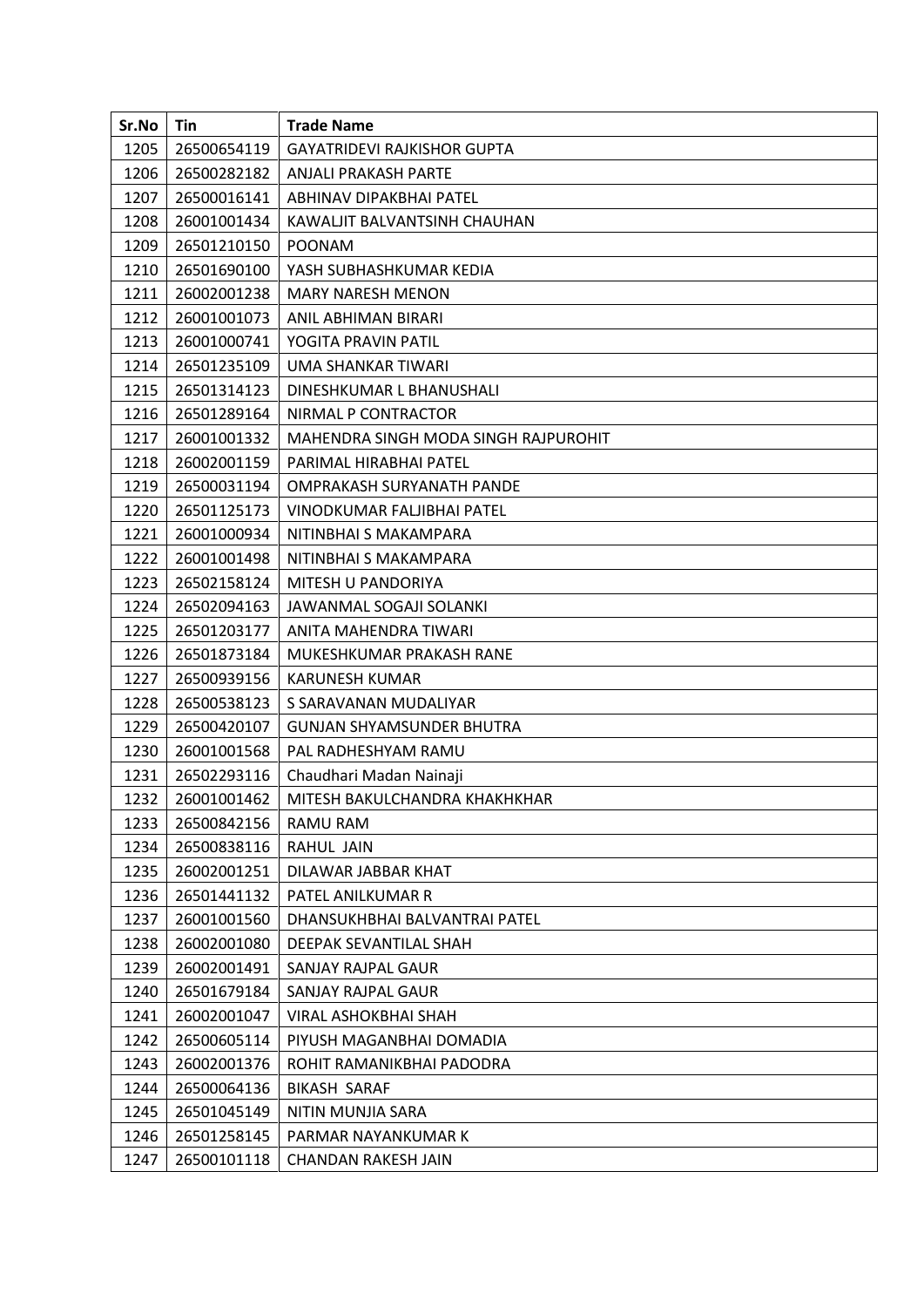| Sr.No | Tin | Trade Name |
|---|---|---|
| 1205 | 26500654119 | GAYATRIDEVI RAJKISHOR GUPTA |
| 1206 | 26500282182 | ANJALI PRAKASH PARTE |
| 1207 | 26500016141 | ABHINAV DIPAKBHAI PATEL |
| 1208 | 26001001434 | KAWALJIT BALVANTSINH CHAUHAN |
| 1209 | 26501210150 | POONAM |
| 1210 | 26501690100 | YASH SUBHASHKUMAR KEDIA |
| 1211 | 26002001238 | MARY NARESH MENON |
| 1212 | 26001001073 | ANIL ABHIMAN BIRARI |
| 1213 | 26001000741 | YOGITA PRAVIN PATIL |
| 1214 | 26501235109 | UMA SHANKAR TIWARI |
| 1215 | 26501314123 | DINESHKUMAR L BHANUSHALI |
| 1216 | 26501289164 | NIRMAL P CONTRACTOR |
| 1217 | 26001001332 | MAHENDRA SINGH MODA SINGH RAJPUROHIT |
| 1218 | 26002001159 | PARIMAL HIRABHAI PATEL |
| 1219 | 26500031194 | OMPRAKASH SURYANATH PANDE |
| 1220 | 26501125173 | VINODKUMAR FALJIBHAI PATEL |
| 1221 | 26001000934 | NITINBHAI S MAKAMPARA |
| 1222 | 26001001498 | NITINBHAI S MAKAMPARA |
| 1223 | 26502158124 | MITESH U PANDORIYA |
| 1224 | 26502094163 | JAWANMAL SOGAJI SOLANKI |
| 1225 | 26501203177 | ANITA MAHENDRA TIWARI |
| 1226 | 26501873184 | MUKESHKUMAR PRAKASH RANE |
| 1227 | 26500939156 | KARUNESH KUMAR |
| 1228 | 26500538123 | S SARAVANAN MUDALIYAR |
| 1229 | 26500420107 | GUNJAN SHYAMSUNDER BHUTRA |
| 1230 | 26001001568 | PAL RADHESHYAM RAMU |
| 1231 | 26502293116 | Chaudhari Madan Nainaji |
| 1232 | 26001001462 | MITESH BAKULCHANDRA KHAKHKHAR |
| 1233 | 26500842156 | RAMU RAM |
| 1234 | 26500838116 | RAHUL JAIN |
| 1235 | 26002001251 | DILAWAR JABBAR KHAT |
| 1236 | 26501441132 | PATEL ANILKUMAR R |
| 1237 | 26001001560 | DHANSUKHBHAI BALVANTRAI PATEL |
| 1238 | 26002001080 | DEEPAK SEVANTILAL SHAH |
| 1239 | 26002001491 | SANJAY RAJPAL GAUR |
| 1240 | 26501679184 | SANJAY RAJPAL GAUR |
| 1241 | 26002001047 | VIRAL ASHOKBHAI SHAH |
| 1242 | 26500605114 | PIYUSH MAGANBHAI DOMADIA |
| 1243 | 26002001376 | ROHIT RAMANIKBHAI PADODRA |
| 1244 | 26500064136 | BIKASH SARAF |
| 1245 | 26501045149 | NITIN MUNJIA SARA |
| 1246 | 26501258145 | PARMAR NAYANKUMAR K |
| 1247 | 26500101118 | CHANDAN RAKESH JAIN |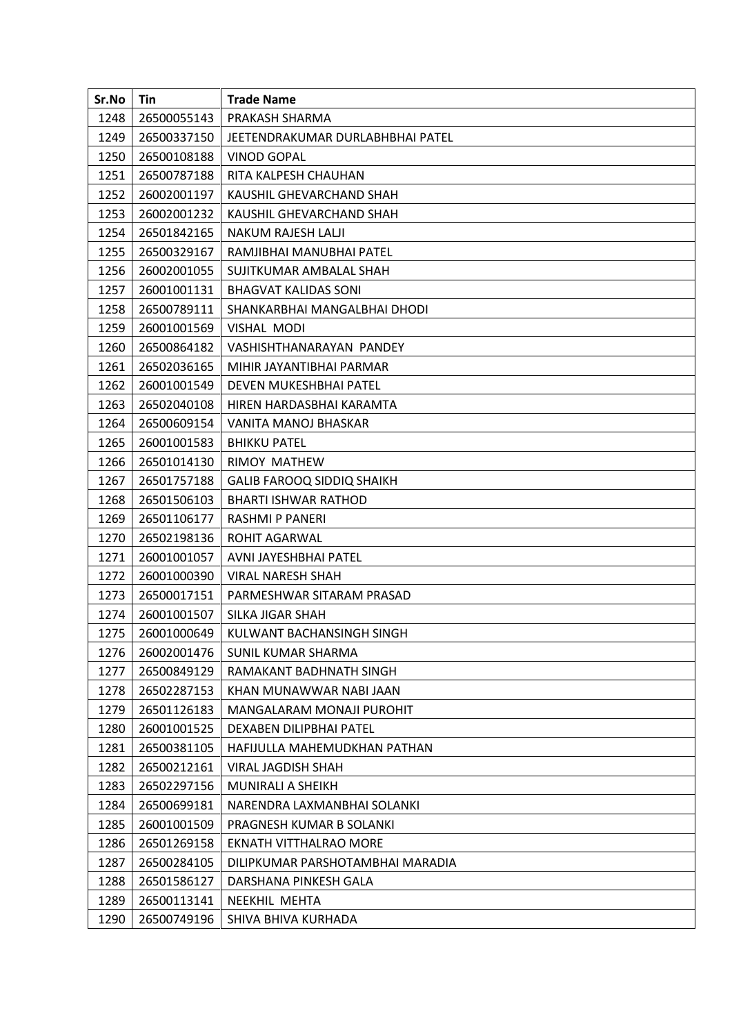| Sr.No | Tin | Trade Name |
|---|---|---|
| 1248 | 26500055143 | PRAKASH SHARMA |
| 1249 | 26500337150 | JEETENDRAKUMAR DURLABHBHAI PATEL |
| 1250 | 26500108188 | VINOD GOPAL |
| 1251 | 26500787188 | RITA KALPESH CHAUHAN |
| 1252 | 26002001197 | KAUSHIL GHEVARCHAND SHAH |
| 1253 | 26002001232 | KAUSHIL GHEVARCHAND SHAH |
| 1254 | 26501842165 | NAKUM RAJESH LALJI |
| 1255 | 26500329167 | RAMJIBHAI MANUBHAI PATEL |
| 1256 | 26002001055 | SUJITKUMAR AMBALAL SHAH |
| 1257 | 26001001131 | BHAGVAT KALIDAS SONI |
| 1258 | 26500789111 | SHANKARBHAI MANGALBHAI DHODI |
| 1259 | 26001001569 | VISHAL MODI |
| 1260 | 26500864182 | VASHISHTHANARAYAN PANDEY |
| 1261 | 26502036165 | MIHIR JAYANTIBHAI PARMAR |
| 1262 | 26001001549 | DEVEN MUKESHBHAI PATEL |
| 1263 | 26502040108 | HIREN HARDASBHAI KARAMTA |
| 1264 | 26500609154 | VANITA MANOJ BHASKAR |
| 1265 | 26001001583 | BHIKKU PATEL |
| 1266 | 26501014130 | RIMOY MATHEW |
| 1267 | 26501757188 | GALIB FAROOQ SIDDIQ SHAIKH |
| 1268 | 26501506103 | BHARTI ISHWAR RATHOD |
| 1269 | 26501106177 | RASHMI P PANERI |
| 1270 | 26502198136 | ROHIT AGARWAL |
| 1271 | 26001001057 | AVNI JAYESHBHAI PATEL |
| 1272 | 26001000390 | VIRAL NARESH SHAH |
| 1273 | 26500017151 | PARMESHWAR SITARAM PRASAD |
| 1274 | 26001001507 | SILKA JIGAR SHAH |
| 1275 | 26001000649 | KULWANT BACHANSINGH SINGH |
| 1276 | 26002001476 | SUNIL KUMAR SHARMA |
| 1277 | 26500849129 | RAMAKANT BADHNATH SINGH |
| 1278 | 26502287153 | KHAN MUNAWWAR NABI JAAN |
| 1279 | 26501126183 | MANGALARAM MONAJI PUROHIT |
| 1280 | 26001001525 | DEXABEN DILIPBHAI PATEL |
| 1281 | 26500381105 | HAFIJULLA MAHEMUDKHAN PATHAN |
| 1282 | 26500212161 | VIRAL JAGDISH SHAH |
| 1283 | 26502297156 | MUNIRALI A SHEIKH |
| 1284 | 26500699181 | NARENDRA LAXMANBHAI SOLANKI |
| 1285 | 26001001509 | PRAGNESH KUMAR B SOLANKI |
| 1286 | 26501269158 | EKNATH VITTHALRAO MORE |
| 1287 | 26500284105 | DILIPKUMAR PARSHOTAMBHAI MARADIA |
| 1288 | 26501586127 | DARSHANA PINKESH GALA |
| 1289 | 26500113141 | NEEKHIL MEHTA |
| 1290 | 26500749196 | SHIVA BHIVA KURHADA |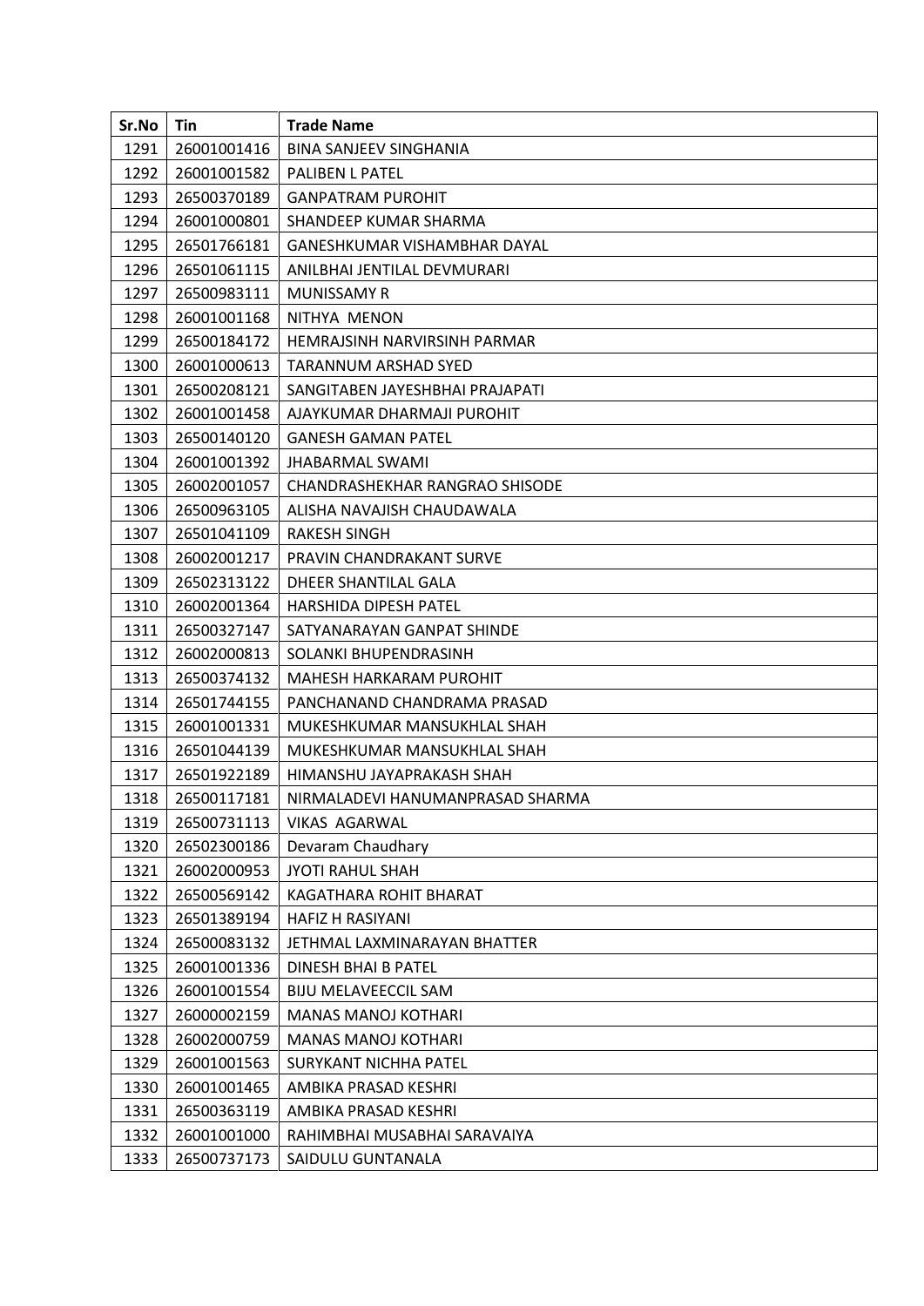| Sr.No | Tin | Trade Name |
|---|---|---|
| 1291 | 26001001416 | BINA SANJEEV SINGHANIA |
| 1292 | 26001001582 | PALIBEN L PATEL |
| 1293 | 26500370189 | GANPATRAM PUROHIT |
| 1294 | 26001000801 | SHANDEEP KUMAR SHARMA |
| 1295 | 26501766181 | GANESHKUMAR VISHAMBHAR DAYAL |
| 1296 | 26501061115 | ANILBHAI JENTILAL DEVMURARI |
| 1297 | 26500983111 | MUNISSAMY R |
| 1298 | 26001001168 | NITHYA MENON |
| 1299 | 26500184172 | HEMRAJSINH NARVIRSINH PARMAR |
| 1300 | 26001000613 | TARANNUM ARSHAD SYED |
| 1301 | 26500208121 | SANGITABEN JAYESHBHAI PRAJAPATI |
| 1302 | 26001001458 | AJAYKUMAR DHARMAJI PUROHIT |
| 1303 | 26500140120 | GANESH GAMAN PATEL |
| 1304 | 26001001392 | JHABARMAL SWAMI |
| 1305 | 26002001057 | CHANDRASHEKHAR RANGRAO SHISODE |
| 1306 | 26500963105 | ALISHA NAVAJISH CHAUDAWALA |
| 1307 | 26501041109 | RAKESH SINGH |
| 1308 | 26002001217 | PRAVIN CHANDRAKANT SURVE |
| 1309 | 26502313122 | DHEER SHANTILAL GALA |
| 1310 | 26002001364 | HARSHIDA DIPESH PATEL |
| 1311 | 26500327147 | SATYANARAYAN GANPAT SHINDE |
| 1312 | 26002000813 | SOLANKI BHUPENDRASINH |
| 1313 | 26500374132 | MAHESH HARKARAM PUROHIT |
| 1314 | 26501744155 | PANCHANAND CHANDRAMA PRASAD |
| 1315 | 26001001331 | MUKESHKUMAR MANSUKHLAL SHAH |
| 1316 | 26501044139 | MUKESHKUMAR MANSUKHLAL SHAH |
| 1317 | 26501922189 | HIMANSHU JAYAPRAKASH SHAH |
| 1318 | 26500117181 | NIRMALADEVI HANUMANPRASAD SHARMA |
| 1319 | 26500731113 | VIKAS AGARWAL |
| 1320 | 26502300186 | Devaram Chaudhary |
| 1321 | 26002000953 | JYOTI RAHUL SHAH |
| 1322 | 26500569142 | KAGATHARA ROHIT BHARAT |
| 1323 | 26501389194 | HAFIZ H RASIYANI |
| 1324 | 26500083132 | JETHMAL LAXMINARAYAN BHATTER |
| 1325 | 26001001336 | DINESH BHAI B PATEL |
| 1326 | 26001001554 | BIJU MELAVEECCIL SAM |
| 1327 | 26000002159 | MANAS MANOJ KOTHARI |
| 1328 | 26002000759 | MANAS MANOJ KOTHARI |
| 1329 | 26001001563 | SURYKANT NICHHA PATEL |
| 1330 | 26001001465 | AMBIKA PRASAD KESHRI |
| 1331 | 26500363119 | AMBIKA PRASAD KESHRI |
| 1332 | 26001001000 | RAHIMBHAI MUSABHAI SARAVAIYA |
| 1333 | 26500737173 | SAIDULU GUNTANALA |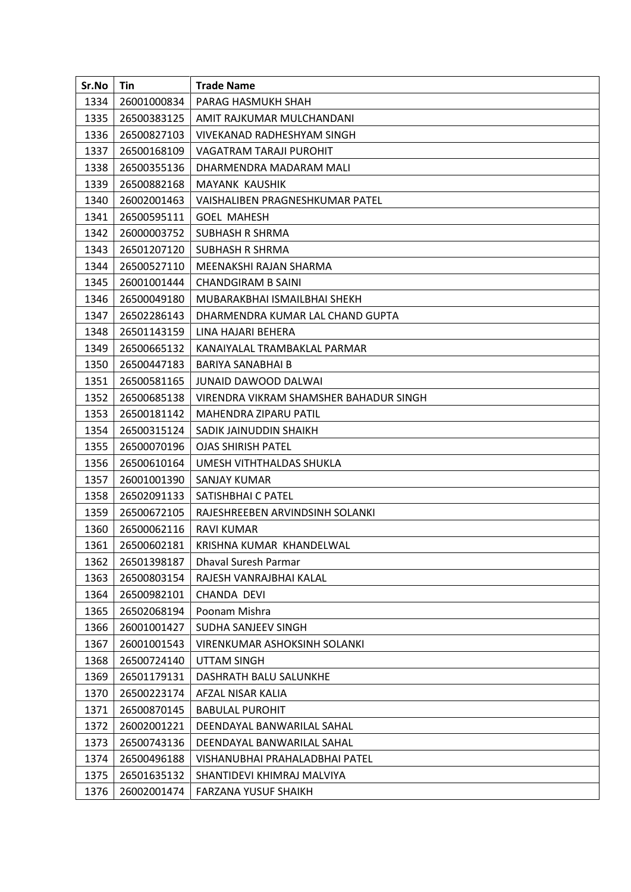| Sr.No | Tin | Trade Name |
|---|---|---|
| 1334 | 26001000834 | PARAG HASMUKH SHAH |
| 1335 | 26500383125 | AMIT RAJKUMAR MULCHANDANI |
| 1336 | 26500827103 | VIVEKANAD RADHESHYAM SINGH |
| 1337 | 26500168109 | VAGATRAM TARAJI PUROHIT |
| 1338 | 26500355136 | DHARMENDRA MADARAM MALI |
| 1339 | 26500882168 | MAYANK KAUSHIK |
| 1340 | 26002001463 | VAISHALIBEN PRAGNESHKUMAR PATEL |
| 1341 | 26500595111 | GOEL MAHESH |
| 1342 | 26000003752 | SUBHASH R SHRMA |
| 1343 | 26501207120 | SUBHASH R SHRMA |
| 1344 | 26500527110 | MEENAKSHI RAJAN SHARMA |
| 1345 | 26001001444 | CHANDGIRAM B SAINI |
| 1346 | 26500049180 | MUBARAKBHAI ISMAILBHAI SHEKH |
| 1347 | 26502286143 | DHARMENDRA KUMAR LAL CHAND GUPTA |
| 1348 | 26501143159 | LINA HAJARI BEHERA |
| 1349 | 26500665132 | KANAIYALAL TRAMBAKLAL PARMAR |
| 1350 | 26500447183 | BARIYA SANABHAI B |
| 1351 | 26500581165 | JUNAID DAWOOD DALWAI |
| 1352 | 26500685138 | VIRENDRA VIKRAM SHAMSHER BAHADUR SINGH |
| 1353 | 26500181142 | MAHENDRA ZIPARU PATIL |
| 1354 | 26500315124 | SADIK JAINUDDIN SHAIKH |
| 1355 | 26500070196 | OJAS SHIRISH PATEL |
| 1356 | 26500610164 | UMESH VITHTHALDAS SHUKLA |
| 1357 | 26001001390 | SANJAY KUMAR |
| 1358 | 26502091133 | SATISHBHAI C PATEL |
| 1359 | 26500672105 | RAJESHREEBEN ARVINDSINH SOLANKI |
| 1360 | 26500062116 | RAVI KUMAR |
| 1361 | 26500602181 | KRISHNA KUMAR KHANDELWAL |
| 1362 | 26501398187 | Dhaval Suresh Parmar |
| 1363 | 26500803154 | RAJESH VANRAJBHAI KALAL |
| 1364 | 26500982101 | CHANDA DEVI |
| 1365 | 26502068194 | Poonam Mishra |
| 1366 | 26001001427 | SUDHA SANJEEV SINGH |
| 1367 | 26001001543 | VIRENKUMAR ASHOKSINH SOLANKI |
| 1368 | 26500724140 | UTTAM SINGH |
| 1369 | 26501179131 | DASHRATH BALU SALUNKHE |
| 1370 | 26500223174 | AFZAL NISAR KALIA |
| 1371 | 26500870145 | BABULAL PUROHIT |
| 1372 | 26002001221 | DEENDAYAL BANWARILAL SAHAL |
| 1373 | 26500743136 | DEENDAYAL BANWARILAL SAHAL |
| 1374 | 26500496188 | VISHANUBHAI PRAHALADBHAI PATEL |
| 1375 | 26501635132 | SHANTIDEVI KHIMRAJ MALVIYA |
| 1376 | 26002001474 | FARZANA YUSUF SHAIKH |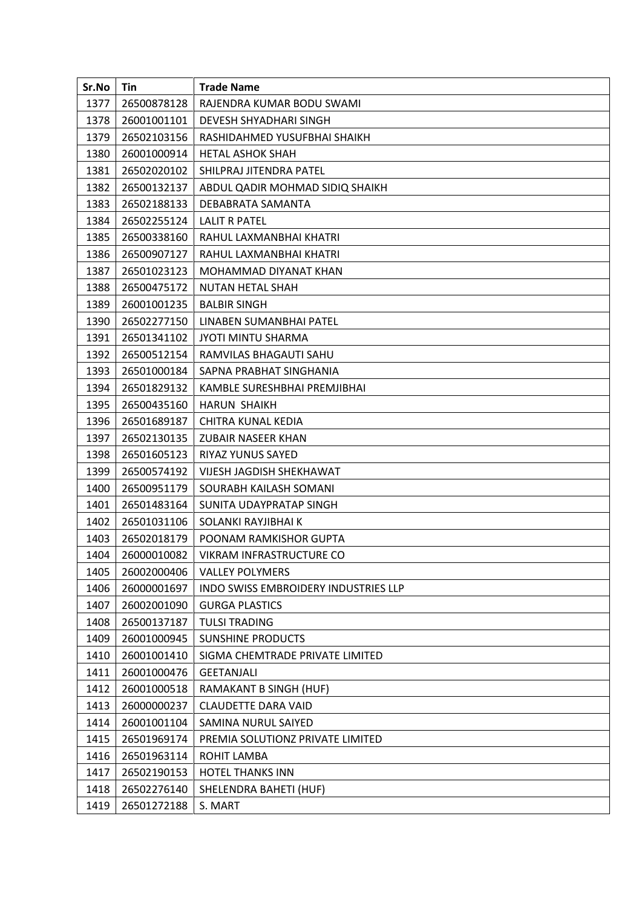| Sr.No | Tin | Trade Name |
| --- | --- | --- |
| 1377 | 26500878128 | RAJENDRA KUMAR BODU SWAMI |
| 1378 | 26001001101 | DEVESH SHYADHARI SINGH |
| 1379 | 26502103156 | RASHIDAHMED YUSUFBHAI SHAIKH |
| 1380 | 26001000914 | HETAL ASHOK SHAH |
| 1381 | 26502020102 | SHILPRAJ JITENDRA PATEL |
| 1382 | 26500132137 | ABDUL QADIR MOHMAD SIDIQ SHAIKH |
| 1383 | 26502188133 | DEBABRATA SAMANTA |
| 1384 | 26502255124 | LALIT R PATEL |
| 1385 | 26500338160 | RAHUL LAXMANBHAI KHATRI |
| 1386 | 26500907127 | RAHUL LAXMANBHAI KHATRI |
| 1387 | 26501023123 | MOHAMMAD DIYANAT KHAN |
| 1388 | 26500475172 | NUTAN HETAL SHAH |
| 1389 | 26001001235 | BALBIR SINGH |
| 1390 | 26502277150 | LINABEN SUMANBHAI PATEL |
| 1391 | 26501341102 | JYOTI MINTU SHARMA |
| 1392 | 26500512154 | RAMVILAS BHAGAUTI SAHU |
| 1393 | 26501000184 | SAPNA PRABHAT SINGHANIA |
| 1394 | 26501829132 | KAMBLE SURESHBHAI PREMJIBHAI |
| 1395 | 26500435160 | HARUN SHAIKH |
| 1396 | 26501689187 | CHITRA KUNAL KEDIA |
| 1397 | 26502130135 | ZUBAIR NASEER KHAN |
| 1398 | 26501605123 | RIYAZ YUNUS SAYED |
| 1399 | 26500574192 | VIJESH JAGDISH SHEKHAWAT |
| 1400 | 26500951179 | SOURABH KAILASH SOMANI |
| 1401 | 26501483164 | SUNITA UDAYPRATAP SINGH |
| 1402 | 26501031106 | SOLANKI RAYJIBHAI K |
| 1403 | 26502018179 | POONAM RAMKISHOR GUPTA |
| 1404 | 26000010082 | VIKRAM INFRASTRUCTURE CO |
| 1405 | 26002000406 | VALLEY POLYMERS |
| 1406 | 26000001697 | INDO SWISS EMBROIDERY INDUSTRIES LLP |
| 1407 | 26002001090 | GURGA PLASTICS |
| 1408 | 26500137187 | TULSI TRADING |
| 1409 | 26001000945 | SUNSHINE PRODUCTS |
| 1410 | 26001001410 | SIGMA CHEMTRADE PRIVATE LIMITED |
| 1411 | 26001000476 | GEETANJALI |
| 1412 | 26001000518 | RAMAKANT B SINGH (HUF) |
| 1413 | 26000000237 | CLAUDETTE DARA VAID |
| 1414 | 26001001104 | SAMINA NURUL SAIYED |
| 1415 | 26501969174 | PREMIA SOLUTIONZ PRIVATE LIMITED |
| 1416 | 26501963114 | ROHIT LAMBA |
| 1417 | 26502190153 | HOTEL THANKS INN |
| 1418 | 26502276140 | SHELENDRA BAHETI (HUF) |
| 1419 | 26501272188 | S. MART |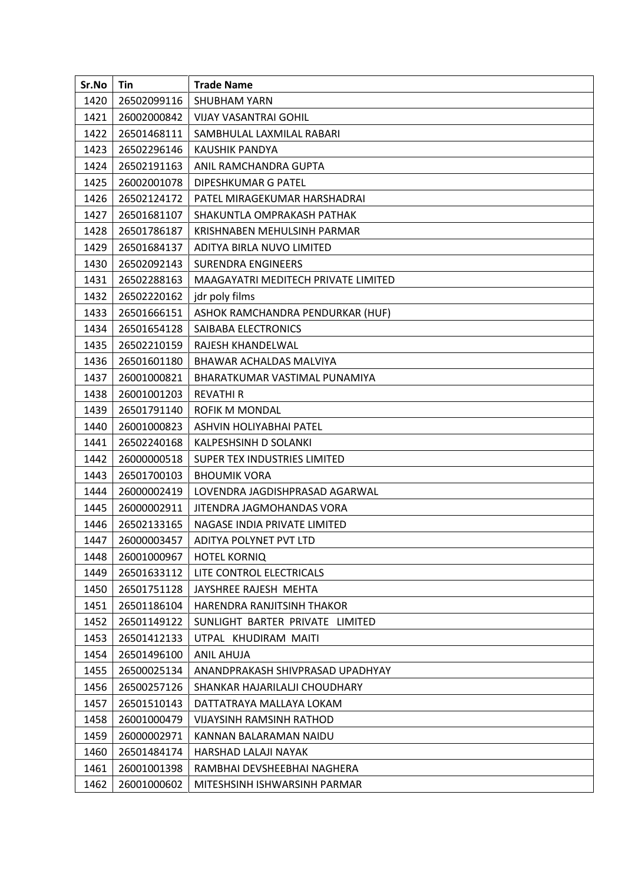| Sr.No | Tin | Trade Name |
|---|---|---|
| 1420 | 26502099116 | SHUBHAM YARN |
| 1421 | 26002000842 | VIJAY VASANTRAI GOHIL |
| 1422 | 26501468111 | SAMBHULAL LAXMILAL RABARI |
| 1423 | 26502296146 | KAUSHIK PANDYA |
| 1424 | 26502191163 | ANIL RAMCHANDRA GUPTA |
| 1425 | 26002001078 | DIPESHKUMAR G PATEL |
| 1426 | 26502124172 | PATEL MIRAGEKUMAR HARSHADRAI |
| 1427 | 26501681107 | SHAKUNTLA OMPRAKASH PATHAK |
| 1428 | 26501786187 | KRISHNABEN MEHULSINH PARMAR |
| 1429 | 26501684137 | ADITYA BIRLA NUVO LIMITED |
| 1430 | 26502092143 | SURENDRA ENGINEERS |
| 1431 | 26502288163 | MAAGAYATRI MEDITECH PRIVATE LIMITED |
| 1432 | 26502220162 | jdr poly films |
| 1433 | 26501666151 | ASHOK RAMCHANDRA PENDURKAR (HUF) |
| 1434 | 26501654128 | SAIBABA ELECTRONICS |
| 1435 | 26502210159 | RAJESH KHANDELWAL |
| 1436 | 26501601180 | BHAWAR ACHALDAS MALVIYA |
| 1437 | 26001000821 | BHARATKUMAR VASTIMAL PUNAMIYA |
| 1438 | 26001001203 | REVATHI R |
| 1439 | 26501791140 | ROFIK M MONDAL |
| 1440 | 26001000823 | ASHVIN HOLIYABHAI PATEL |
| 1441 | 26502240168 | KALPESHSINH D SOLANKI |
| 1442 | 26000000518 | SUPER TEX INDUSTRIES LIMITED |
| 1443 | 26501700103 | BHOUMIK VORA |
| 1444 | 26000002419 | LOVENDRA JAGDISHPRASAD AGARWAL |
| 1445 | 26000002911 | JITENDRA JAGMOHANDAS VORA |
| 1446 | 26502133165 | NAGASE INDIA PRIVATE LIMITED |
| 1447 | 26000003457 | ADITYA POLYNET PVT LTD |
| 1448 | 26001000967 | HOTEL KORNIQ |
| 1449 | 26501633112 | LITE CONTROL ELECTRICALS |
| 1450 | 26501751128 | JAYSHREE RAJESH MEHTA |
| 1451 | 26501186104 | HARENDRA RANJITSINH THAKOR |
| 1452 | 26501149122 | SUNLIGHT BARTER PRIVATE LIMITED |
| 1453 | 26501412133 | UTPAL KHUDIRAM MAITI |
| 1454 | 26501496100 | ANIL AHUJA |
| 1455 | 26500025134 | ANANDPRAKASH SHIVPRASAD UPADHYAY |
| 1456 | 26500257126 | SHANKAR HAJARILALJI CHOUDHARY |
| 1457 | 26501510143 | DATTATRAYA MALLAYA LOKAM |
| 1458 | 26001000479 | VIJAYSINH RAMSINH RATHOD |
| 1459 | 26000002971 | KANNAN BALARAMAN NAIDU |
| 1460 | 26501484174 | HARSHAD LALAJI NAYAK |
| 1461 | 26001001398 | RAMBHAI DEVSHEEBHAI NAGHERA |
| 1462 | 26001000602 | MITESHSINH ISHWARSINH PARMAR |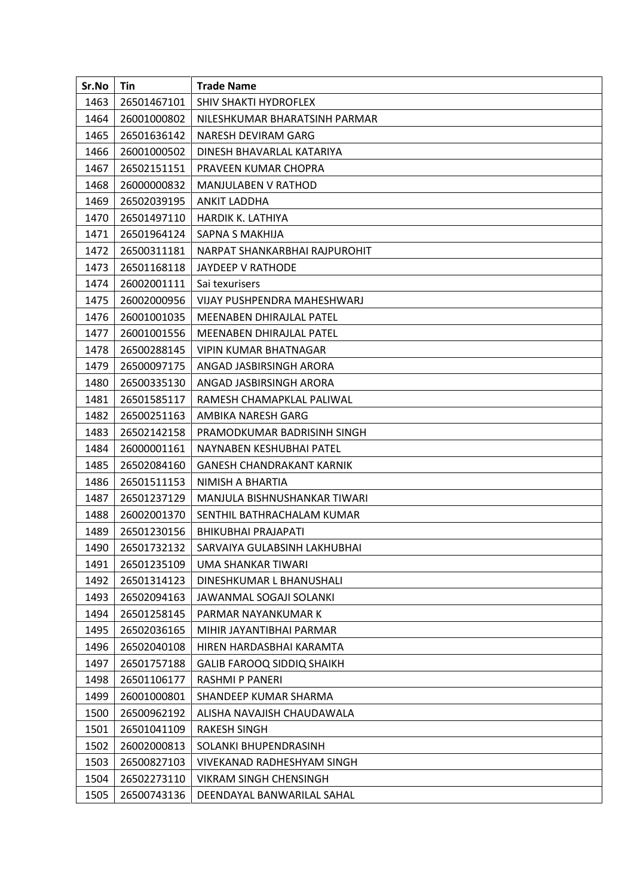| Sr.No | Tin | Trade Name |
|---|---|---|
| 1463 | 26501467101 | SHIV SHAKTI HYDROFLEX |
| 1464 | 26001000802 | NILESHKUMAR BHARATSINH PARMAR |
| 1465 | 26501636142 | NARESH DEVIRAM GARG |
| 1466 | 26001000502 | DINESH BHAVARLAL KATARIYA |
| 1467 | 26502151151 | PRAVEEN KUMAR CHOPRA |
| 1468 | 26000000832 | MANJULABEN V RATHOD |
| 1469 | 26502039195 | ANKIT LADDHA |
| 1470 | 26501497110 | HARDIK K. LATHIYA |
| 1471 | 26501964124 | SAPNA S MAKHIJA |
| 1472 | 26500311181 | NARPAT SHANKARBHAI RAJPUROHIT |
| 1473 | 26501168118 | JAYDEEP V RATHODE |
| 1474 | 26002001111 | Sai texurisers |
| 1475 | 26002000956 | VIJAY PUSHPENDRA MAHESHWARJ |
| 1476 | 26001001035 | MEENABEN DHIRAJLAL PATEL |
| 1477 | 26001001556 | MEENABEN DHIRAJLAL PATEL |
| 1478 | 26500288145 | VIPIN KUMAR BHATNAGAR |
| 1479 | 26500097175 | ANGAD JASBIRSINGH ARORA |
| 1480 | 26500335130 | ANGAD JASBIRSINGH ARORA |
| 1481 | 26501585117 | RAMESH CHAMAPKLAL PALIWAL |
| 1482 | 26500251163 | AMBIKA NARESH GARG |
| 1483 | 26502142158 | PRAMODKUMAR BADRISINH SINGH |
| 1484 | 26000001161 | NAYNABEN KESHUBHAI PATEL |
| 1485 | 26502084160 | GANESH CHANDRAKANT KARNIK |
| 1486 | 26501511153 | NIMISH A BHARTIA |
| 1487 | 26501237129 | MANJULA BISHNUSHANKAR TIWARI |
| 1488 | 26002001370 | SENTHIL BATHRACHALAM KUMAR |
| 1489 | 26501230156 | BHIKUBHAI PRAJAPATI |
| 1490 | 26501732132 | SARVAIYA GULABSINH LAKHUBHAI |
| 1491 | 26501235109 | UMA SHANKAR TIWARI |
| 1492 | 26501314123 | DINESHKUMAR L BHANUSHALI |
| 1493 | 26502094163 | JAWANMAL SOGAJI SOLANKI |
| 1494 | 26501258145 | PARMAR NAYANKUMAR K |
| 1495 | 26502036165 | MIHIR JAYANTIBHAI PARMAR |
| 1496 | 26502040108 | HIREN HARDASBHAI KARAMTA |
| 1497 | 26501757188 | GALIB FAROOQ SIDDIQ SHAIKH |
| 1498 | 26501106177 | RASHMI P PANERI |
| 1499 | 26001000801 | SHANDEEP KUMAR SHARMA |
| 1500 | 26500962192 | ALISHA NAVAJISH CHAUDAWALA |
| 1501 | 26501041109 | RAKESH SINGH |
| 1502 | 26002000813 | SOLANKI BHUPENDRASINH |
| 1503 | 26500827103 | VIVEKANAD RADHESHYAM SINGH |
| 1504 | 26502273110 | VIKRAM SINGH CHENSINGH |
| 1505 | 26500743136 | DEENDAYAL BANWARILAL SAHAL |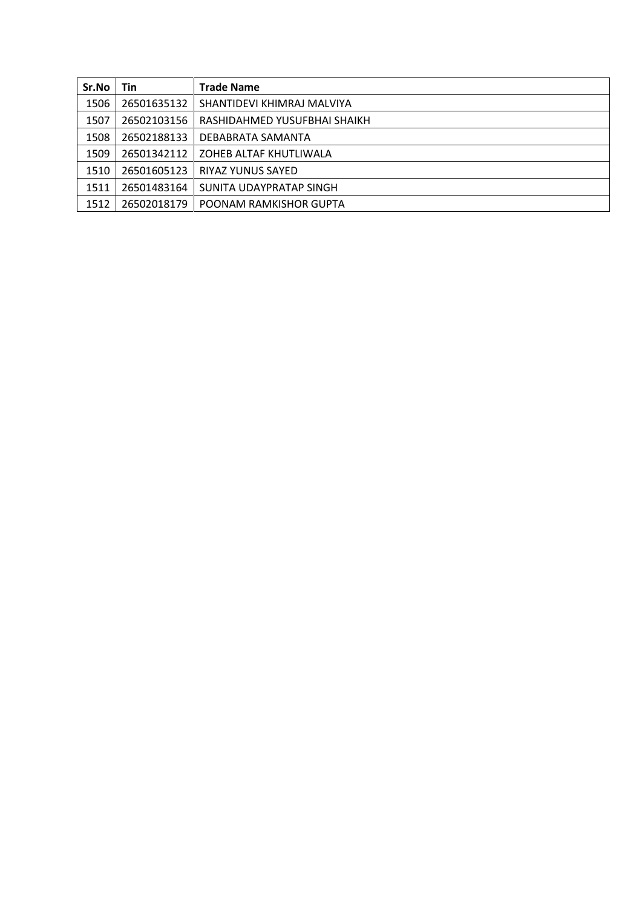| Sr.No | Tin | Trade Name |
|---|---|---|
| 1506 | 26501635132 | SHANTIDEVI KHIMRAJ MALVIYA |
| 1507 | 26502103156 | RASHIDAHMED YUSUFBHAI SHAIKH |
| 1508 | 26502188133 | DEBABRATA SAMANTA |
| 1509 | 26501342112 | ZOHEB ALTAF KHUTLIWALA |
| 1510 | 26501605123 | RIYAZ YUNUS SAYED |
| 1511 | 26501483164 | SUNITA UDAYPRATAP SINGH |
| 1512 | 26502018179 | POONAM RAMKISHOR GUPTA |